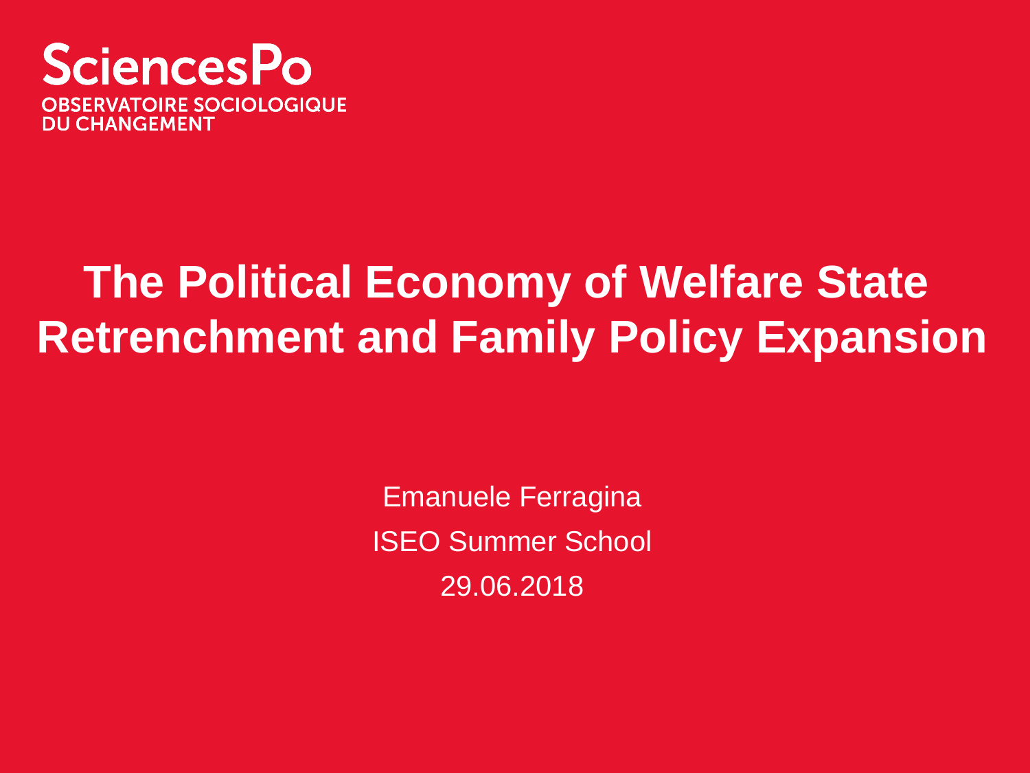SciencesPo

OBSERVATOIRE SOCIOLOGIQUE DU CHANGEMENT

# The Political Economy of Welfare State Retrenchment and Family Policy Expansion

Emanuele Ferragina

ISEO Summer School

29.06.2018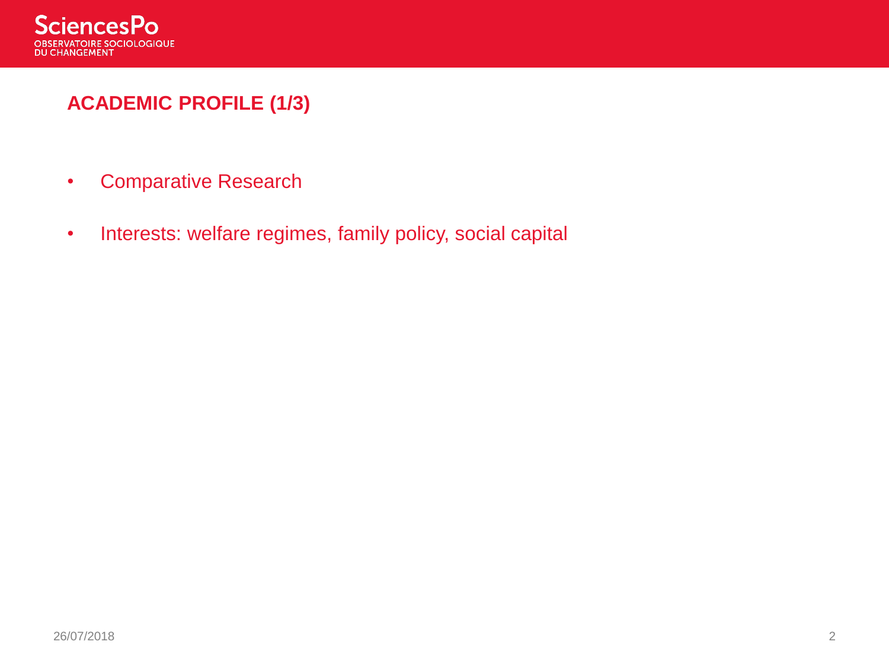## ACADEMIC PROFILE (1/3)

- Comparative Research
- Interests: welfare regimes, family policy, social capital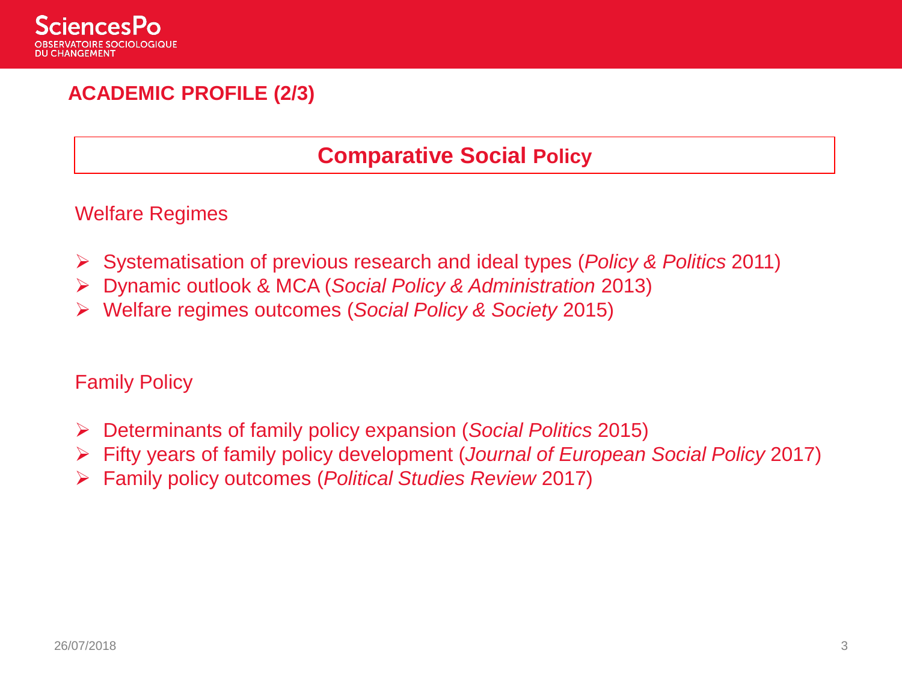## ACADEMIC PROFILE (2/3)

### Comparative Social Policy

Welfare Regimes

- Systematisation of previous research and ideal types (*Policy & Politics* 2011)
- Dynamic outlook & MCA (*Social Policy & Administration* 2013)
- Welfare regimes outcomes (*Social Policy & Society* 2015)

Family Policy

- Determinants of family policy expansion (*Social Politics* 2015)
- Fifty years of family policy development (*Journal of European Social Policy* 2017)
- Family policy outcomes (*Political Studies Review* 2017)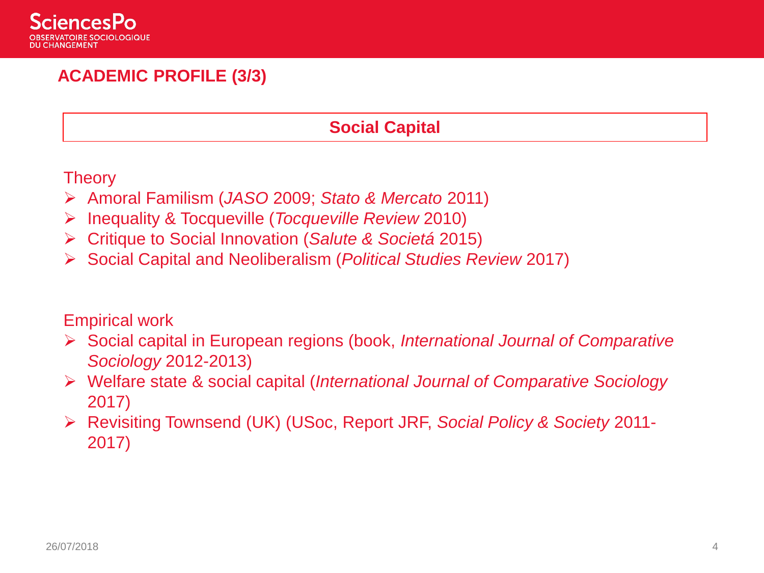## ACADEMIC PROFILE (3/3)

### Social Capital

Theory

- Amoral Familism (*JASO* 2009; *Stato & Mercato* 2011)
- Inequality & Tocqueville (*Tocqueville Review* 2010)
- Critique to Social Innovation (*Salute & Societá* 2015)
- Social Capital and Neoliberalism (*Political Studies Review* 2017)

Empirical work

- Social capital in European regions (book, *International Journal of Comparative Sociology* 2012-2013)
- Welfare state & social capital (*International Journal of Comparative Sociology* 2017)
- Revisiting Townsend (UK) (USoc, Report JRF, *Social Policy & Society* 2011-2017)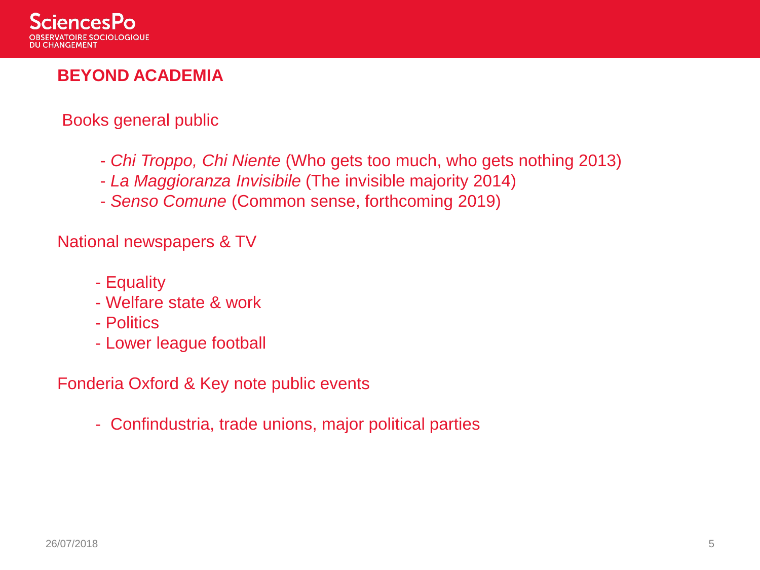## BEYOND ACADEMIA

Books general public

- *Chi Troppo, Chi Niente* (Who gets too much, who gets nothing 2013)
- *La Maggioranza Invisibile* (The invisible majority 2014)
- *Senso Comune* (Common sense, forthcoming 2019)

National newspapers & TV

- Equality
- Welfare state & work
- Politics
- Lower league football

Fonderia Oxford & Key note public events

- Confindustria, trade unions, major political parties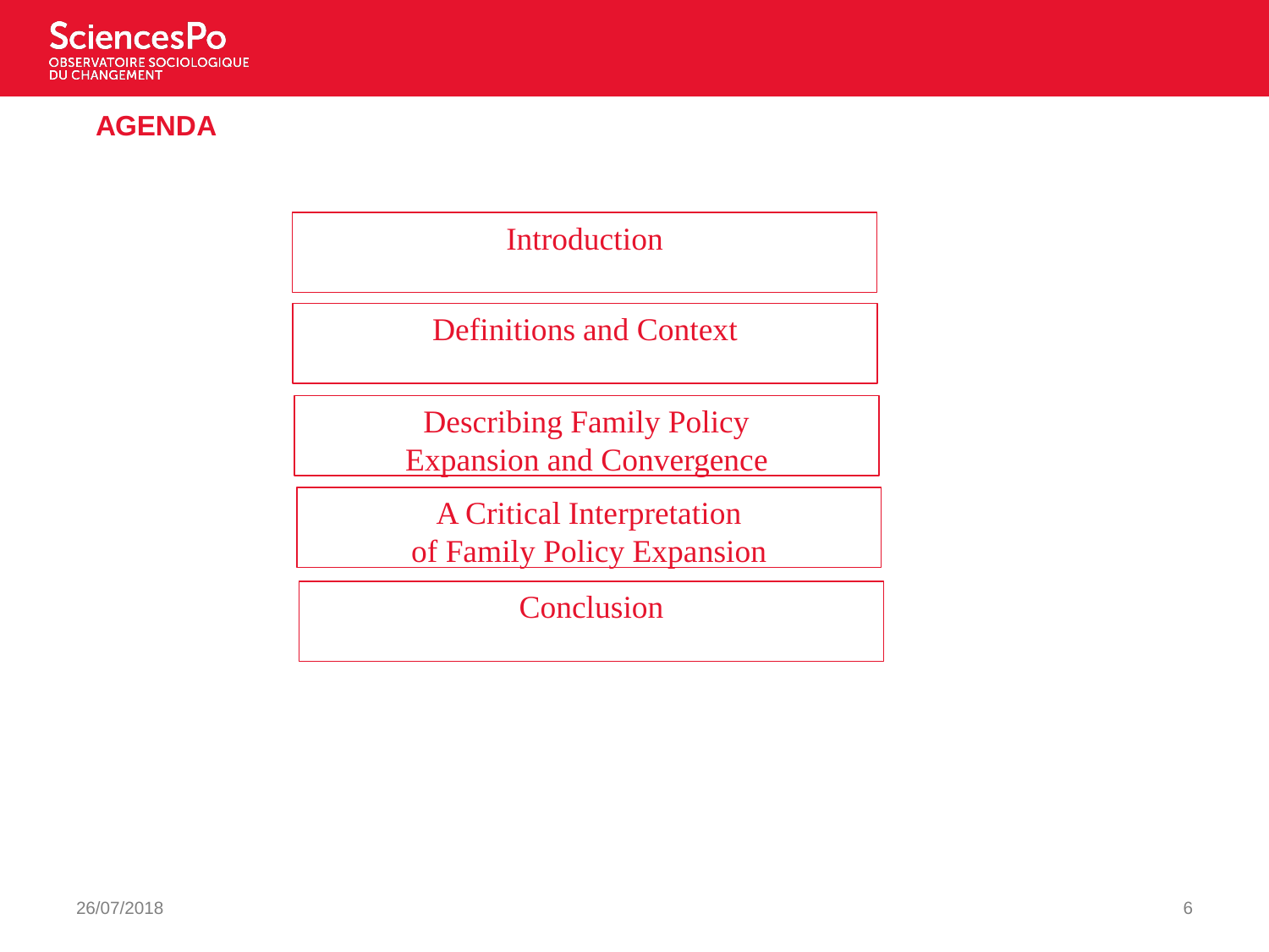## AGENDA

- Introduction
- Definitions and Context
- Describing Family Policy Expansion and Convergence
- A Critical Interpretation of Family Policy Expansion
- Conclusion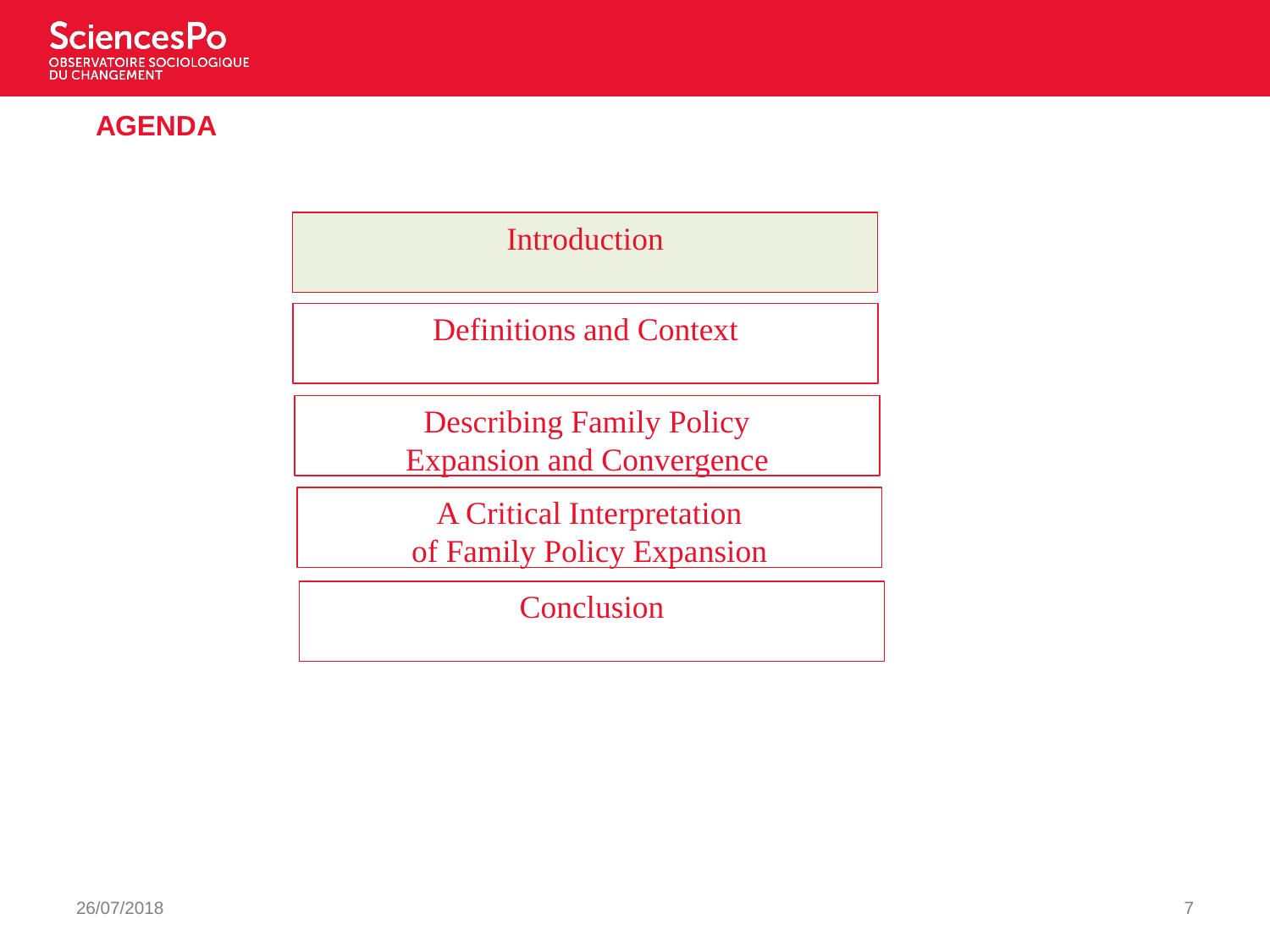## AGENDA

- Introduction
- Definitions and Context
- Describing Family Policy Expansion and Convergence
- A Critical Interpretation of Family Policy Expansion
- Conclusion

26/07/2018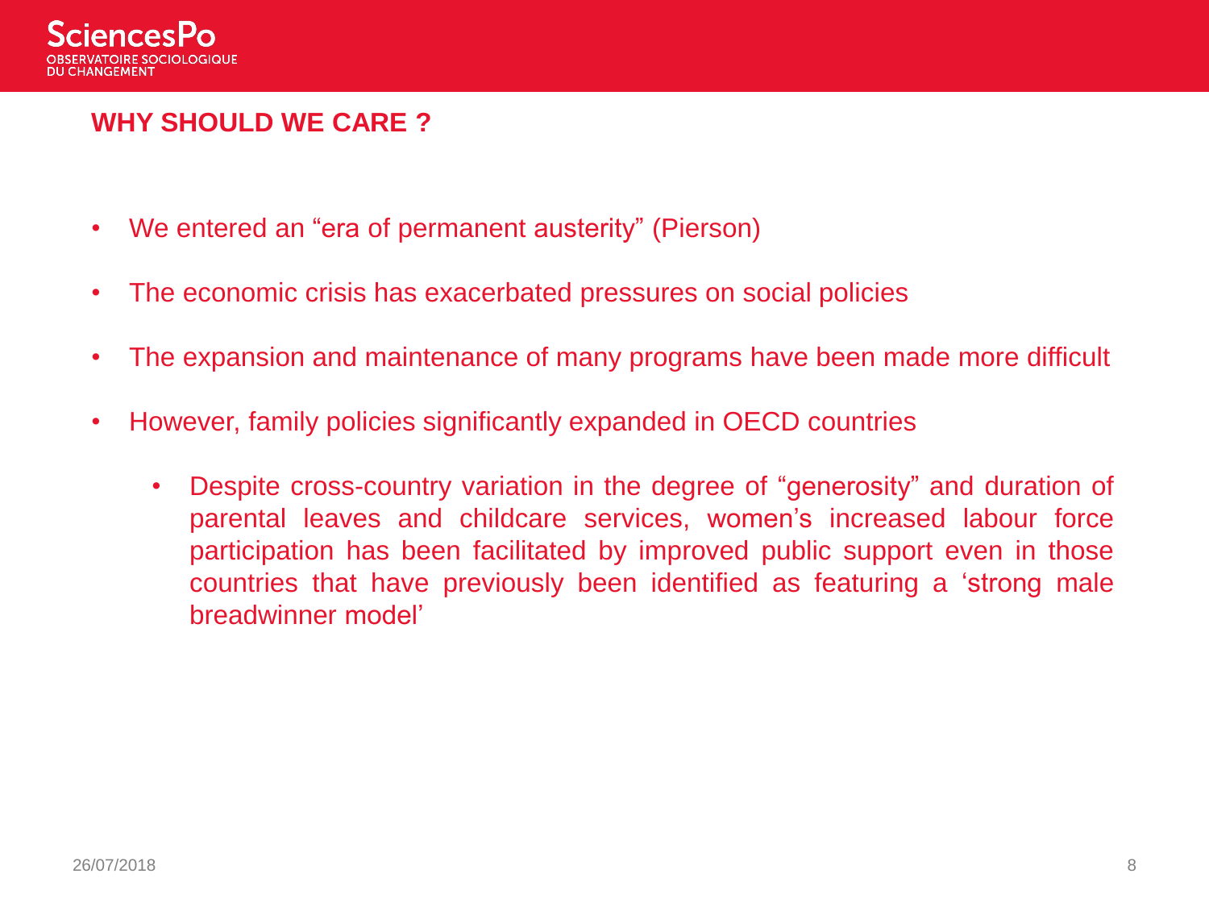## WHY SHOULD WE CARE ?

- We entered an "era of permanent austerity" (Pierson)
- The economic crisis has exacerbated pressures on social policies
- The expansion and maintenance of many programs have been made more difficult
- However, family policies significantly expanded in OECD countries
  - Despite cross-country variation in the degree of "generosity" and duration of parental leaves and childcare services, women's increased labour force participation has been facilitated by improved public support even in those countries that have previously been identified as featuring a 'strong male breadwinner model'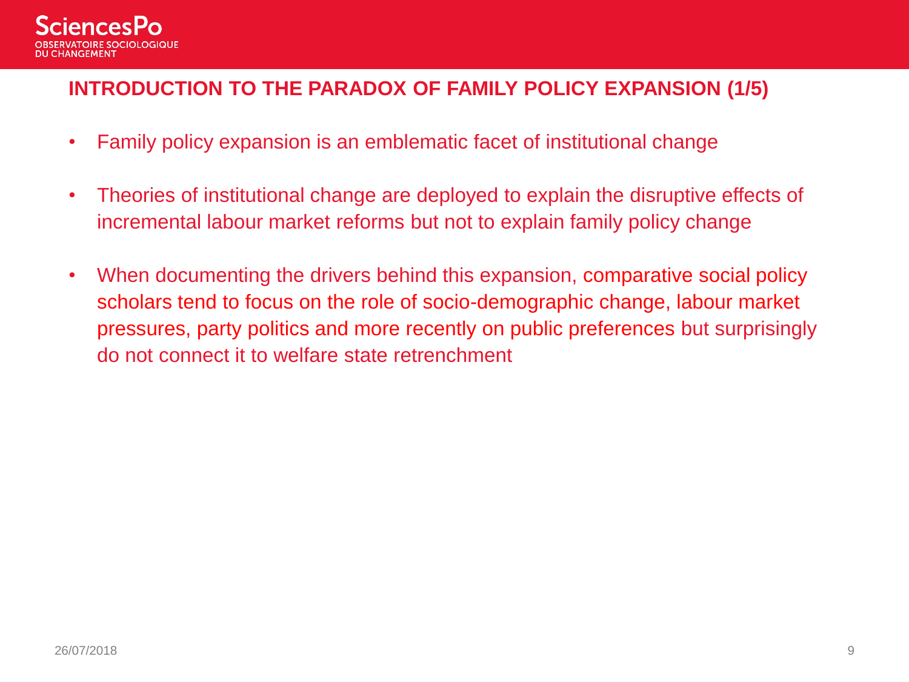## INTRODUCTION TO THE PARADOX OF FAMILY POLICY EXPANSION (1/5)

- Family policy expansion is an emblematic facet of institutional change
- Theories of institutional change are deployed to explain the disruptive effects of incremental labour market reforms but not to explain family policy change
- When documenting the drivers behind this expansion, comparative social policy scholars tend to focus on the role of socio-demographic change, labour market pressures, party politics and more recently on public preferences but surprisingly do not connect it to welfare state retrenchment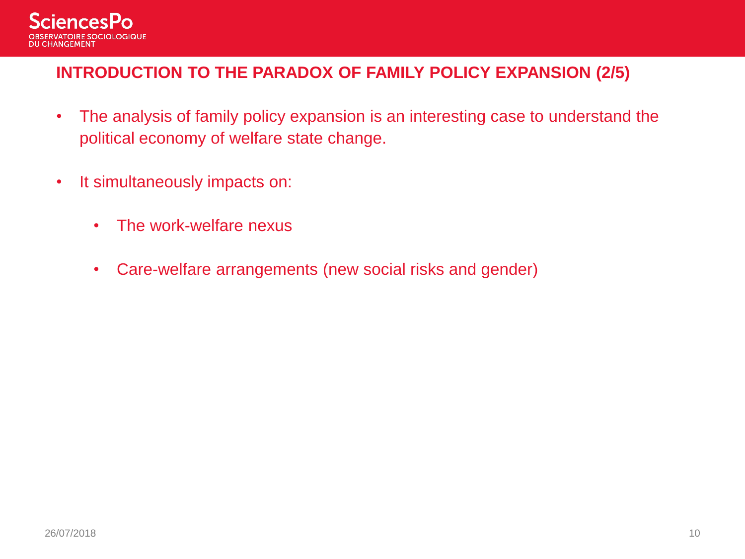## INTRODUCTION TO THE PARADOX OF FAMILY POLICY EXPANSION (2/5)

- The analysis of family policy expansion is an interesting case to understand the political economy of welfare state change.
- It simultaneously impacts on:
  - The work-welfare nexus
  - Care-welfare arrangements (new social risks and gender)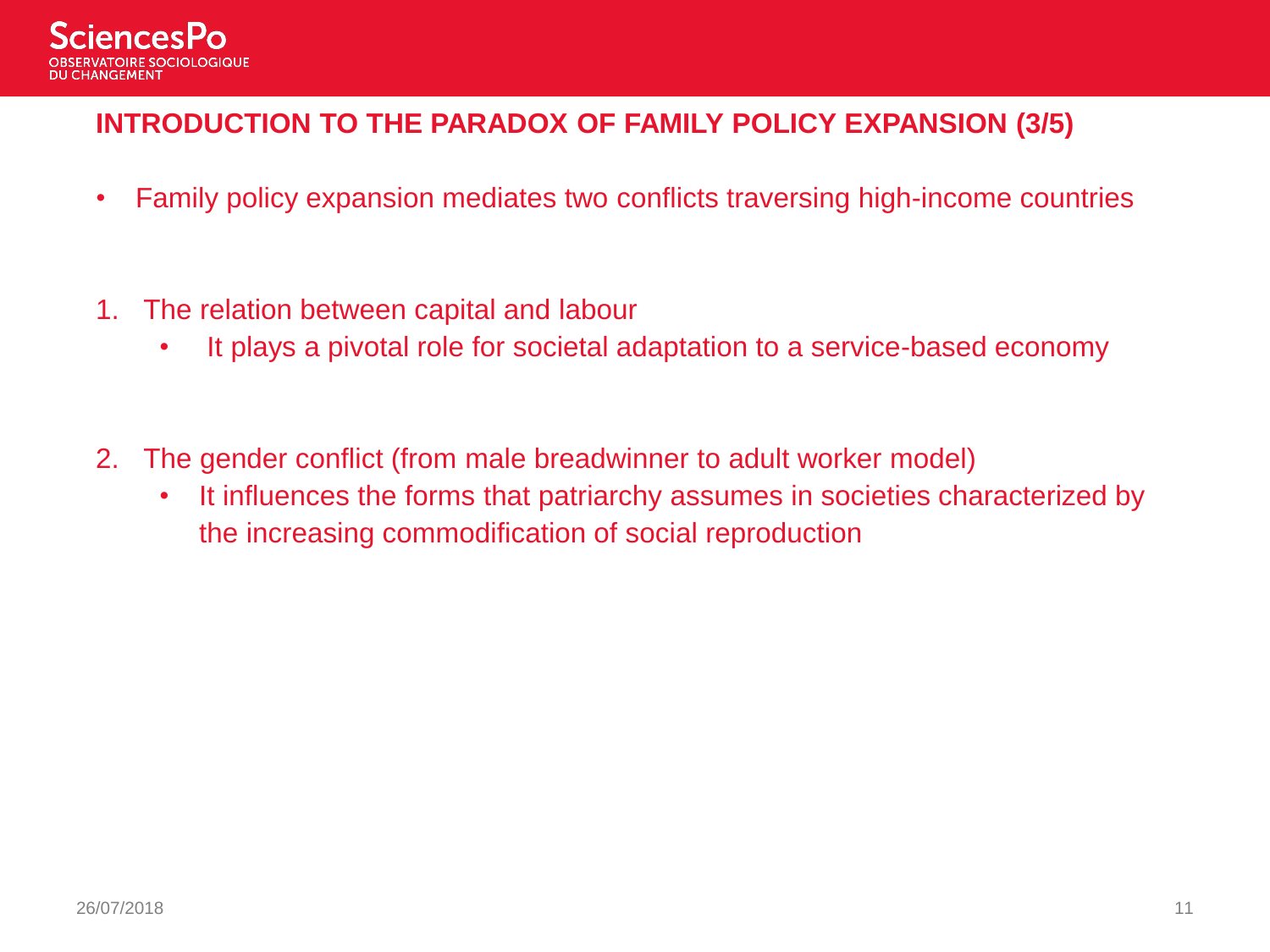## INTRODUCTION TO THE PARADOX OF FAMILY POLICY EXPANSION (3/5)

- Family policy expansion mediates two conflicts traversing high-income countries

1. The relation between capital and labour
   - It plays a pivotal role for societal adaptation to a service-based economy

2. The gender conflict (from male breadwinner to adult worker model)
   - It influences the forms that patriarchy assumes in societies characterized by the increasing commodification of social reproduction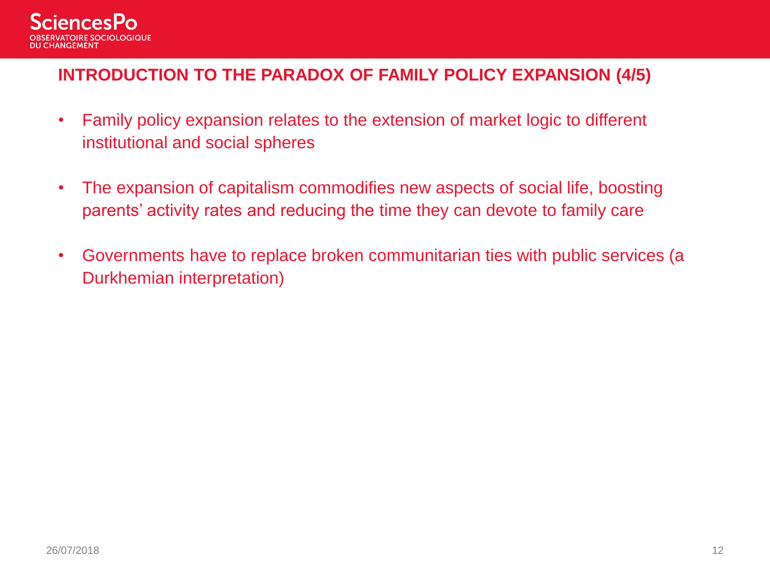## INTRODUCTION TO THE PARADOX OF FAMILY POLICY EXPANSION (4/5)

- Family policy expansion relates to the extension of market logic to different institutional and social spheres
- The expansion of capitalism commodifies new aspects of social life, boosting parents' activity rates and reducing the time they can devote to family care
- Governments have to replace broken communitarian ties with public services (a Durkhemian interpretation)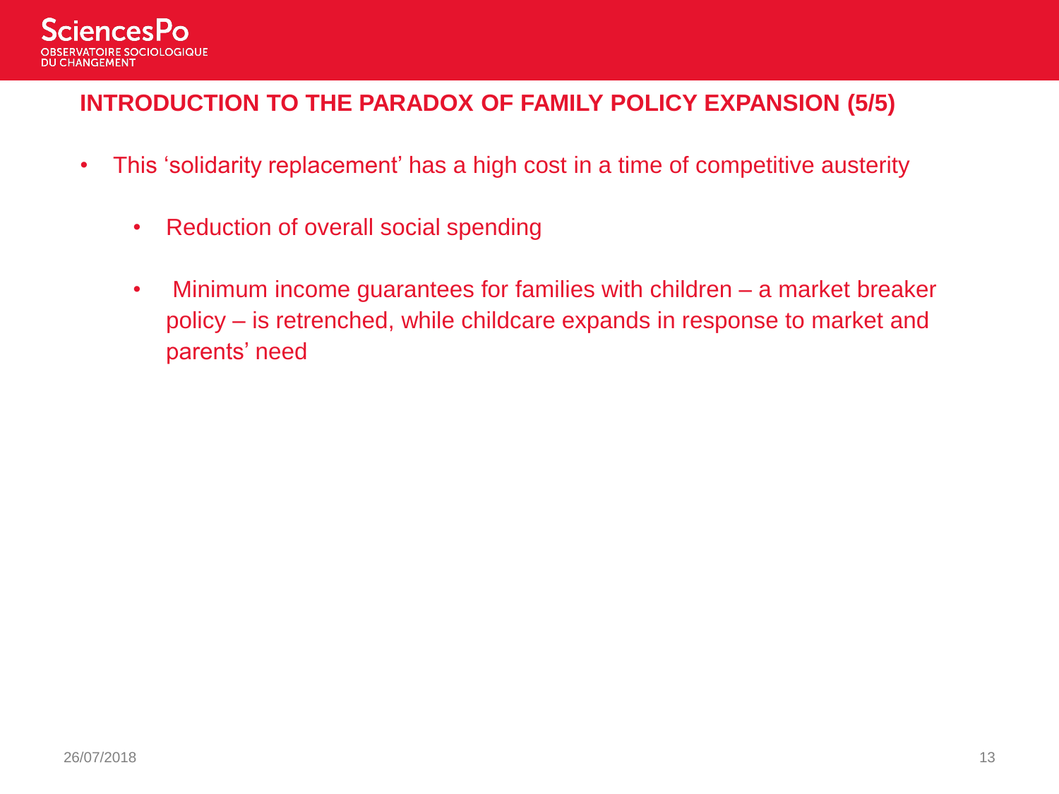## INTRODUCTION TO THE PARADOX OF FAMILY POLICY EXPANSION (5/5)

- This 'solidarity replacement' has a high cost in a time of competitive austerity
  - Reduction of overall social spending
  - Minimum income guarantees for families with children – a market breaker policy – is retrenched, while childcare expands in response to market and parents' need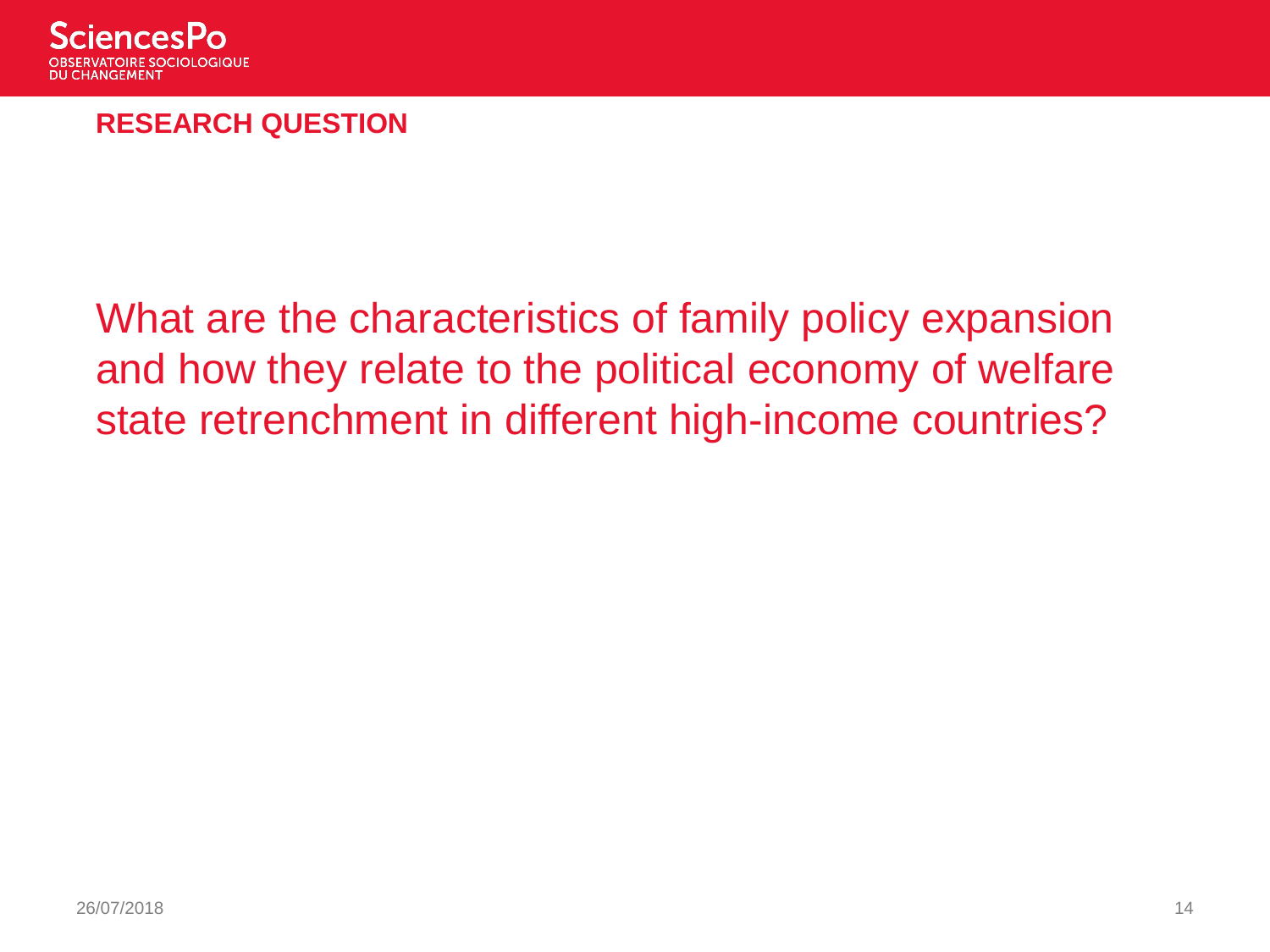## RESEARCH QUESTION

What are the characteristics of family policy expansion and how they relate to the political economy of welfare state retrenchment in different high-income countries?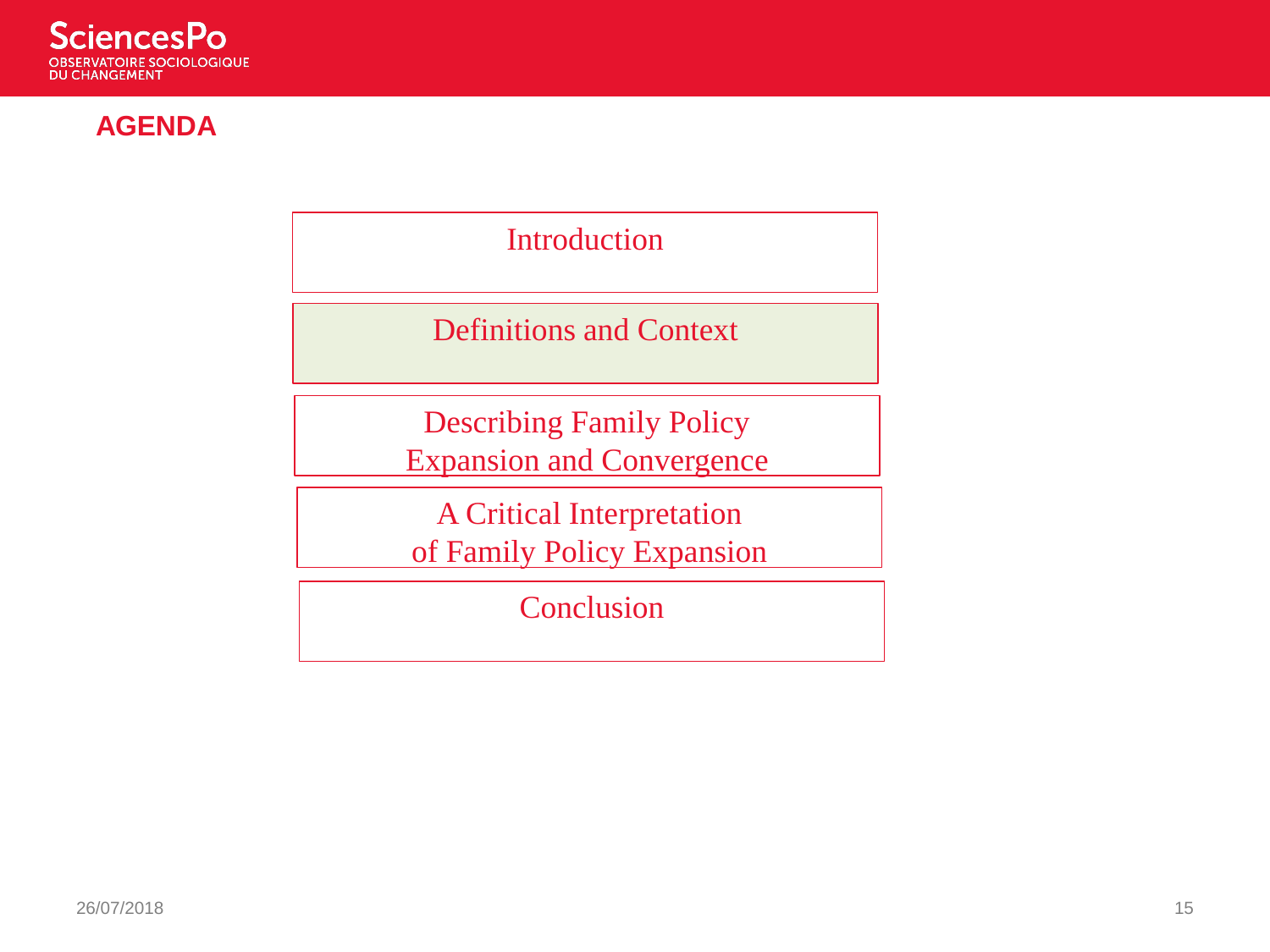## AGENDA

- Introduction
- **Definitions and Context**
- Describing Family Policy Expansion and Convergence
- A Critical Interpretation of Family Policy Expansion
- Conclusion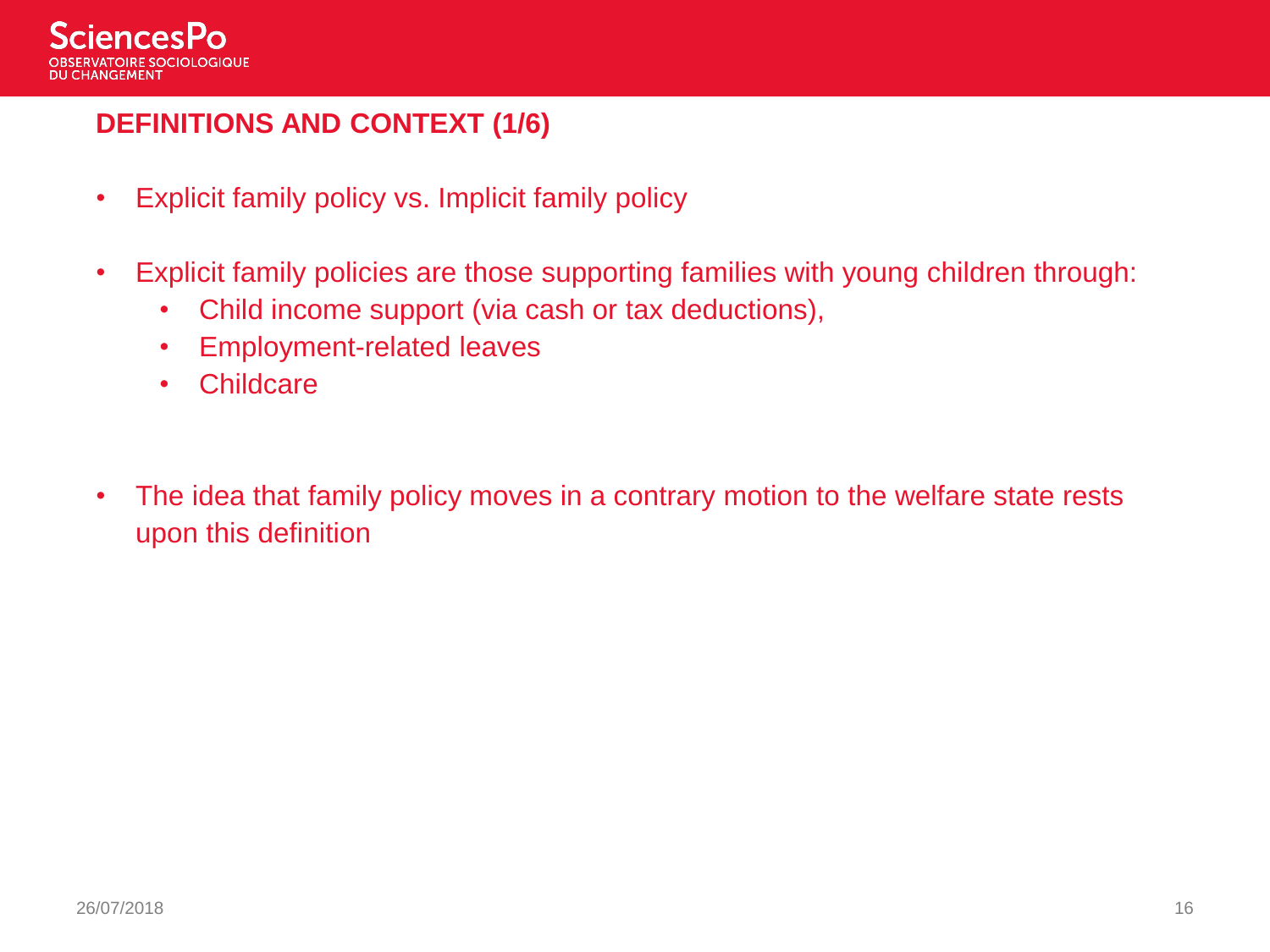## DEFINITIONS AND CONTEXT (1/6)

- Explicit family policy vs. Implicit family policy
- Explicit family policies are those supporting families with young children through:
  - Child income support (via cash or tax deductions),
  - Employment-related leaves
  - Childcare
- The idea that family policy moves in a contrary motion to the welfare state rests upon this definition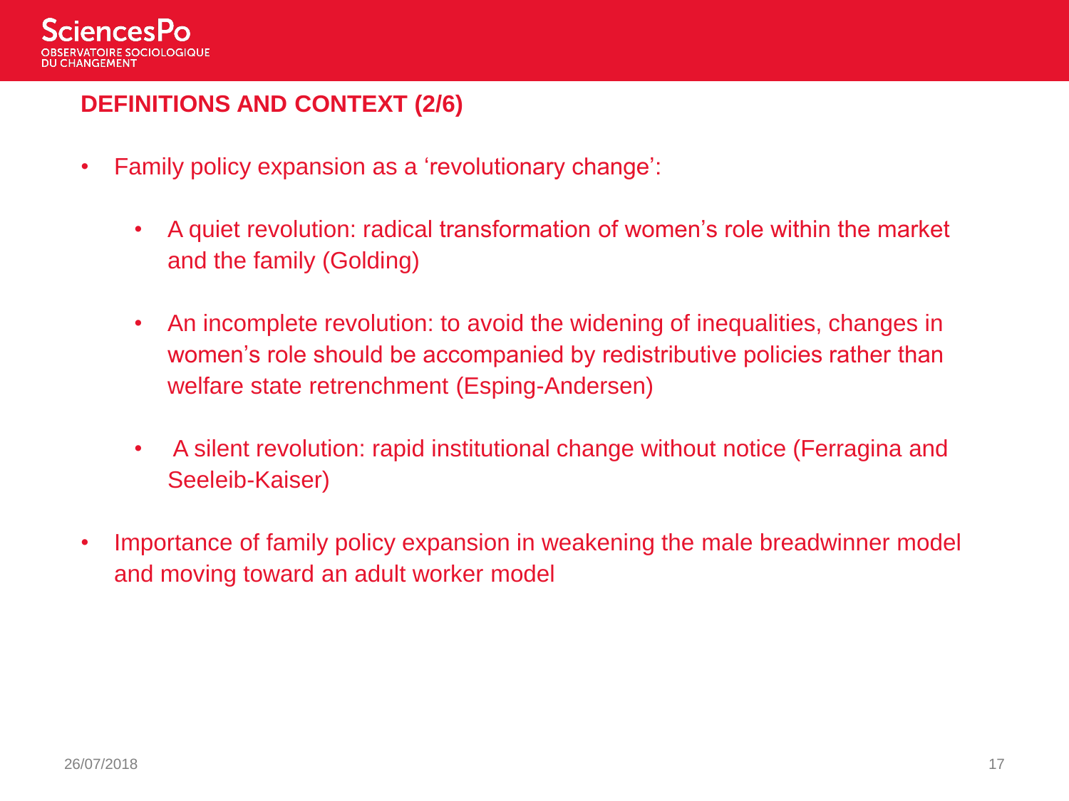## DEFINITIONS AND CONTEXT (2/6)

- Family policy expansion as a 'revolutionary change':
  - A quiet revolution: radical transformation of women's role within the market and the family (Golding)
  - An incomplete revolution: to avoid the widening of inequalities, changes in women's role should be accompanied by redistributive policies rather than welfare state retrenchment (Esping-Andersen)
  - A silent revolution: rapid institutional change without notice (Ferragina and Seeleib-Kaiser)
- Importance of family policy expansion in weakening the male breadwinner model and moving toward an adult worker model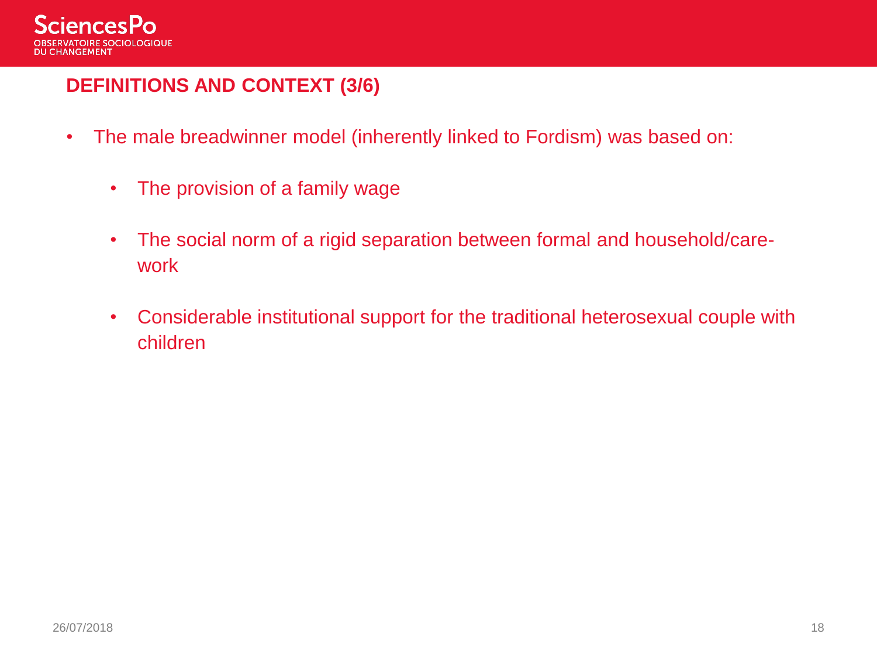## DEFINITIONS AND CONTEXT (3/6)

- The male breadwinner model (inherently linked to Fordism) was based on:
  - The provision of a family wage
  - The social norm of a rigid separation between formal and household/care-work
  - Considerable institutional support for the traditional heterosexual couple with children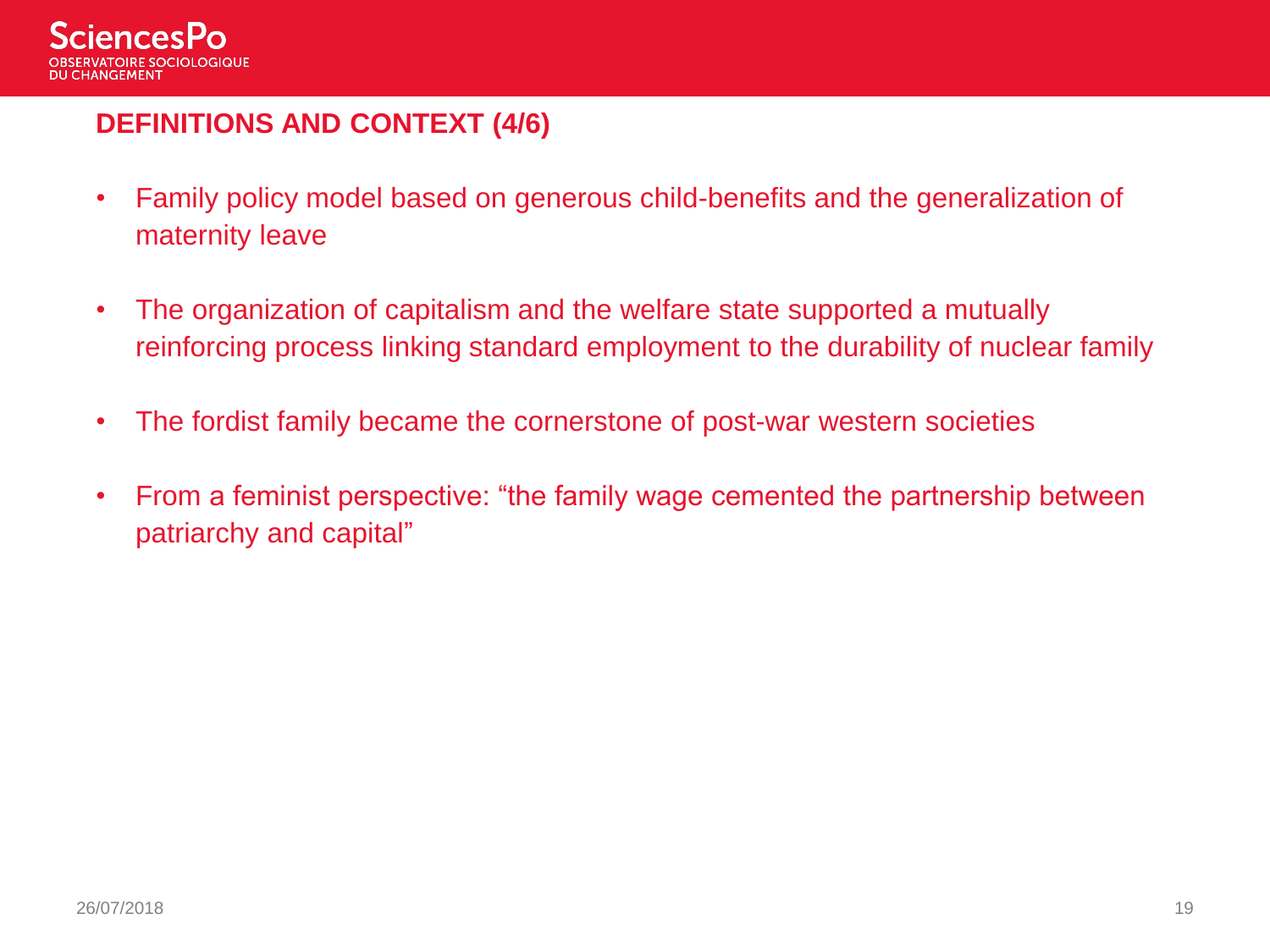## DEFINITIONS AND CONTEXT (4/6)

- Family policy model based on generous child-benefits and the generalization of maternity leave
- The organization of capitalism and the welfare state supported a mutually reinforcing process linking standard employment to the durability of nuclear family
- The fordist family became the cornerstone of post-war western societies
- From a feminist perspective: “the family wage cemented the partnership between patriarchy and capital”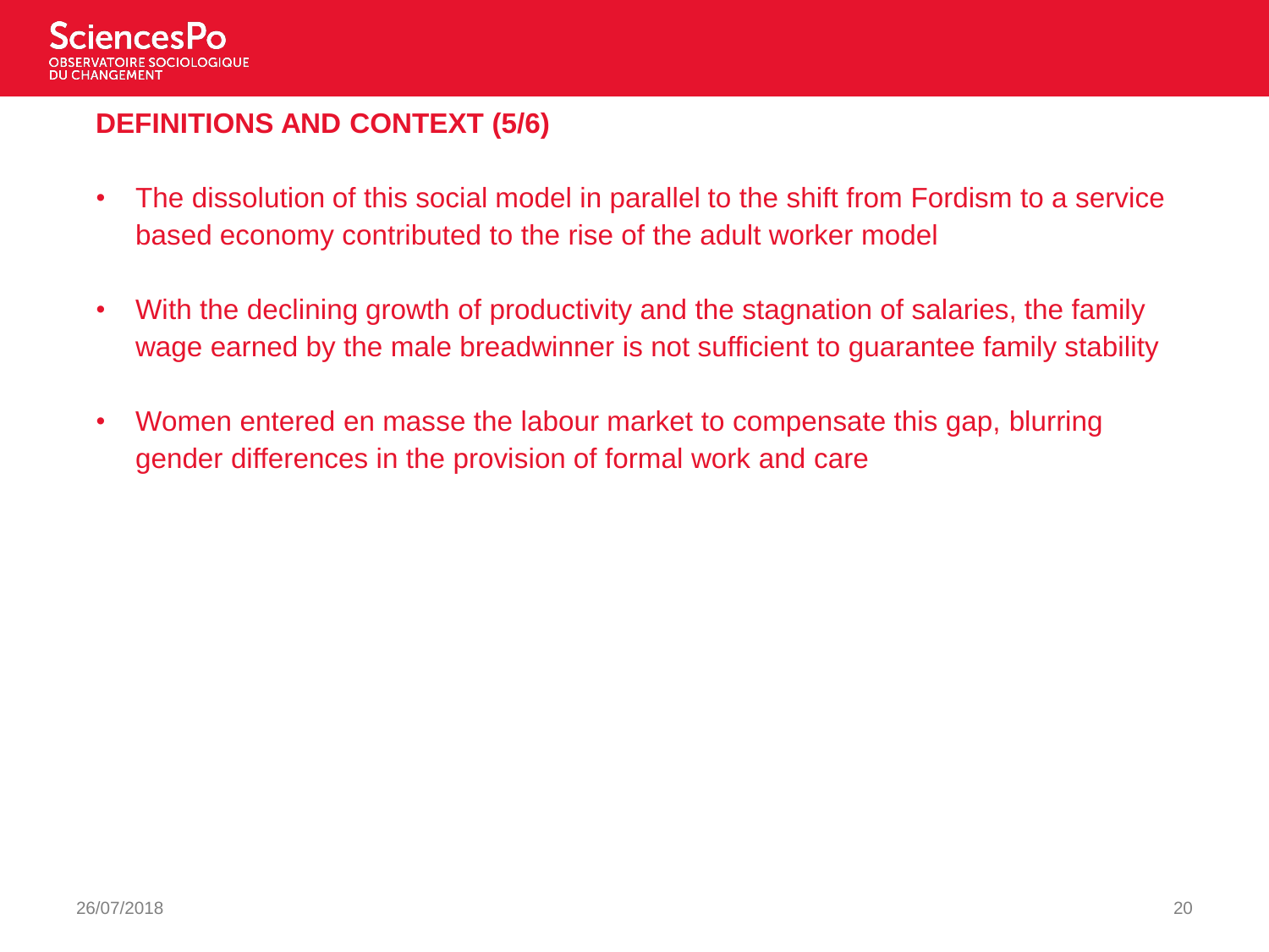## DEFINITIONS AND CONTEXT (5/6)

- The dissolution of this social model in parallel to the shift from Fordism to a service based economy contributed to the rise of the adult worker model
- With the declining growth of productivity and the stagnation of salaries, the family wage earned by the male breadwinner is not sufficient to guarantee family stability
- Women entered en masse the labour market to compensate this gap, blurring gender differences in the provision of formal work and care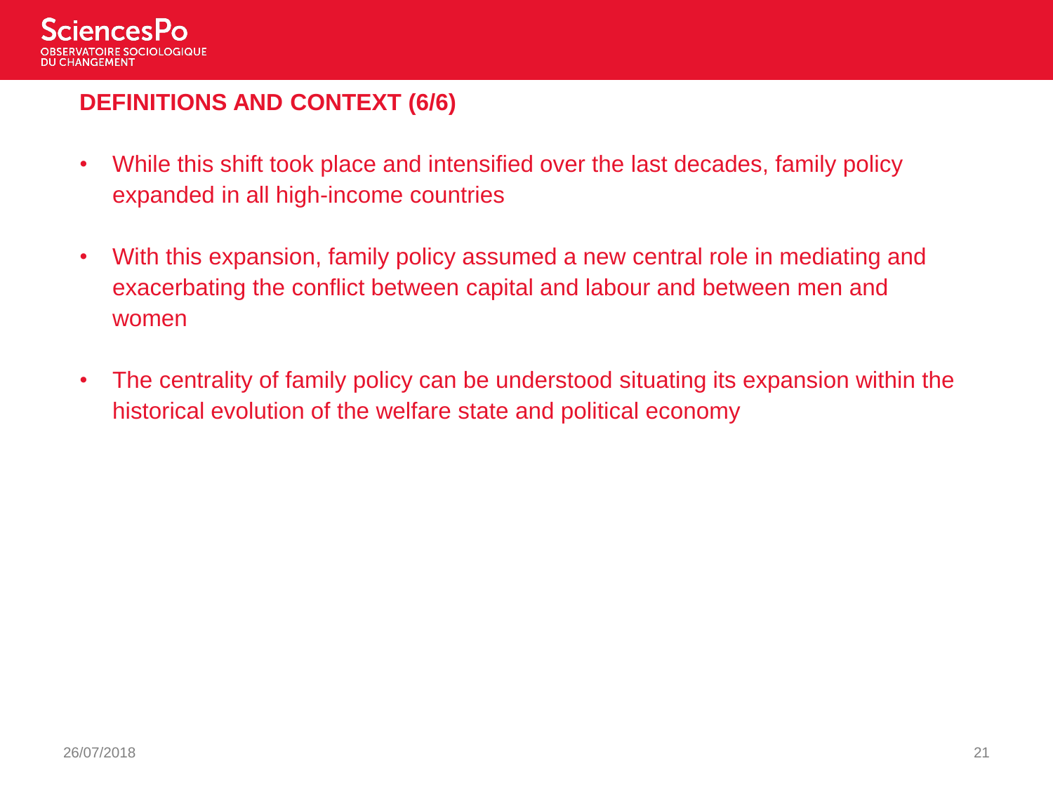## DEFINITIONS AND CONTEXT (6/6)

- While this shift took place and intensified over the last decades, family policy expanded in all high-income countries
- With this expansion, family policy assumed a new central role in mediating and exacerbating the conflict between capital and labour and between men and women
- The centrality of family policy can be understood situating its expansion within the historical evolution of the welfare state and political economy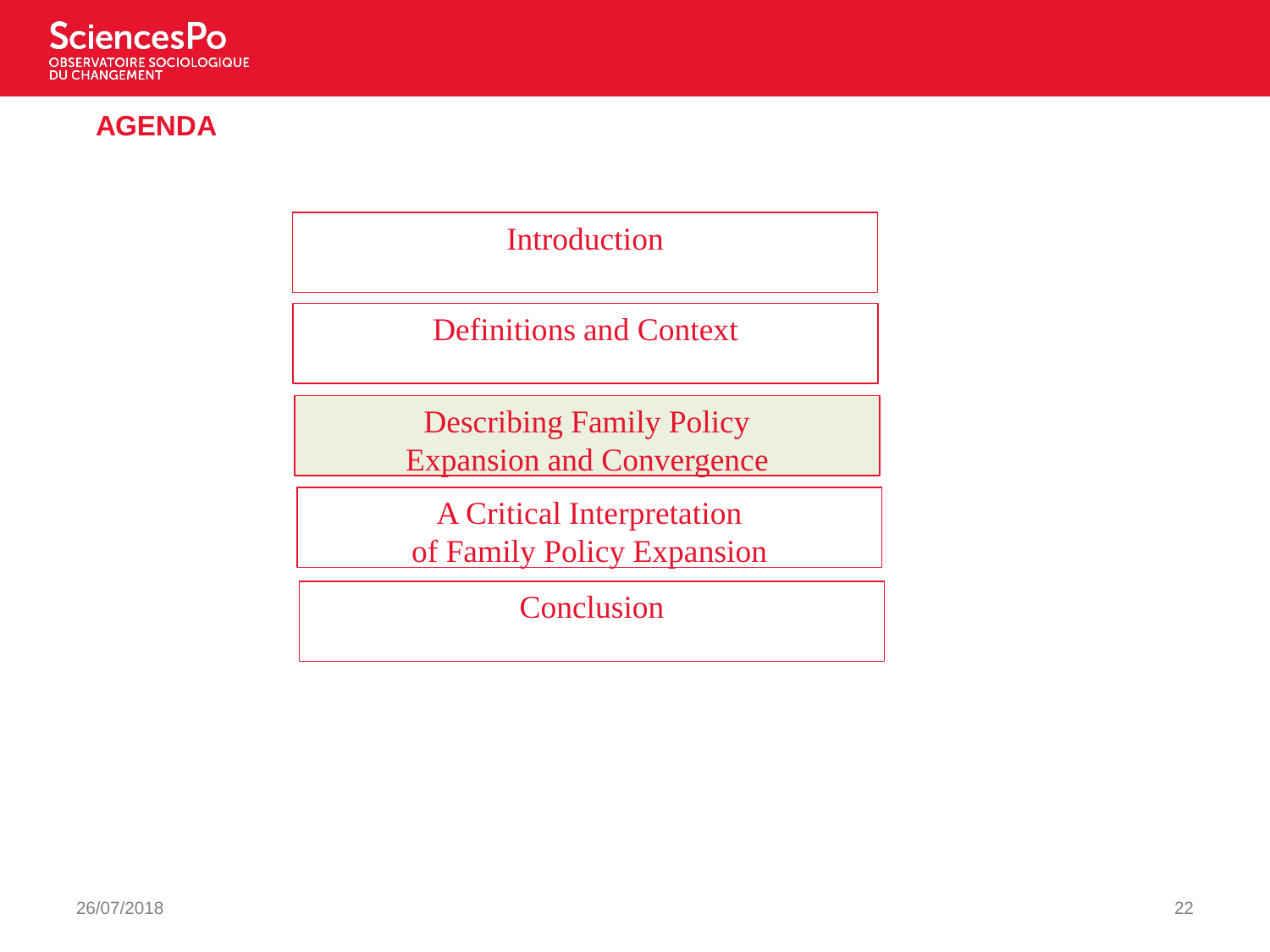## AGENDA

- Introduction
- Definitions and Context
- Describing Family Policy Expansion and Convergence
- A Critical Interpretation of Family Policy Expansion
- Conclusion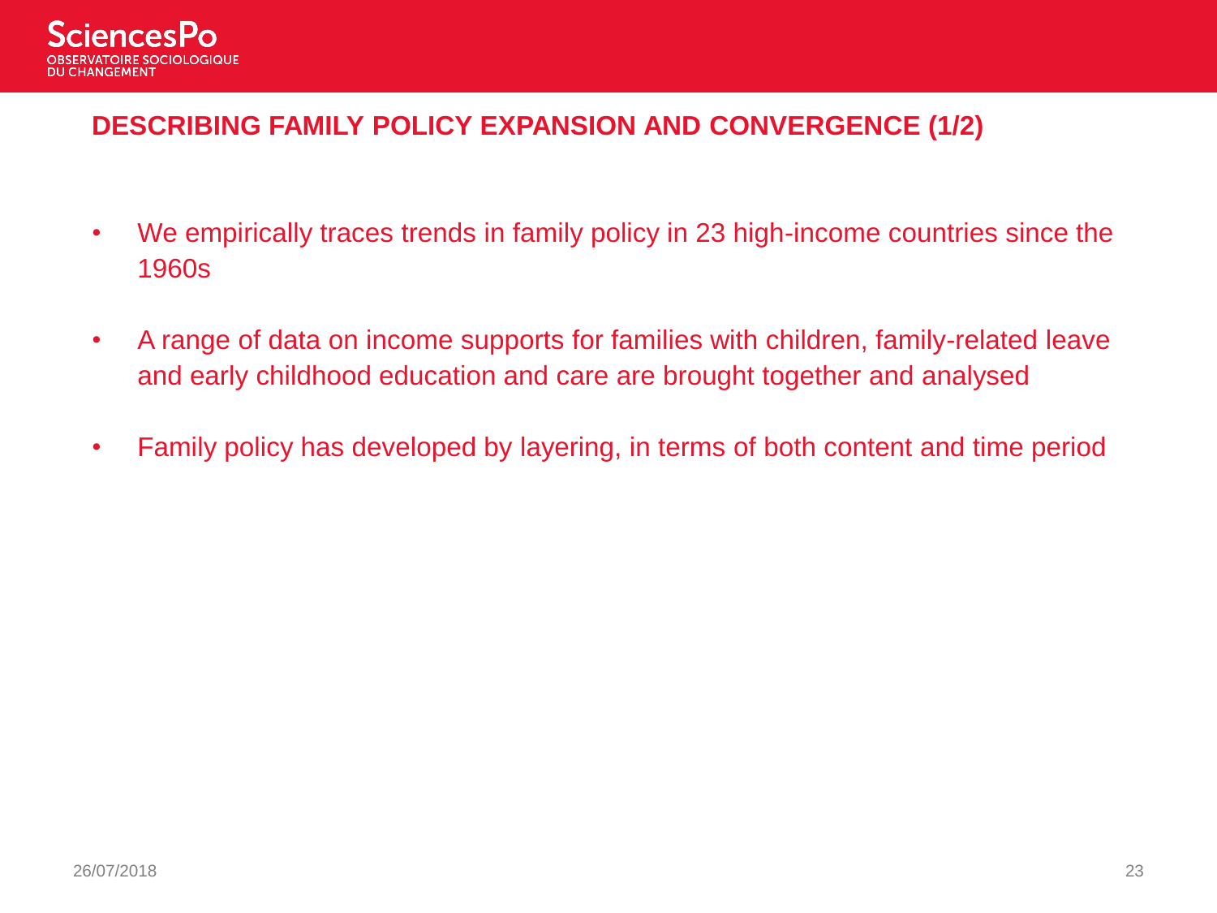## DESCRIBING FAMILY POLICY EXPANSION AND CONVERGENCE (1/2)

- We empirically traces trends in family policy in 23 high-income countries since the 1960s
- A range of data on income supports for families with children, family-related leave and early childhood education and care are brought together and analysed
- Family policy has developed by layering, in terms of both content and time period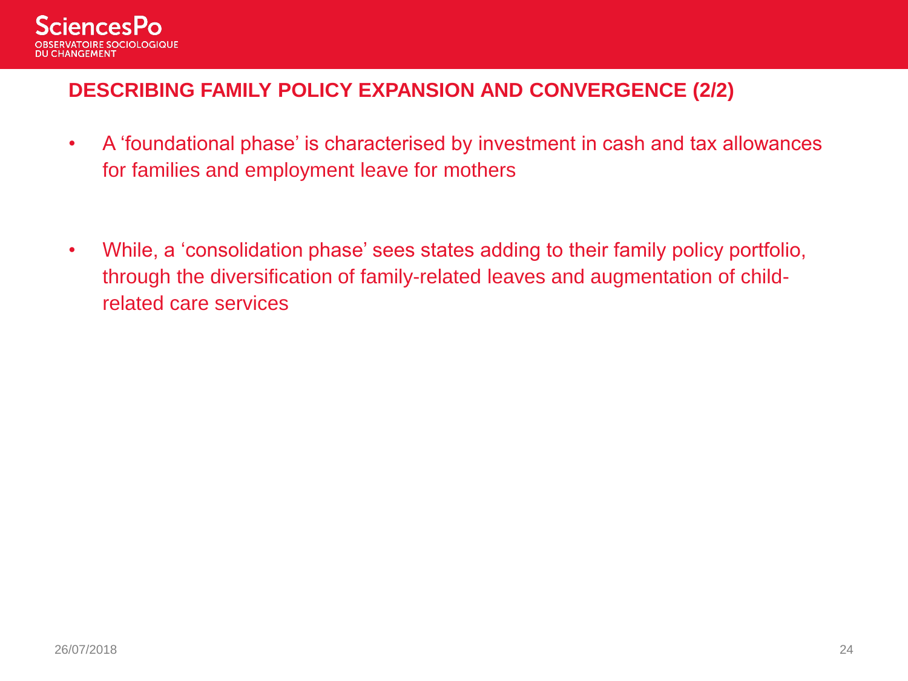## DESCRIBING FAMILY POLICY EXPANSION AND CONVERGENCE (2/2)

- A ‘foundational phase’ is characterised by investment in cash and tax allowances for families and employment leave for mothers

- While, a ‘consolidation phase’ sees states adding to their family policy portfolio, through the diversification of family-related leaves and augmentation of child-related care services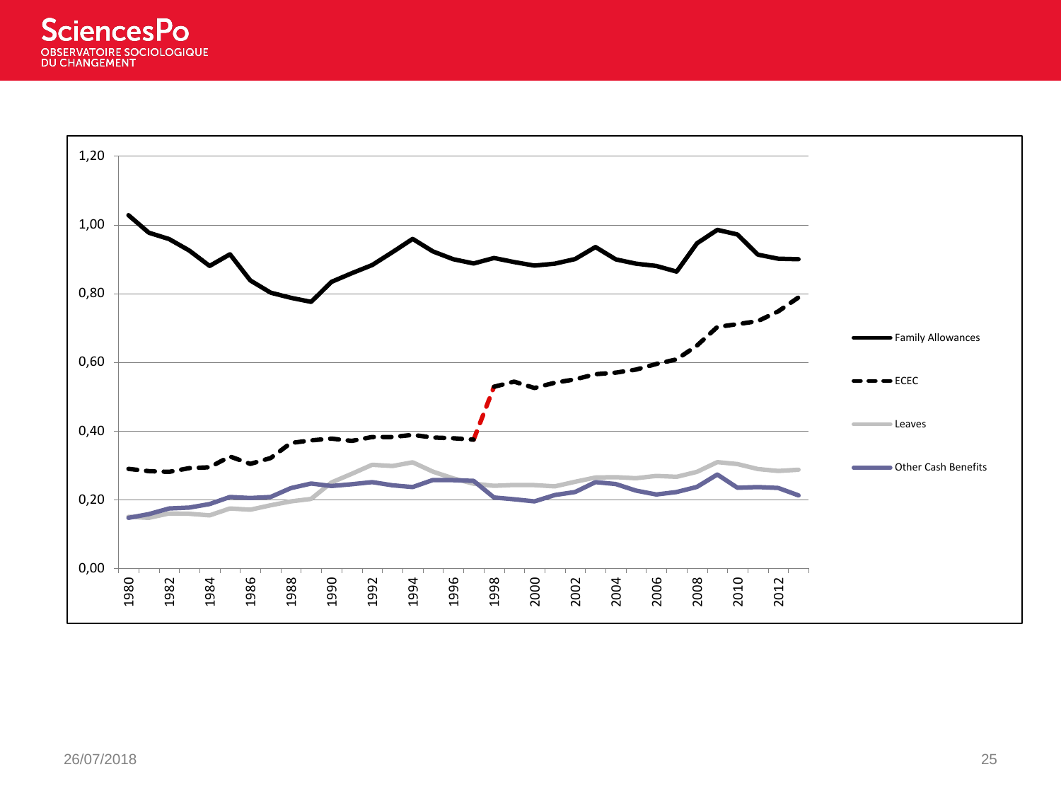Family Allowances

ECEC

Leaves

Other Cash Benefits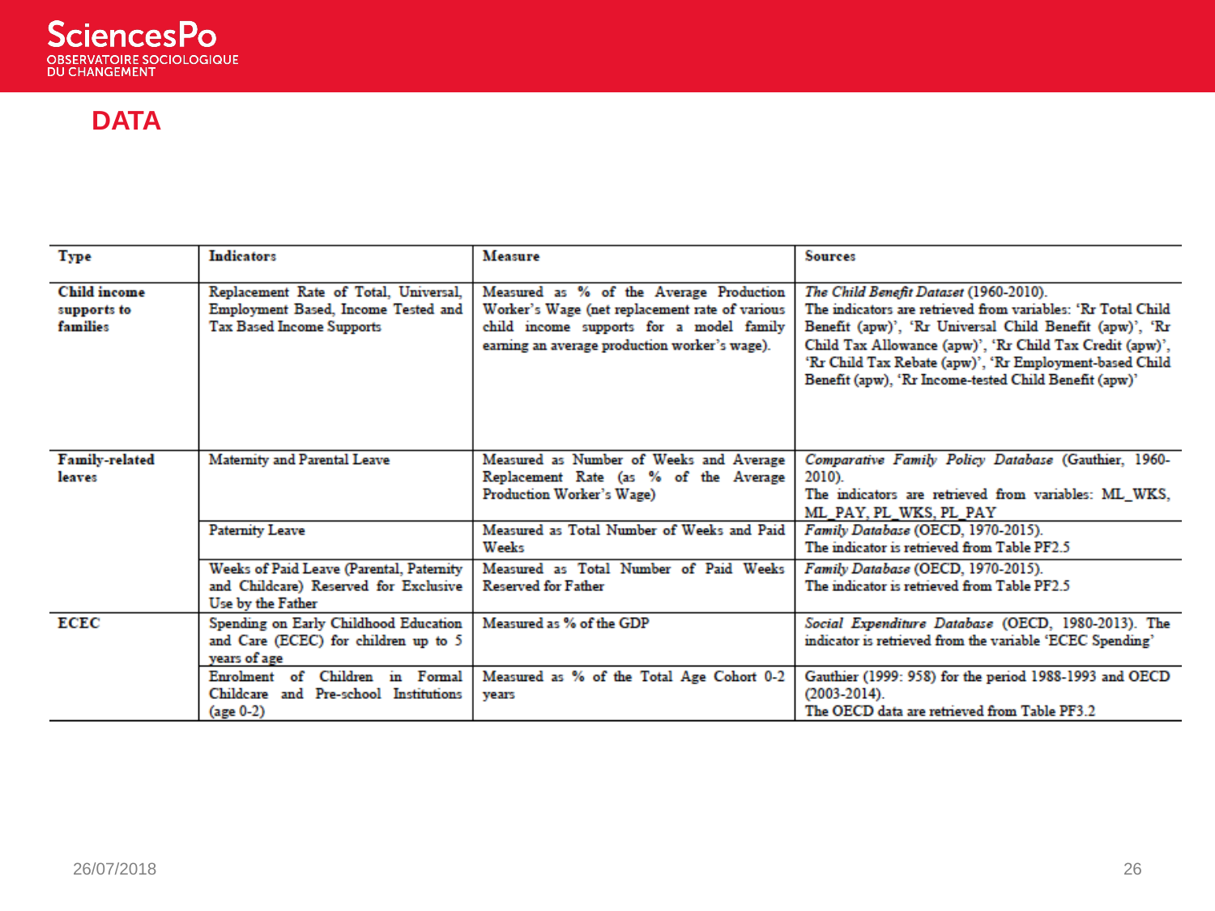## DATA

| Type | Indicators | Measure | Sources |
|---|---|---|---|
| **Child income supports to families** | Replacement Rate of Total, Universal, Employment Based, Income Tested and Tax Based Income Supports | Measured as % of the Average Production Worker's Wage (net replacement rate of various child income supports for a model family earning an average production worker's wage). | *The Child Benefit Dataset* (1960-2010). The indicators are retrieved from variables: 'Rr Total Child Benefit (apw)', 'Rr Universal Child Benefit (apw)', 'Rr Child Tax Allowance (apw)', 'Rr Child Tax Credit (apw)', 'Rr Child Tax Rebate (apw)', 'Rr Employment-based Child Benefit (apw), 'Rr Income-tested Child Benefit (apw)' |
| **Family-related leaves** | Maternity and Parental Leave | Measured as Number of Weeks and Average Replacement Rate (as % of the Average Production Worker's Wage) | *Comparative Family Policy Database* (Gauthier, 1960-2010). The indicators are retrieved from variables: ML_WKS, ML_PAY, PL_WKS, PL_PAY |
| | Paternity Leave | Measured as Total Number of Weeks and Paid Weeks | *Family Database* (OECD, 1970-2015). The indicator is retrieved from Table PF2.5 |
| | Weeks of Paid Leave (Parental, Paternity and Childcare) Reserved for Exclusive Use by the Father | Measured as Total Number of Paid Weeks Reserved for Father | *Family Database* (OECD, 1970-2015). The indicator is retrieved from Table PF2.5 |
| **ECEC** | Spending on Early Childhood Education and Care (ECEC) for children up to 5 years of age | Measured as % of the GDP | *Social Expenditure Database* (OECD, 1980-2013). The indicator is retrieved from the variable 'ECEC Spending' |
| | Enrolment of Children in Formal Childcare and Pre-school Institutions (age 0-2) | Measured as % of the Total Age Cohort 0-2 years | Gauthier (1999: 958) for the period 1988-1993 and OECD (2003-2014). The OECD data are retrieved from Table PF3.2 |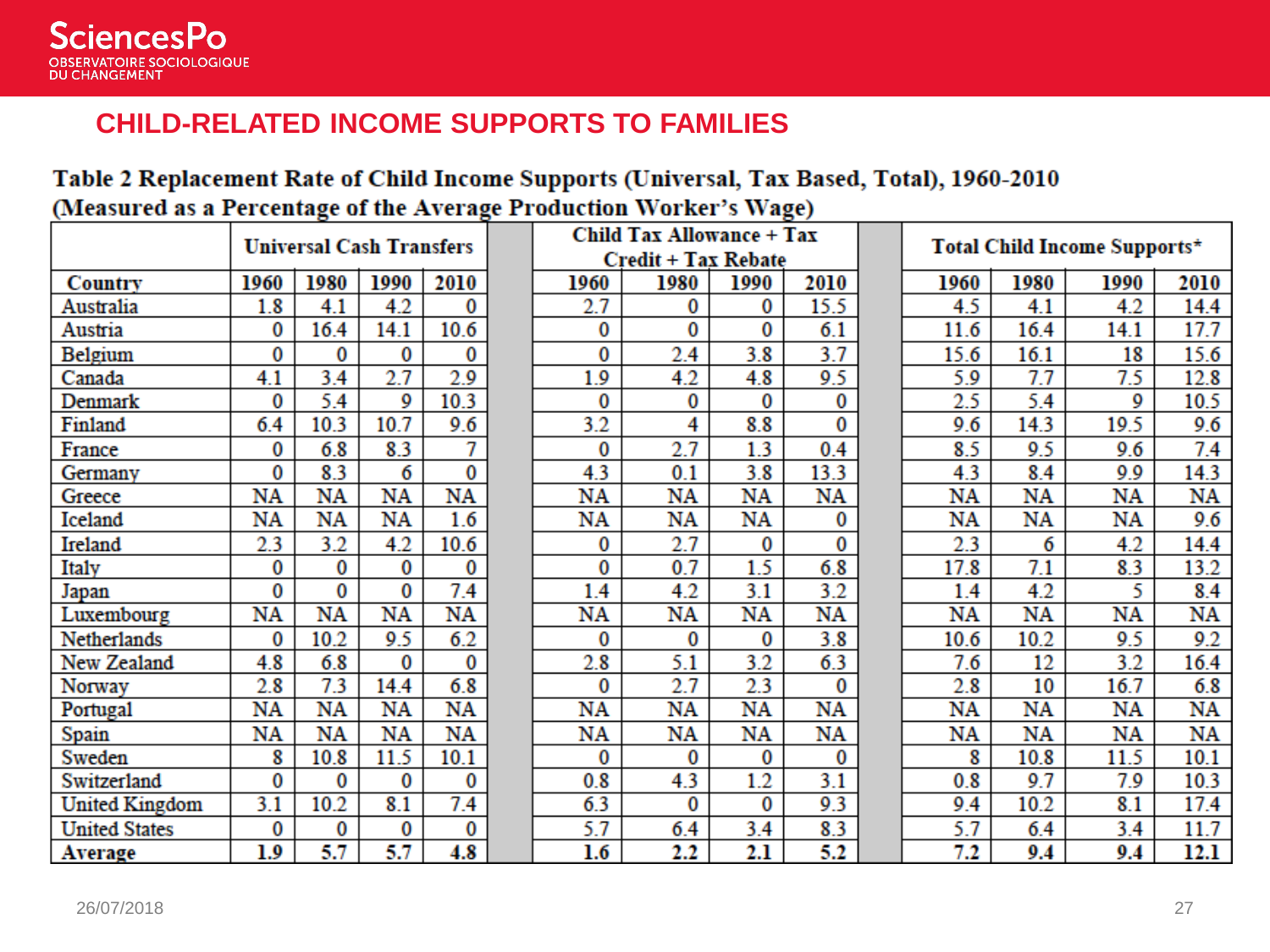## CHILD-RELATED INCOME SUPPORTS TO FAMILIES

**Table 2 Replacement Rate of Child Income Supports (Universal, Tax Based, Total), 1960-2010 (Measured as a Percentage of the Average Production Worker's Wage)**

| | Universal Cash Transfers | | | | Child Tax Allowance + Tax Credit + Tax Rebate | | | | Total Child Income Supports* | | | |
|---|---|---|---|---|---|---|---|---|---|---|---|---|
| **Country** | **1960** | **1980** | **1990** | **2010** | **1960** | **1980** | **1990** | **2010** | **1960** | **1980** | **1990** | **2010** |
| Australia | 1.8 | 4.1 | 4.2 | 0 | 2.7 | 0 | 0 | 15.5 | 4.5 | 4.1 | 4.2 | 14.4 |
| Austria | 0 | 16.4 | 14.1 | 10.6 | 0 | 0 | 0 | 6.1 | 11.6 | 16.4 | 14.1 | 17.7 |
| Belgium | 0 | 0 | 0 | 0 | 0 | 2.4 | 3.8 | 3.7 | 15.6 | 16.1 | 18 | 15.6 |
| Canada | 4.1 | 3.4 | 2.7 | 2.9 | 1.9 | 4.2 | 4.8 | 9.5 | 5.9 | 7.7 | 7.5 | 12.8 |
| Denmark | 0 | 5.4 | 9 | 10.3 | 0 | 0 | 0 | 0 | 2.5 | 5.4 | 9 | 10.5 |
| Finland | 6.4 | 10.3 | 10.7 | 9.6 | 3.2 | 4 | 8.8 | 0 | 9.6 | 14.3 | 19.5 | 9.6 |
| France | 0 | 6.8 | 8.3 | 7 | 0 | 2.7 | 1.3 | 0.4 | 8.5 | 9.5 | 9.6 | 7.4 |
| Germany | 0 | 8.3 | 6 | 0 | 4.3 | 0.1 | 3.8 | 13.3 | 4.3 | 8.4 | 9.9 | 14.3 |
| Greece | NA | NA | NA | NA | NA | NA | NA | NA | NA | NA | NA | NA |
| Iceland | NA | NA | NA | 1.6 | NA | NA | NA | 0 | NA | NA | NA | 9.6 |
| Ireland | 2.3 | 3.2 | 4.2 | 10.6 | 0 | 2.7 | 0 | 0 | 2.3 | 6 | 4.2 | 14.4 |
| Italy | 0 | 0 | 0 | 0 | 0 | 0.7 | 1.5 | 6.8 | 17.8 | 7.1 | 8.3 | 13.2 |
| Japan | 0 | 0 | 0 | 7.4 | 1.4 | 4.2 | 3.1 | 3.2 | 1.4 | 4.2 | 5 | 8.4 |
| Luxembourg | NA | NA | NA | NA | NA | NA | NA | NA | NA | NA | NA | NA |
| Netherlands | 0 | 10.2 | 9.5 | 6.2 | 0 | 0 | 0 | 3.8 | 10.6 | 10.2 | 9.5 | 9.2 |
| New Zealand | 4.8 | 6.8 | 0 | 0 | 2.8 | 5.1 | 3.2 | 6.3 | 7.6 | 12 | 3.2 | 16.4 |
| Norway | 2.8 | 7.3 | 14.4 | 6.8 | 0 | 2.7 | 2.3 | 0 | 2.8 | 10 | 16.7 | 6.8 |
| Portugal | NA | NA | NA | NA | NA | NA | NA | NA | NA | NA | NA | NA |
| Spain | NA | NA | NA | NA | NA | NA | NA | NA | NA | NA | NA | NA |
| Sweden | 8 | 10.8 | 11.5 | 10.1 | 0 | 0 | 0 | 0 | 8 | 10.8 | 11.5 | 10.1 |
| Switzerland | 0 | 0 | 0 | 0 | 0.8 | 4.3 | 1.2 | 3.1 | 0.8 | 9.7 | 7.9 | 10.3 |
| United Kingdom | 3.1 | 10.2 | 8.1 | 7.4 | 6.3 | 0 | 0 | 9.3 | 9.4 | 10.2 | 8.1 | 17.4 |
| United States | 0 | 0 | 0 | 0 | 5.7 | 6.4 | 3.4 | 8.3 | 5.7 | 6.4 | 3.4 | 11.7 |
| **Average** | **1.9** | **5.7** | **5.7** | **4.8** | **1.6** | **2.2** | **2.1** | **5.2** | **7.2** | **9.4** | **9.4** | **12.1** |

26/07/2018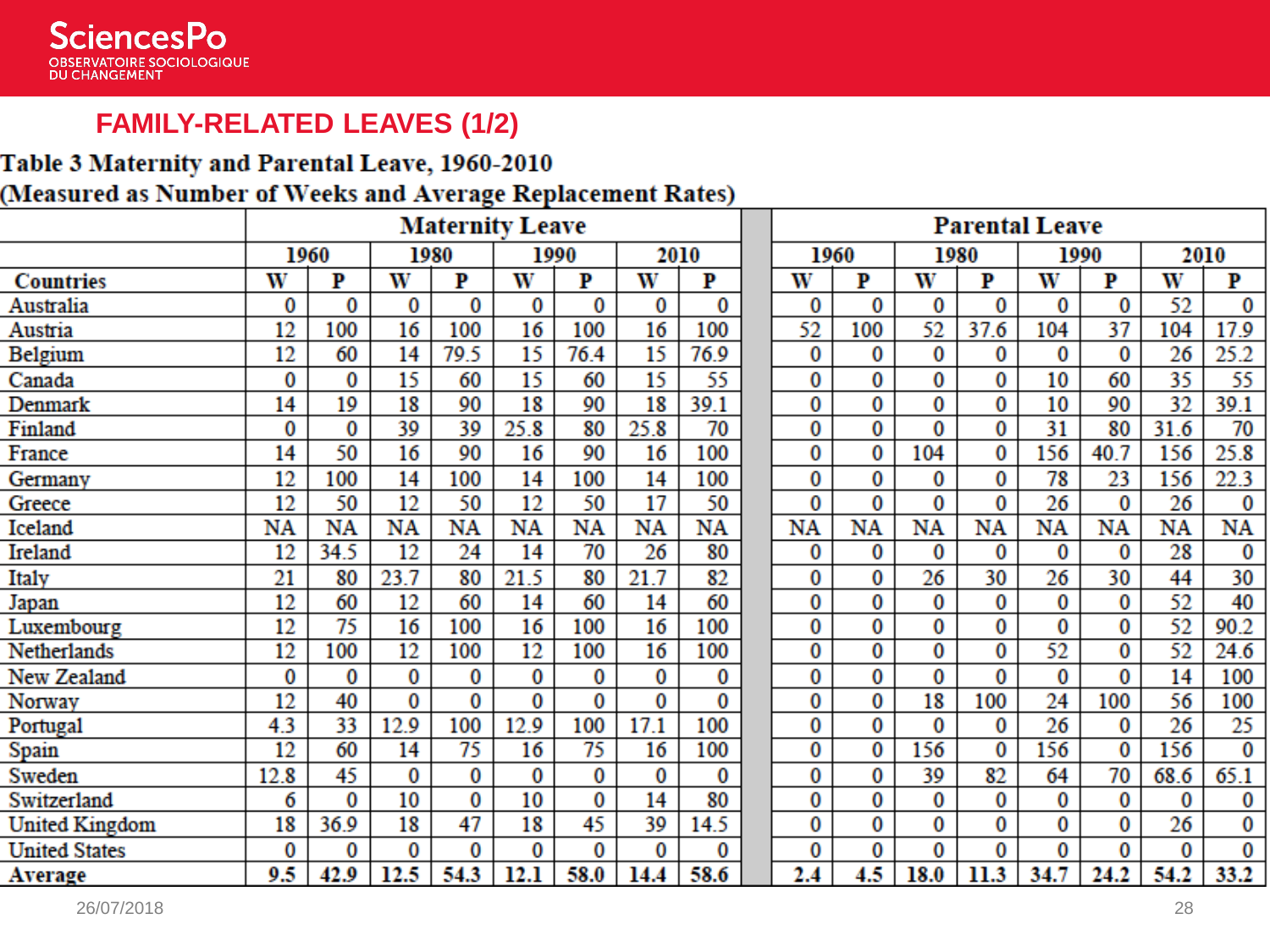## FAMILY-RELATED LEAVES (1/2)

**Table 3 Maternity and Parental Leave, 1960-2010**
**(Measured as Number of Weeks and Average Replacement Rates)**

| | Maternity Leave | | | | | | | | Parental Leave | | | | | | | |
|---|---|---|---|---|---|---|---|---|---|---|---|---|---|---|---|---|
| | 1960 | | 1980 | | 1990 | | 2010 | | 1960 | | 1980 | | 1990 | | 2010 | |
| **Countries** | W | P | W | P | W | P | W | P | W | P | W | P | W | P | W | P |
| Australia | 0 | 0 | 0 | 0 | 0 | 0 | 0 | 0 | 0 | 0 | 0 | 0 | 0 | 0 | 52 | 0 |
| Austria | 12 | 100 | 16 | 100 | 16 | 100 | 16 | 100 | 52 | 100 | 52 | 37.6 | 104 | 37 | 104 | 17.9 |
| Belgium | 12 | 60 | 14 | 79.5 | 15 | 76.4 | 15 | 76.9 | 0 | 0 | 0 | 0 | 0 | 0 | 26 | 25.2 |
| Canada | 0 | 0 | 15 | 60 | 15 | 60 | 15 | 55 | 0 | 0 | 0 | 0 | 10 | 60 | 35 | 55 |
| Denmark | 14 | 19 | 18 | 90 | 18 | 90 | 18 | 39.1 | 0 | 0 | 0 | 0 | 10 | 90 | 32 | 39.1 |
| Finland | 0 | 0 | 39 | 39 | 25.8 | 80 | 25.8 | 70 | 0 | 0 | 0 | 0 | 31 | 80 | 31.6 | 70 |
| France | 14 | 50 | 16 | 90 | 16 | 90 | 16 | 100 | 0 | 0 | 104 | 0 | 156 | 40.7 | 156 | 25.8 |
| Germany | 12 | 100 | 14 | 100 | 14 | 100 | 14 | 100 | 0 | 0 | 0 | 0 | 78 | 23 | 156 | 22.3 |
| Greece | 12 | 50 | 12 | 50 | 12 | 50 | 17 | 50 | 0 | 0 | 0 | 0 | 26 | 0 | 26 | 0 |
| Iceland | NA | NA | NA | NA | NA | NA | NA | NA | NA | NA | NA | NA | NA | NA | NA | NA |
| Ireland | 12 | 34.5 | 12 | 24 | 14 | 70 | 26 | 80 | 0 | 0 | 0 | 0 | 0 | 0 | 28 | 0 |
| Italy | 21 | 80 | 23.7 | 80 | 21.5 | 80 | 21.7 | 82 | 0 | 0 | 26 | 30 | 26 | 30 | 44 | 30 |
| Japan | 12 | 60 | 12 | 60 | 14 | 60 | 14 | 60 | 0 | 0 | 0 | 0 | 0 | 0 | 52 | 40 |
| Luxembourg | 12 | 75 | 16 | 100 | 16 | 100 | 16 | 100 | 0 | 0 | 0 | 0 | 0 | 0 | 52 | 90.2 |
| Netherlands | 12 | 100 | 12 | 100 | 12 | 100 | 16 | 100 | 0 | 0 | 0 | 0 | 52 | 0 | 52 | 24.6 |
| New Zealand | 0 | 0 | 0 | 0 | 0 | 0 | 0 | 0 | 0 | 0 | 0 | 0 | 0 | 0 | 14 | 100 |
| Norway | 12 | 40 | 0 | 0 | 0 | 0 | 0 | 0 | 0 | 0 | 18 | 100 | 24 | 100 | 56 | 100 |
| Portugal | 4.3 | 33 | 12.9 | 100 | 12.9 | 100 | 17.1 | 100 | 0 | 0 | 0 | 0 | 26 | 0 | 26 | 25 |
| Spain | 12 | 60 | 14 | 75 | 16 | 75 | 16 | 100 | 0 | 0 | 156 | 0 | 156 | 0 | 156 | 0 |
| Sweden | 12.8 | 45 | 0 | 0 | 0 | 0 | 0 | 0 | 0 | 0 | 39 | 82 | 64 | 70 | 68.6 | 65.1 |
| Switzerland | 6 | 0 | 10 | 0 | 10 | 0 | 14 | 80 | 0 | 0 | 0 | 0 | 0 | 0 | 0 | 0 |
| United Kingdom | 18 | 36.9 | 18 | 47 | 18 | 45 | 39 | 14.5 | 0 | 0 | 0 | 0 | 0 | 0 | 26 | 0 |
| United States | 0 | 0 | 0 | 0 | 0 | 0 | 0 | 0 | 0 | 0 | 0 | 0 | 0 | 0 | 0 | 0 |
| **Average** | **9.5** | **42.9** | **12.5** | **54.3** | **12.1** | **58.0** | **14.4** | **58.6** | **2.4** | **4.5** | **18.0** | **11.3** | **34.7** | **24.2** | **54.2** | **33.2** |

26/07/2018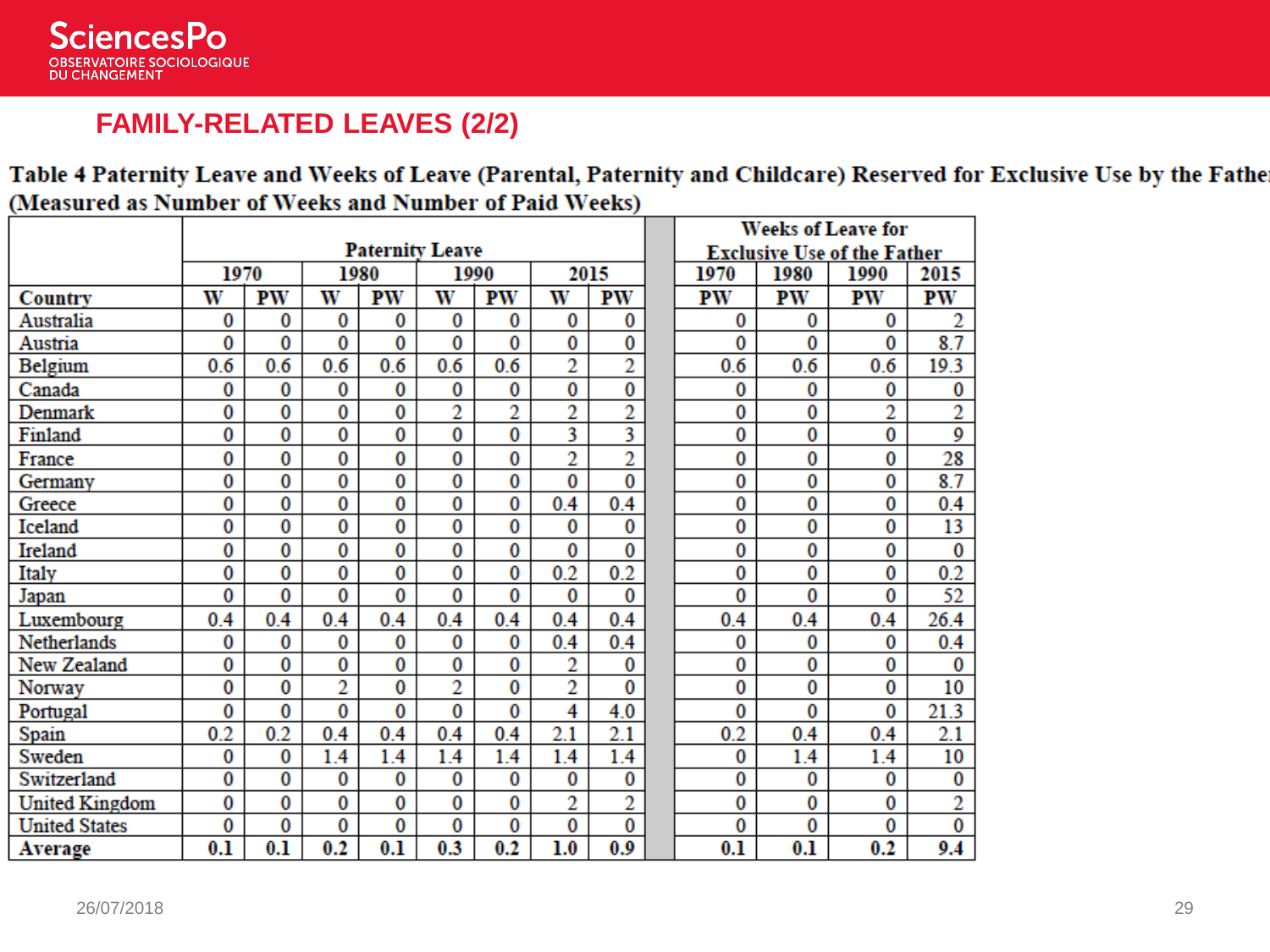## FAMILY-RELATED LEAVES (2/2)

**Table 4 Paternity Leave and Weeks of Leave (Parental, Paternity and Childcare) Reserved for Exclusive Use by the Father (Measured as Number of Weeks and Number of Paid Weeks)**

| | Paternity Leave | | | | | | | | Weeks of Leave for Exclusive Use of the Father | | | |
|---|---|---|---|---|---|---|---|---|---|---|---|---|
| | 1970 | | 1980 | | 1990 | | 2015 | | 1970 | 1980 | 1990 | 2015 |
| Country | W | PW | W | PW | W | PW | W | PW | PW | PW | PW | PW |
| Australia | 0 | 0 | 0 | 0 | 0 | 0 | 0 | 0 | 0 | 0 | 0 | 2 |
| Austria | 0 | 0 | 0 | 0 | 0 | 0 | 0 | 0 | 0 | 0 | 0 | 8.7 |
| Belgium | 0.6 | 0.6 | 0.6 | 0.6 | 0.6 | 0.6 | 2 | 2 | 0.6 | 0.6 | 0.6 | 19.3 |
| Canada | 0 | 0 | 0 | 0 | 0 | 0 | 0 | 0 | 0 | 0 | 0 | 0 |
| Denmark | 0 | 0 | 0 | 0 | 2 | 2 | 2 | 2 | 0 | 0 | 2 | 2 |
| Finland | 0 | 0 | 0 | 0 | 0 | 0 | 3 | 3 | 0 | 0 | 0 | 9 |
| France | 0 | 0 | 0 | 0 | 0 | 0 | 2 | 2 | 0 | 0 | 0 | 28 |
| Germany | 0 | 0 | 0 | 0 | 0 | 0 | 0 | 0 | 0 | 0 | 0 | 8.7 |
| Greece | 0 | 0 | 0 | 0 | 0 | 0 | 0.4 | 0.4 | 0 | 0 | 0 | 0.4 |
| Iceland | 0 | 0 | 0 | 0 | 0 | 0 | 0 | 0 | 0 | 0 | 0 | 13 |
| Ireland | 0 | 0 | 0 | 0 | 0 | 0 | 0 | 0 | 0 | 0 | 0 | 0 |
| Italy | 0 | 0 | 0 | 0 | 0 | 0 | 0.2 | 0.2 | 0 | 0 | 0 | 0.2 |
| Japan | 0 | 0 | 0 | 0 | 0 | 0 | 0 | 0 | 0 | 0 | 0 | 52 |
| Luxembourg | 0.4 | 0.4 | 0.4 | 0.4 | 0.4 | 0.4 | 0.4 | 0.4 | 0.4 | 0.4 | 0.4 | 26.4 |
| Netherlands | 0 | 0 | 0 | 0 | 0 | 0 | 0.4 | 0.4 | 0 | 0 | 0 | 0.4 |
| New Zealand | 0 | 0 | 0 | 0 | 0 | 0 | 2 | 0 | 0 | 0 | 0 | 0 |
| Norway | 0 | 0 | 2 | 0 | 2 | 0 | 2 | 0 | 0 | 0 | 0 | 10 |
| Portugal | 0 | 0 | 0 | 0 | 0 | 0 | 4 | 4.0 | 0 | 0 | 0 | 21.3 |
| Spain | 0.2 | 0.2 | 0.4 | 0.4 | 0.4 | 0.4 | 2.1 | 2.1 | 0.2 | 0.4 | 0.4 | 2.1 |
| Sweden | 0 | 0 | 1.4 | 1.4 | 1.4 | 1.4 | 1.4 | 1.4 | 0 | 1.4 | 1.4 | 10 |
| Switzerland | 0 | 0 | 0 | 0 | 0 | 0 | 0 | 0 | 0 | 0 | 0 | 0 |
| United Kingdom | 0 | 0 | 0 | 0 | 0 | 0 | 2 | 2 | 0 | 0 | 0 | 2 |
| United States | 0 | 0 | 0 | 0 | 0 | 0 | 0 | 0 | 0 | 0 | 0 | 0 |
| **Average** | **0.1** | **0.1** | **0.2** | **0.1** | **0.3** | **0.2** | **1.0** | **0.9** | **0.1** | **0.1** | **0.2** | **9.4** |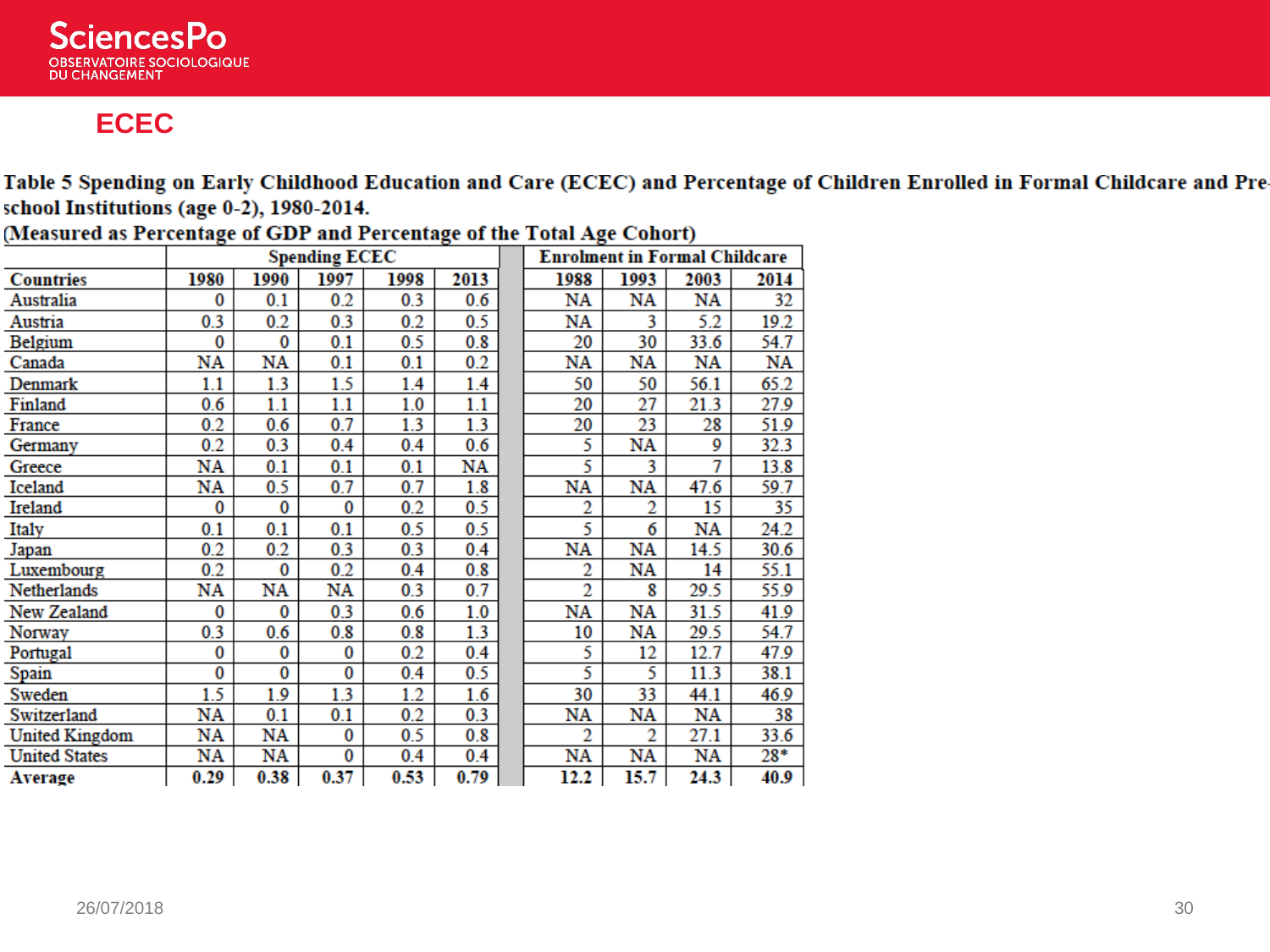## ECEC

**Table 5 Spending on Early Childhood Education and Care (ECEC) and Percentage of Children Enrolled in Formal Childcare and Pre-school Institutions (age 0-2), 1980-2014.**
**(Measured as Percentage of GDP and Percentage of the Total Age Cohort)**

| | Spending ECEC | | | | | | Enrolment in Formal Childcare | | | |
|---|---|---|---|---|---|---|---|---|---|---|
| **Countries** | **1980** | **1990** | **1997** | **1998** | **2013** | | **1988** | **1993** | **2003** | **2014** |
| Australia | 0 | 0.1 | 0.2 | 0.3 | 0.6 | | NA | NA | NA | 32 |
| Austria | 0.3 | 0.2 | 0.3 | 0.2 | 0.5 | | NA | 3 | 5.2 | 19.2 |
| Belgium | 0 | 0 | 0.1 | 0.5 | 0.8 | | 20 | 30 | 33.6 | 54.7 |
| Canada | NA | NA | 0.1 | 0.1 | 0.2 | | NA | NA | NA | NA |
| Denmark | 1.1 | 1.3 | 1.5 | 1.4 | 1.4 | | 50 | 50 | 56.1 | 65.2 |
| Finland | 0.6 | 1.1 | 1.1 | 1.0 | 1.1 | | 20 | 27 | 21.3 | 27.9 |
| France | 0.2 | 0.6 | 0.7 | 1.3 | 1.3 | | 20 | 23 | 28 | 51.9 |
| Germany | 0.2 | 0.3 | 0.4 | 0.4 | 0.6 | | 5 | NA | 9 | 32.3 |
| Greece | NA | 0.1 | 0.1 | 0.1 | NA | | 5 | 3 | 7 | 13.8 |
| Iceland | NA | 0.5 | 0.7 | 0.7 | 1.8 | | NA | NA | 47.6 | 59.7 |
| Ireland | 0 | 0 | 0 | 0.2 | 0.5 | | 2 | 2 | 15 | 35 |
| Italy | 0.1 | 0.1 | 0.1 | 0.5 | 0.5 | | 5 | 6 | NA | 24.2 |
| Japan | 0.2 | 0.2 | 0.3 | 0.3 | 0.4 | | NA | NA | 14.5 | 30.6 |
| Luxembourg | 0.2 | 0 | 0.2 | 0.4 | 0.8 | | 2 | NA | 14 | 55.1 |
| Netherlands | NA | NA | NA | 0.3 | 0.7 | | 2 | 8 | 29.5 | 55.9 |
| New Zealand | 0 | 0 | 0.3 | 0.6 | 1.0 | | NA | NA | 31.5 | 41.9 |
| Norway | 0.3 | 0.6 | 0.8 | 0.8 | 1.3 | | 10 | NA | 29.5 | 54.7 |
| Portugal | 0 | 0 | 0 | 0.2 | 0.4 | | 5 | 12 | 12.7 | 47.9 |
| Spain | 0 | 0 | 0 | 0.4 | 0.5 | | 5 | 5 | 11.3 | 38.1 |
| Sweden | 1.5 | 1.9 | 1.3 | 1.2 | 1.6 | | 30 | 33 | 44.1 | 46.9 |
| Switzerland | NA | 0.1 | 0.1 | 0.2 | 0.3 | | NA | NA | NA | 38 |
| United Kingdom | NA | NA | 0 | 0.5 | 0.8 | | 2 | 2 | 27.1 | 33.6 |
| United States | NA | NA | 0 | 0.4 | 0.4 | | NA | NA | NA | 28* |
| **Average** | **0.29** | **0.38** | **0.37** | **0.53** | **0.79** | | **12.2** | **15.7** | **24.3** | **40.9** |

26/07/2018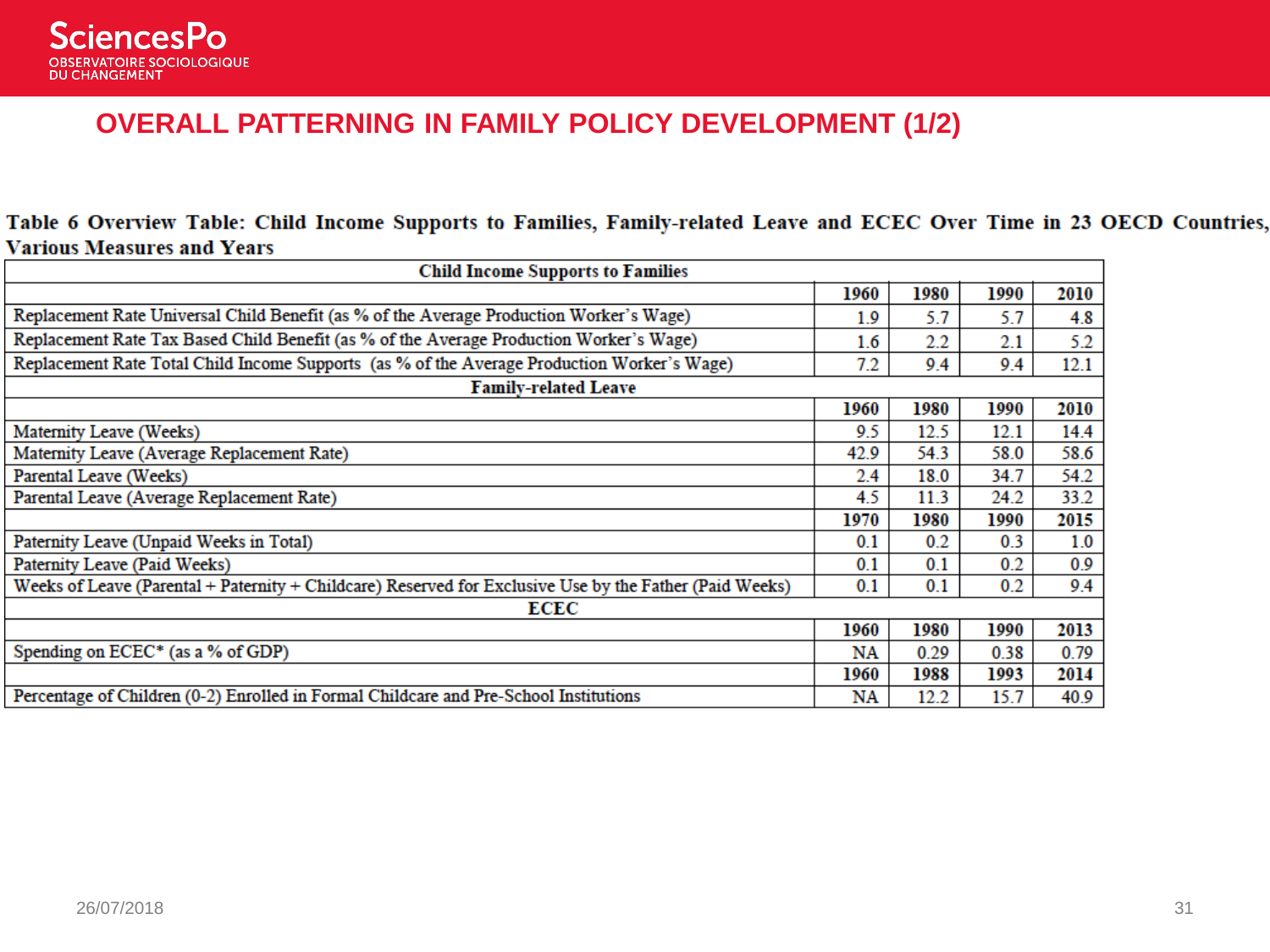# OVERALL PATTERNING IN FAMILY POLICY DEVELOPMENT (1/2)

**Table 6 Overview Table: Child Income Supports to Families, Family-related Leave and ECEC Over Time in 23 OECD Countries, Various Measures and Years**

| Child Income Supports to Families | | | | |
|---|---|---|---|---|
| | **1960** | **1980** | **1990** | **2010** |
| Replacement Rate Universal Child Benefit (as % of the Average Production Worker's Wage) | 1.9 | 5.7 | 5.7 | 4.8 |
| Replacement Rate Tax Based Child Benefit (as % of the Average Production Worker's Wage) | 1.6 | 2.2 | 2.1 | 5.2 |
| Replacement Rate Total Child Income Supports (as % of the Average Production Worker's Wage) | 7.2 | 9.4 | 9.4 | 12.1 |
| **Family-related Leave** | | | | |
| | **1960** | **1980** | **1990** | **2010** |
| Maternity Leave (Weeks) | 9.5 | 12.5 | 12.1 | 14.4 |
| Maternity Leave (Average Replacement Rate) | 42.9 | 54.3 | 58.0 | 58.6 |
| Parental Leave (Weeks) | 2.4 | 18.0 | 34.7 | 54.2 |
| Parental Leave (Average Replacement Rate) | 4.5 | 11.3 | 24.2 | 33.2 |
| | **1970** | **1980** | **1990** | **2015** |
| Paternity Leave (Unpaid Weeks in Total) | 0.1 | 0.2 | 0.3 | 1.0 |
| Paternity Leave (Paid Weeks) | 0.1 | 0.1 | 0.2 | 0.9 |
| Weeks of Leave (Parental + Paternity + Childcare) Reserved for Exclusive Use by the Father (Paid Weeks) | 0.1 | 0.1 | 0.2 | 9.4 |
| **ECEC** | | | | |
| | **1960** | **1980** | **1990** | **2013** |
| Spending on ECEC* (as a % of GDP) | NA | 0.29 | 0.38 | 0.79 |
| | **1960** | **1988** | **1993** | **2014** |
| Percentage of Children (0-2) Enrolled in Formal Childcare and Pre-School Institutions | NA | 12.2 | 15.7 | 40.9 |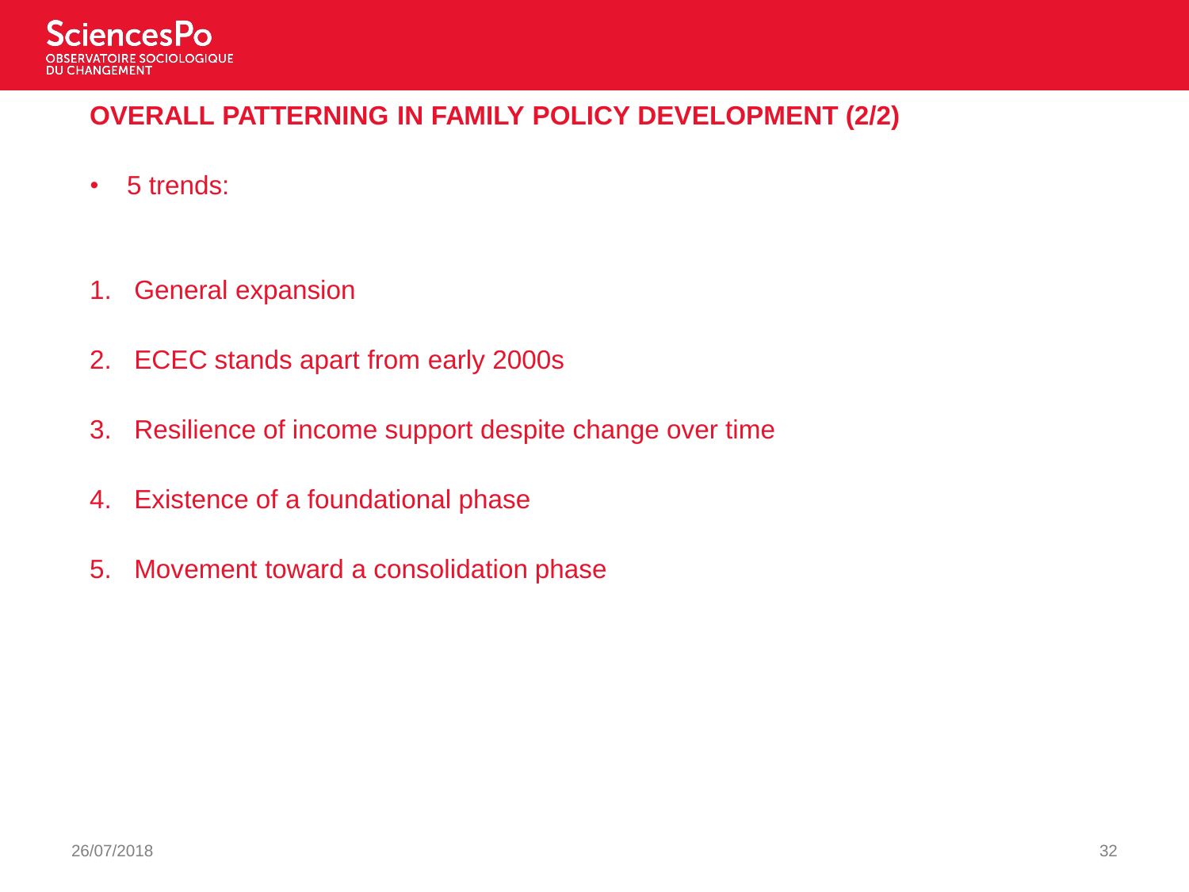## OVERALL PATTERNING IN FAMILY POLICY DEVELOPMENT (2/2)

- 5 trends:

1. General expansion
2. ECEC stands apart from early 2000s
3. Resilience of income support despite change over time
4. Existence of a foundational phase
5. Movement toward a consolidation phase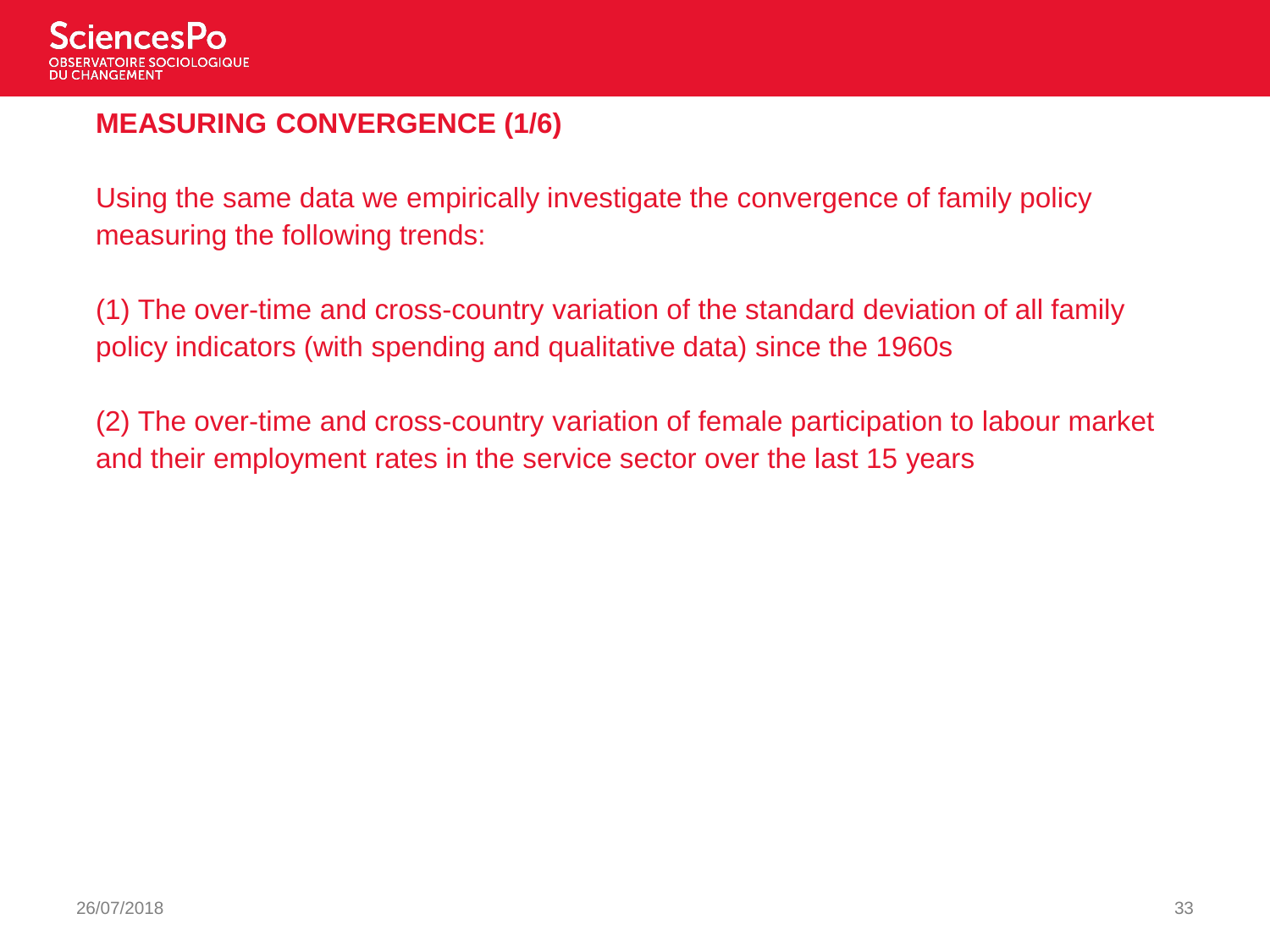## MEASURING CONVERGENCE (1/6)

Using the same data we empirically investigate the convergence of family policy measuring the following trends:

(1) The over-time and cross-country variation of the standard deviation of all family policy indicators (with spending and qualitative data) since the 1960s

(2) The over-time and cross-country variation of female participation to labour market and their employment rates in the service sector over the last 15 years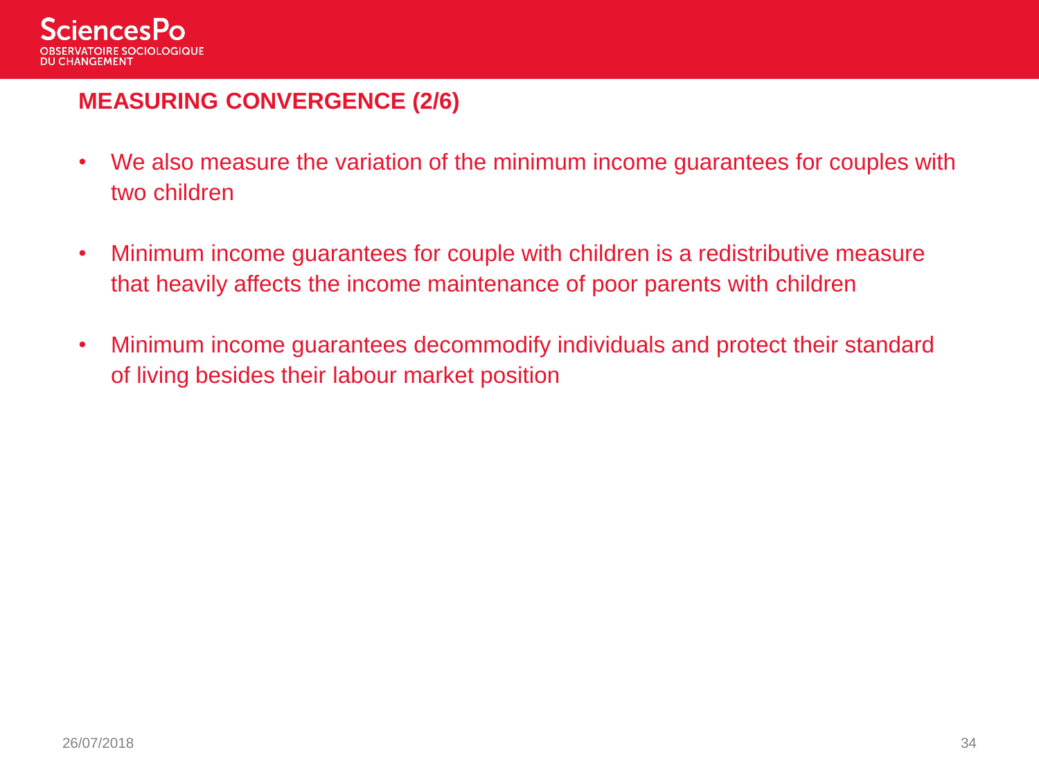## MEASURING CONVERGENCE (2/6)

- We also measure the variation of the minimum income guarantees for couples with two children
- Minimum income guarantees for couple with children is a redistributive measure that heavily affects the income maintenance of poor parents with children
- Minimum income guarantees decommodify individuals and protect their standard of living besides their labour market position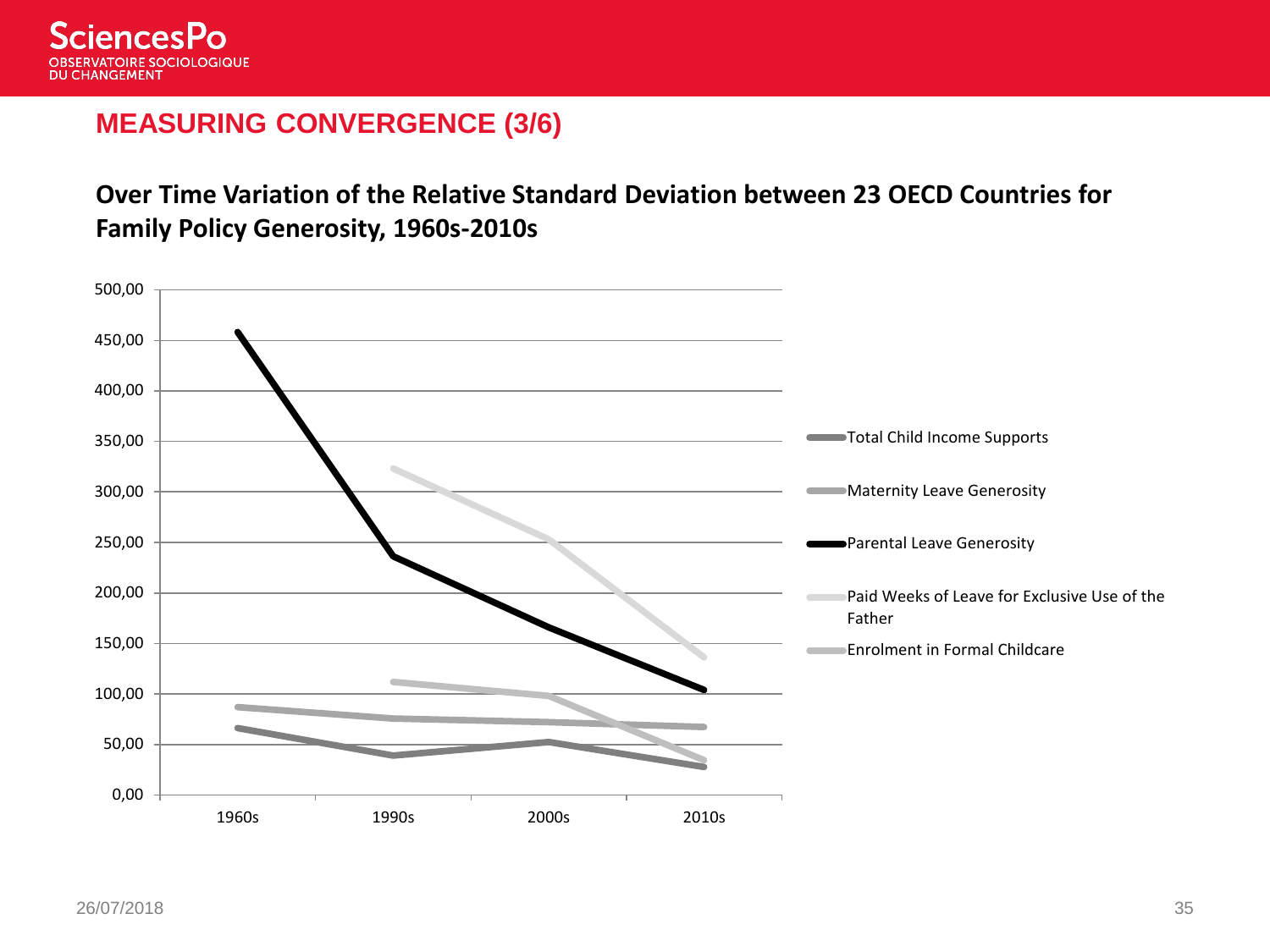## MEASURING CONVERGENCE (3/6)

**Over Time Variation of the Relative Standard Deviation between 23 OECD Countries for Family Policy Generosity, 1960s-2010s**

500,00
450,00
400,00
350,00
300,00
250,00
200,00
150,00
100,00
50,00
0,00

1960s 1990s 2000s 2010s

- Total Child Income Supports
- Maternity Leave Generosity
- Parental Leave Generosity
- Paid Weeks of Leave for Exclusive Use of the Father
- Enrolment in Formal Childcare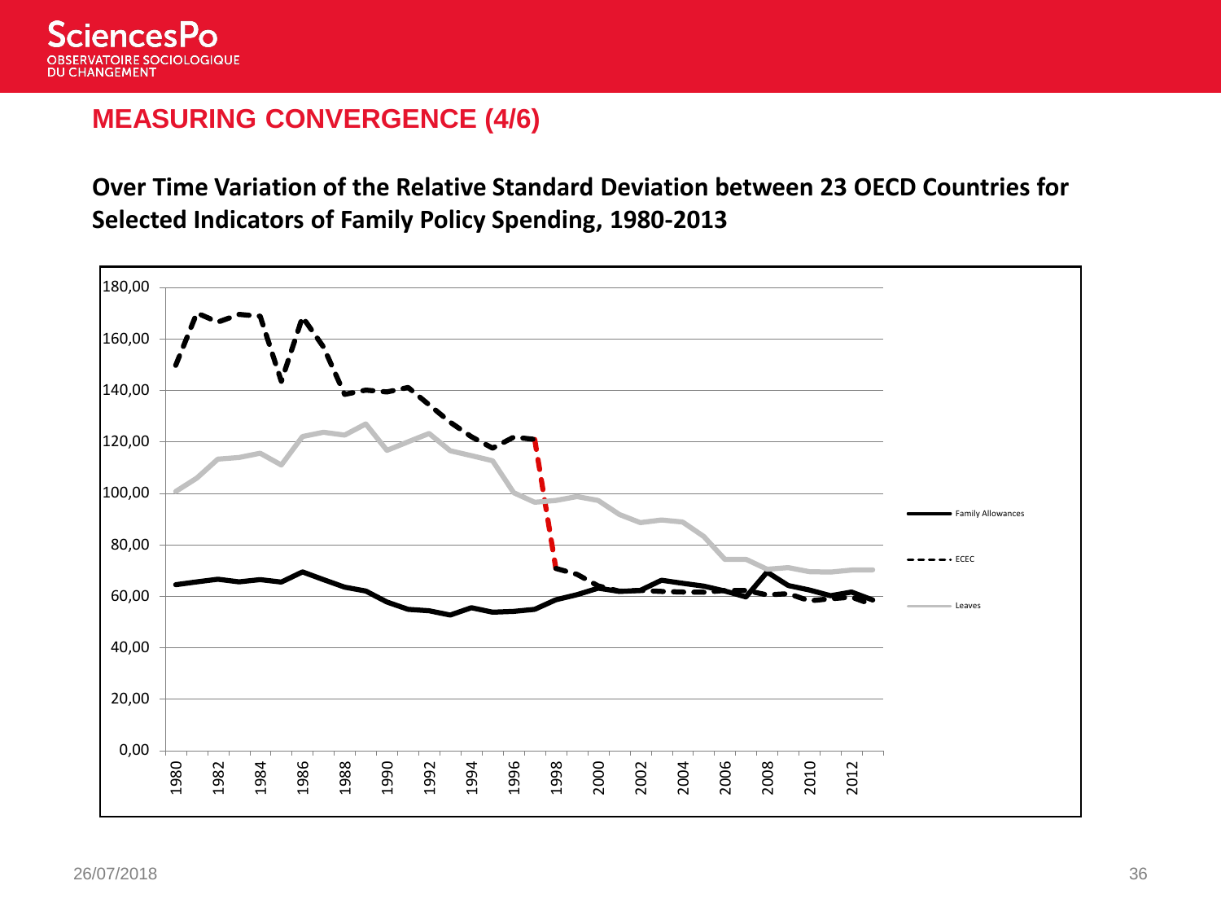## MEASURING CONVERGENCE (4/6)

**Over Time Variation of the Relative Standard Deviation between 23 OECD Countries for Selected Indicators of Family Policy Spending, 1980-2013**

180,00
160,00
140,00
120,00
100,00
80,00
60,00
40,00
20,00
0,00

1980 1982 1984 1986 1988 1990 1992 1994 1996 1998 2000 2002 2004 2006 2008 2010 2012

Family Allowances
ECEC
Leaves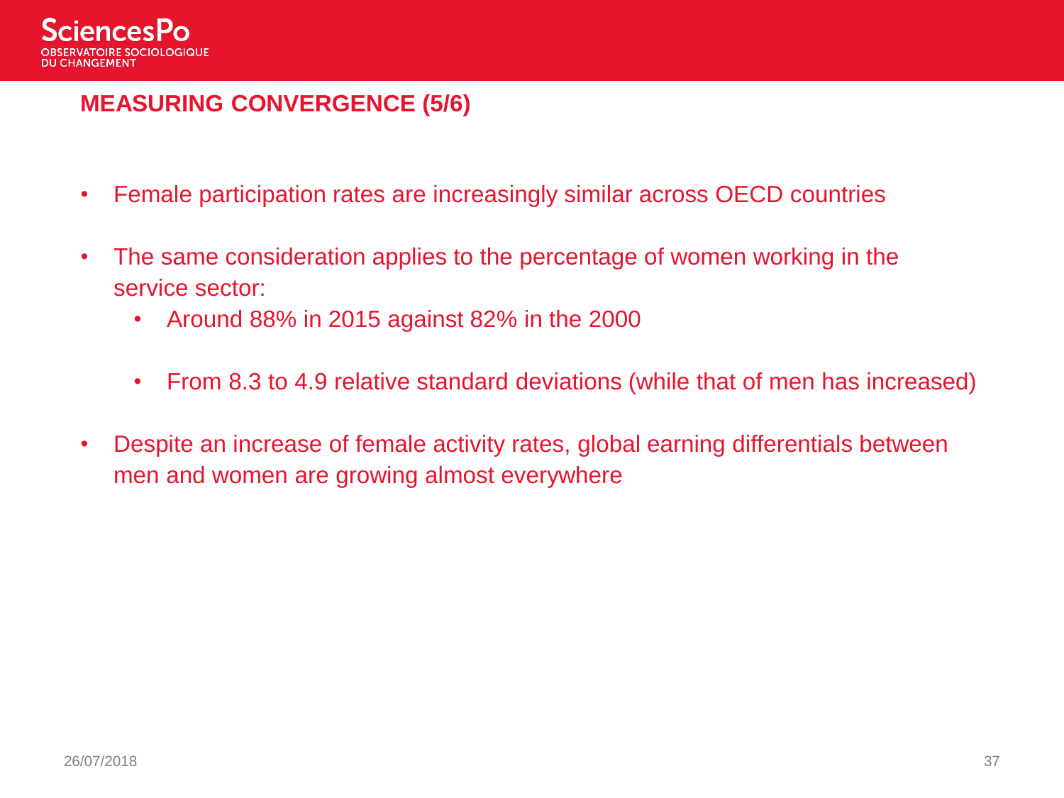## MEASURING CONVERGENCE (5/6)

- Female participation rates are increasingly similar across OECD countries
- The same consideration applies to the percentage of women working in the service sector:
  - Around 88% in 2015 against 82% in the 2000
  - From 8.3 to 4.9 relative standard deviations (while that of men has increased)
- Despite an increase of female activity rates, global earning differentials between men and women are growing almost everywhere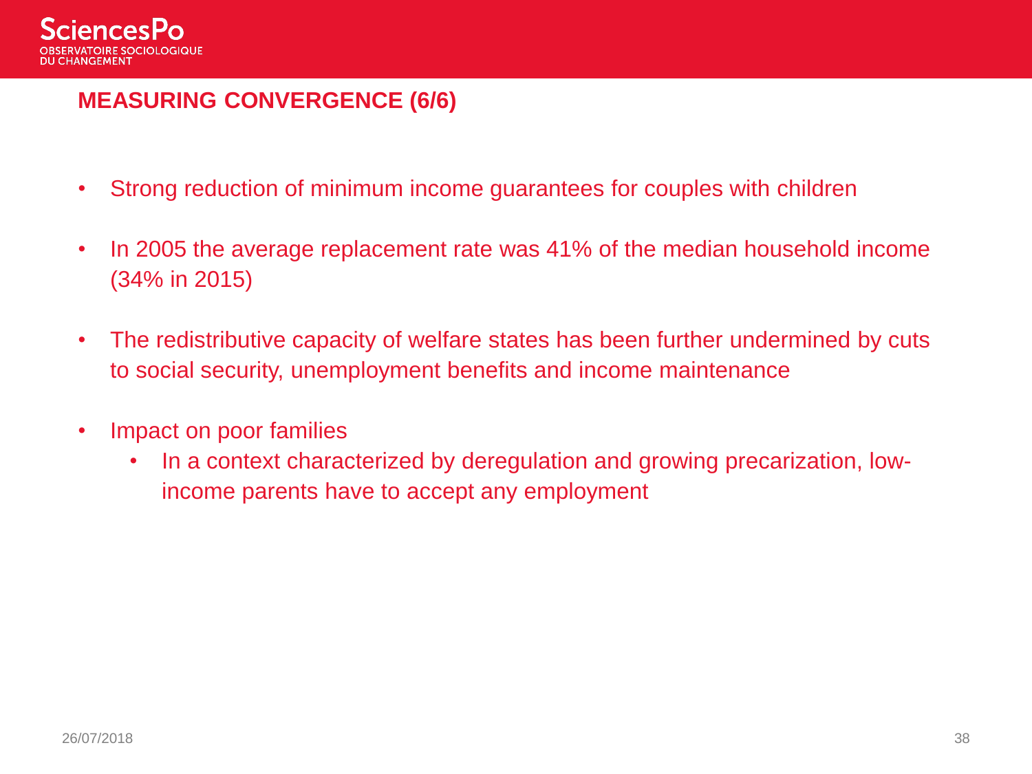## MEASURING CONVERGENCE (6/6)

- Strong reduction of minimum income guarantees for couples with children
- In 2005 the average replacement rate was 41% of the median household income (34% in 2015)
- The redistributive capacity of welfare states has been further undermined by cuts to social security, unemployment benefits and income maintenance
- Impact on poor families
    - In a context characterized by deregulation and growing precarization, low-income parents have to accept any employment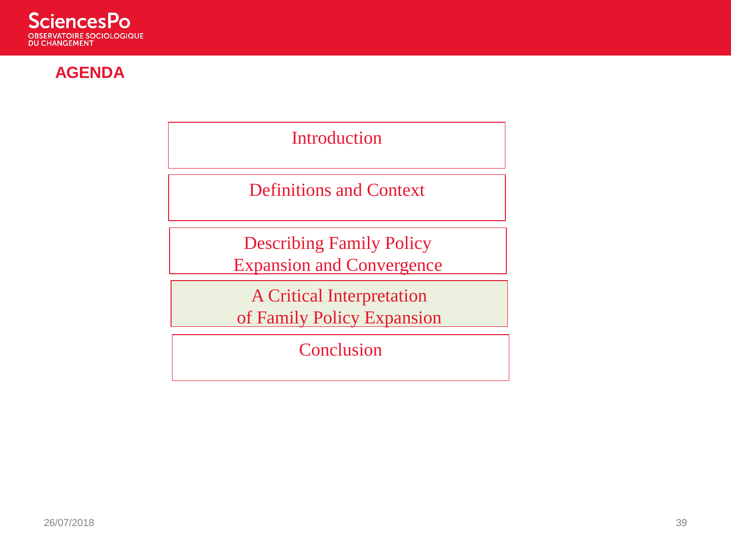## AGENDA

- Introduction
- Definitions and Context
- Describing Family Policy Expansion and Convergence
- A Critical Interpretation of Family Policy Expansion
- Conclusion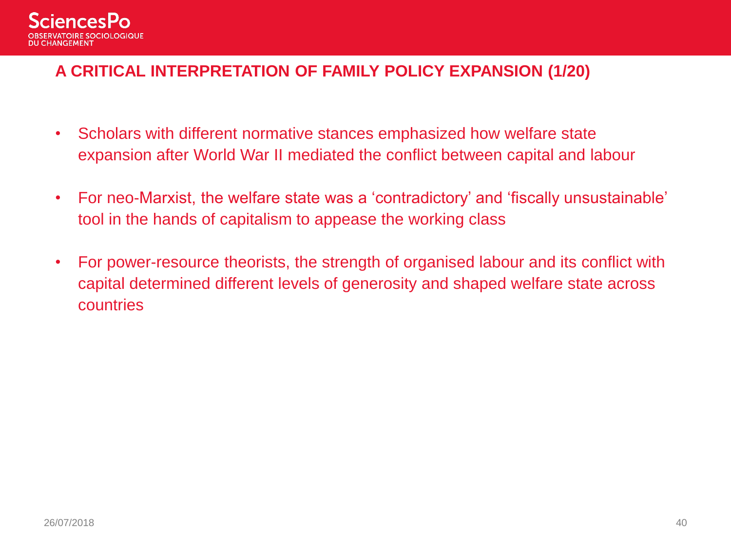## A CRITICAL INTERPRETATION OF FAMILY POLICY EXPANSION (1/20)

- Scholars with different normative stances emphasized how welfare state expansion after World War II mediated the conflict between capital and labour
- For neo-Marxist, the welfare state was a 'contradictory' and 'fiscally unsustainable' tool in the hands of capitalism to appease the working class
- For power-resource theorists, the strength of organised labour and its conflict with capital determined different levels of generosity and shaped welfare state across countries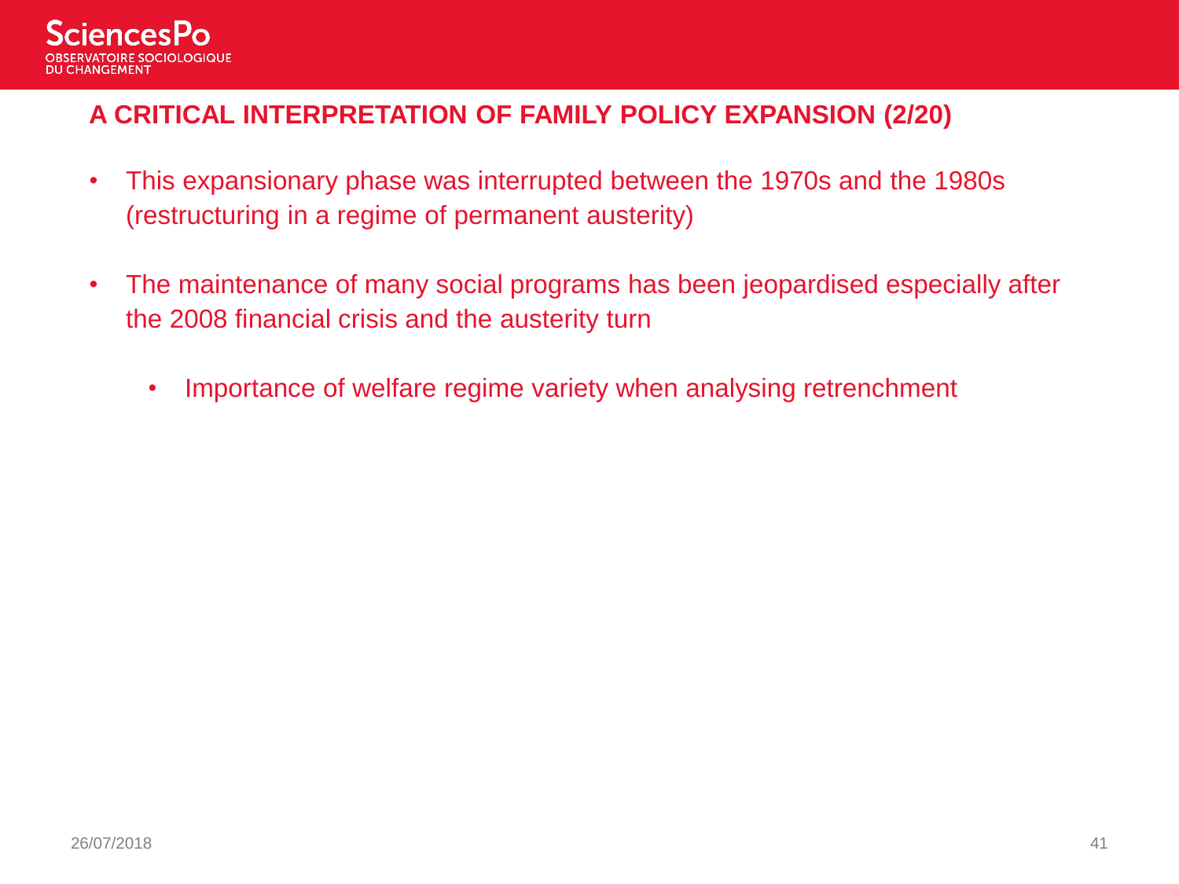## A CRITICAL INTERPRETATION OF FAMILY POLICY EXPANSION (2/20)

- This expansionary phase was interrupted between the 1970s and the 1980s (restructuring in a regime of permanent austerity)
- The maintenance of many social programs has been jeopardised especially after the 2008 financial crisis and the austerity turn
  - Importance of welfare regime variety when analysing retrenchment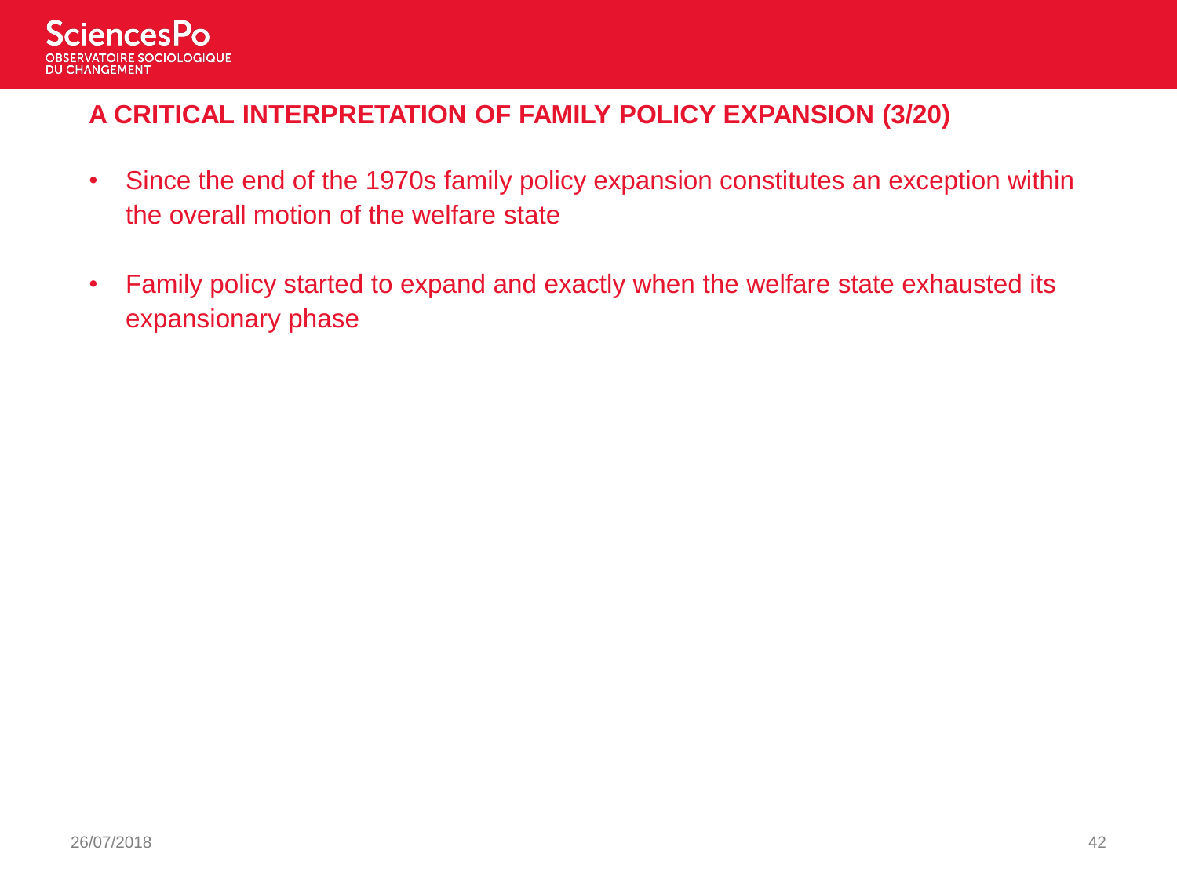## A CRITICAL INTERPRETATION OF FAMILY POLICY EXPANSION (3/20)

- Since the end of the 1970s family policy expansion constitutes an exception within the overall motion of the welfare state
- Family policy started to expand and exactly when the welfare state exhausted its expansionary phase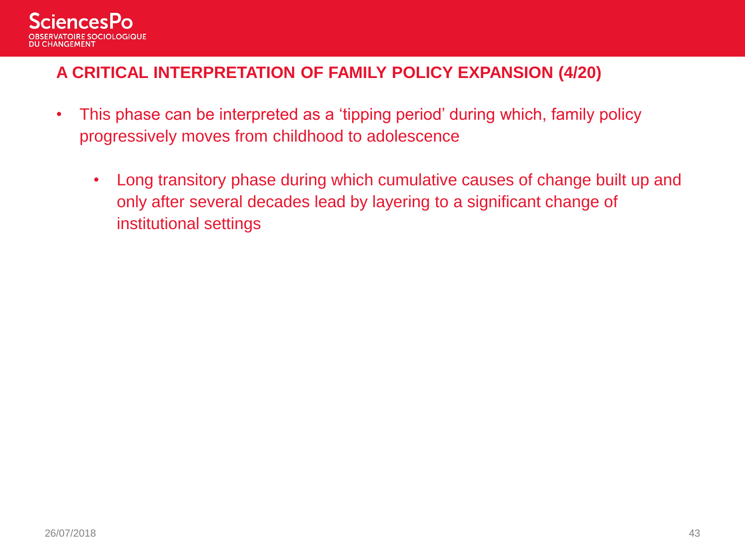## A CRITICAL INTERPRETATION OF FAMILY POLICY EXPANSION (4/20)

- This phase can be interpreted as a 'tipping period' during which, family policy progressively moves from childhood to adolescence
  - Long transitory phase during which cumulative causes of change built up and only after several decades lead by layering to a significant change of institutional settings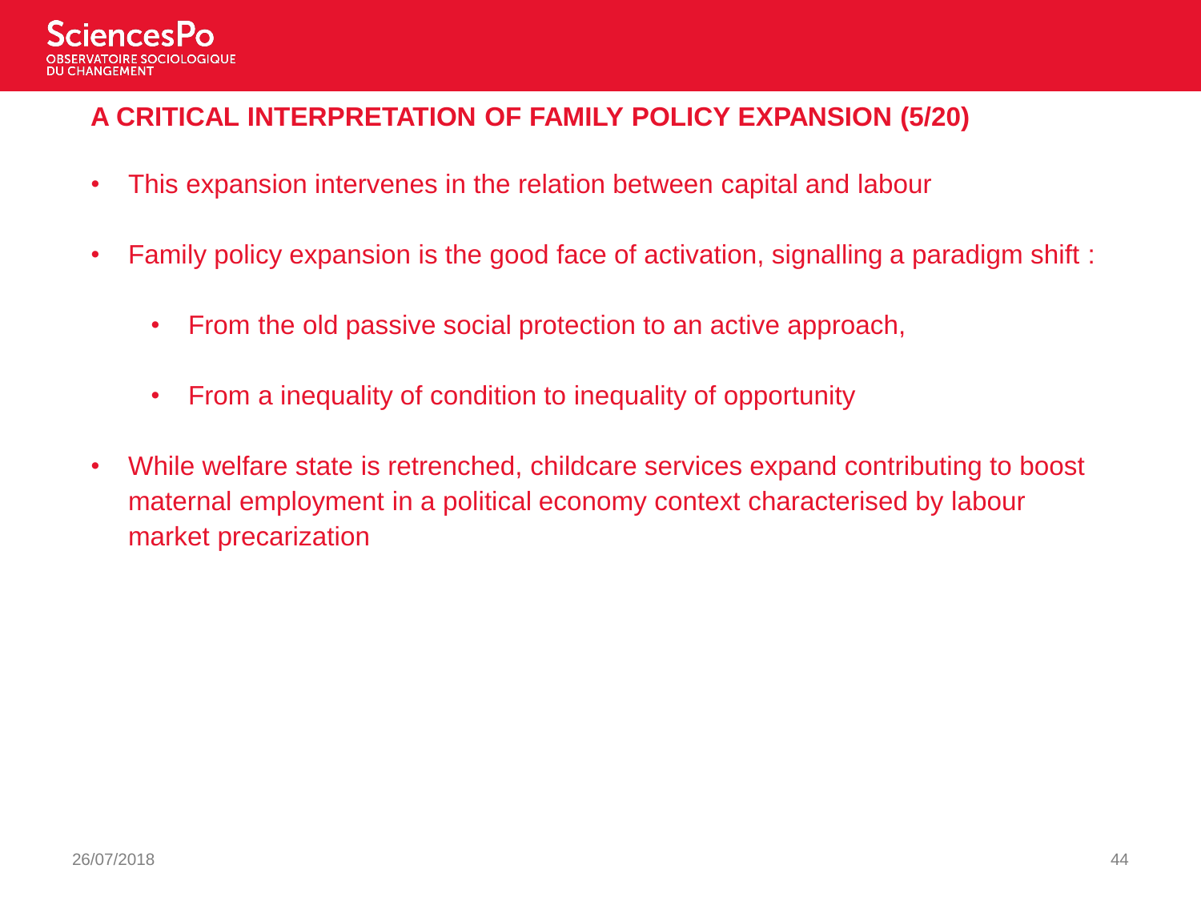## A CRITICAL INTERPRETATION OF FAMILY POLICY EXPANSION (5/20)

- This expansion intervenes in the relation between capital and labour
- Family policy expansion is the good face of activation, signalling a paradigm shift :
  - From the old passive social protection to an active approach,
  - From a inequality of condition to inequality of opportunity
- While welfare state is retrenched, childcare services expand contributing to boost maternal employment in a political economy context characterised by labour market precarization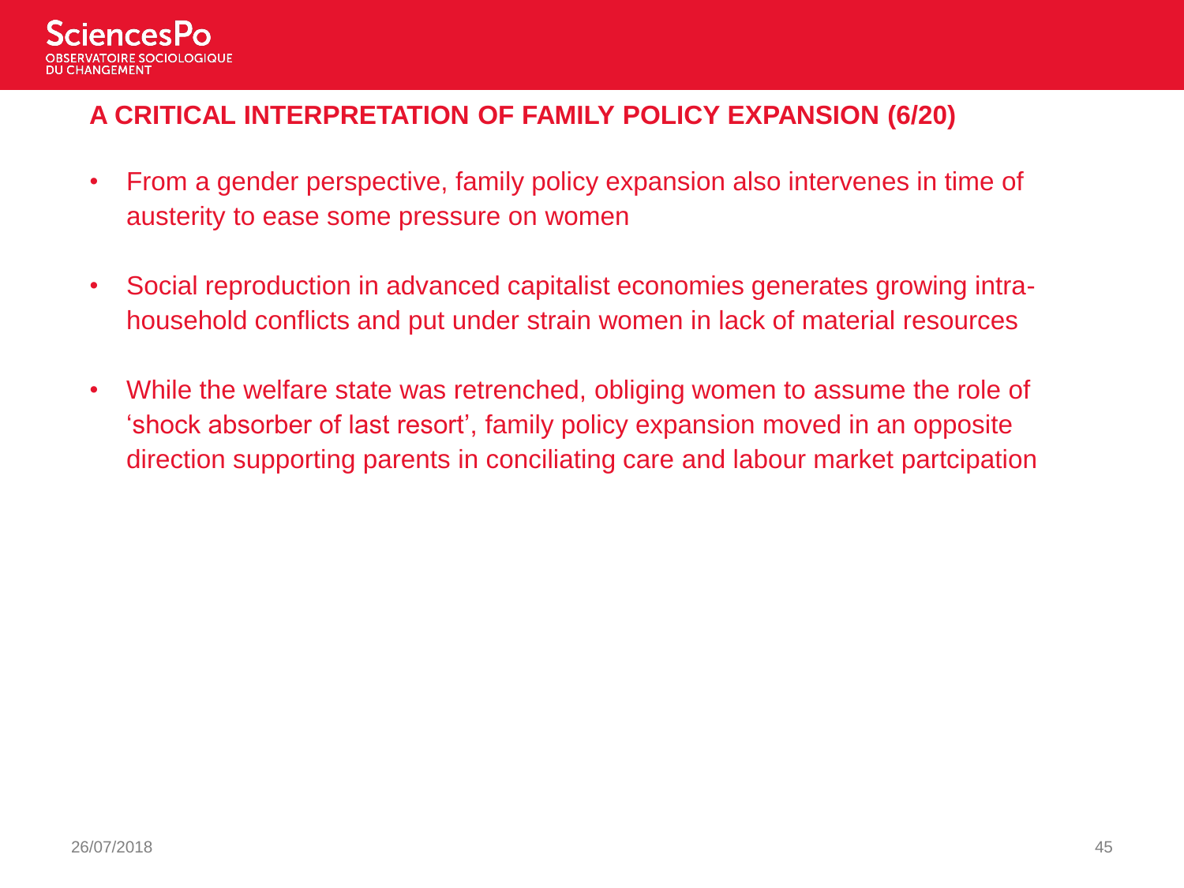## A CRITICAL INTERPRETATION OF FAMILY POLICY EXPANSION (6/20)

- From a gender perspective, family policy expansion also intervenes in time of austerity to ease some pressure on women
- Social reproduction in advanced capitalist economies generates growing intra-household conflicts and put under strain women in lack of material resources
- While the welfare state was retrenched, obliging women to assume the role of 'shock absorber of last resort', family policy expansion moved in an opposite direction supporting parents in conciliating care and labour market partcipation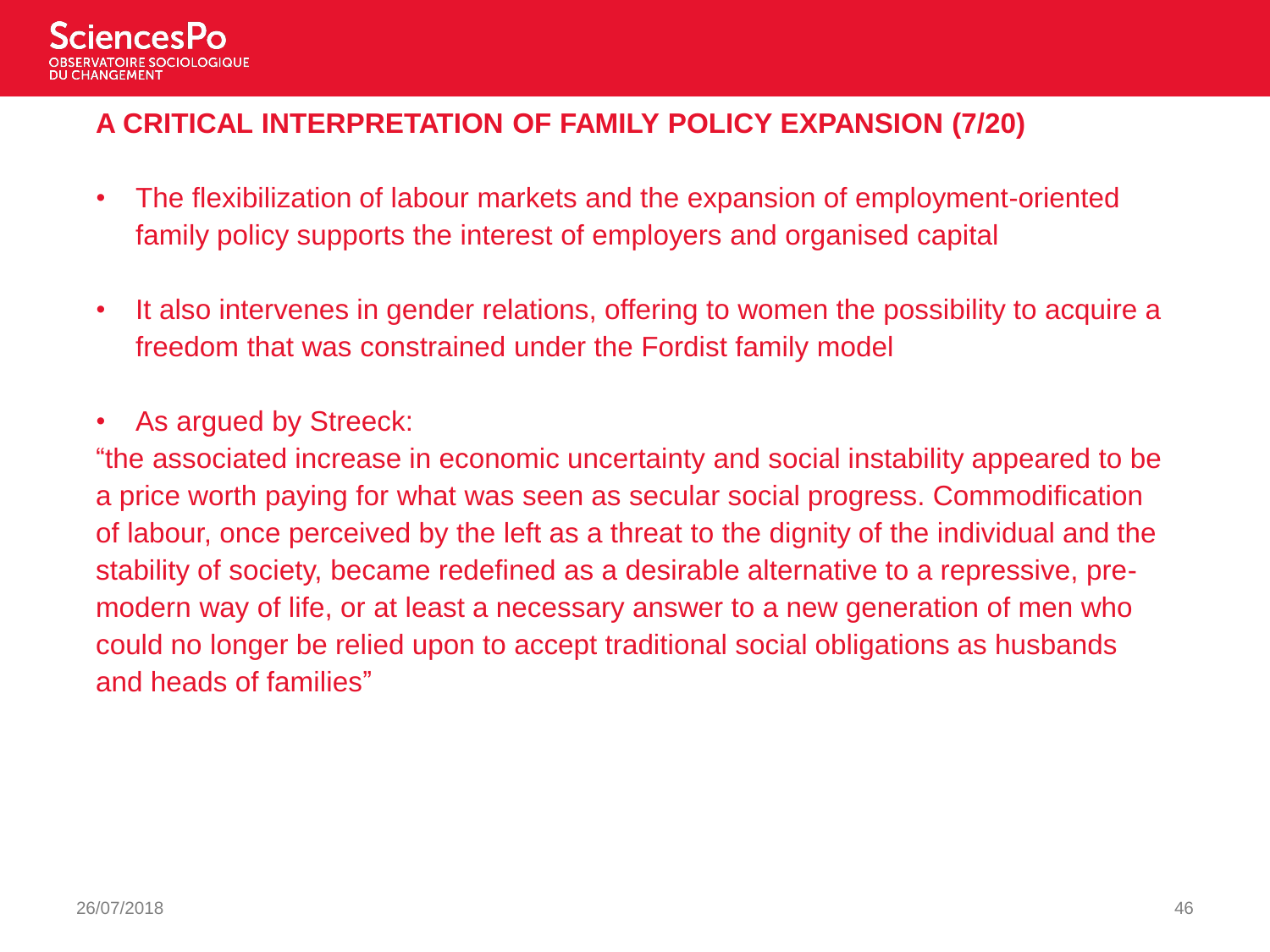## A CRITICAL INTERPRETATION OF FAMILY POLICY EXPANSION (7/20)

- The flexibilization of labour markets and the expansion of employment-oriented family policy supports the interest of employers and organised capital
- It also intervenes in gender relations, offering to women the possibility to acquire a freedom that was constrained under the Fordist family model
- As argued by Streeck:

"the associated increase in economic uncertainty and social instability appeared to be a price worth paying for what was seen as secular social progress. Commodification of labour, once perceived by the left as a threat to the dignity of the individual and the stability of society, became redefined as a desirable alternative to a repressive, pre-modern way of life, or at least a necessary answer to a new generation of men who could no longer be relied upon to accept traditional social obligations as husbands and heads of families"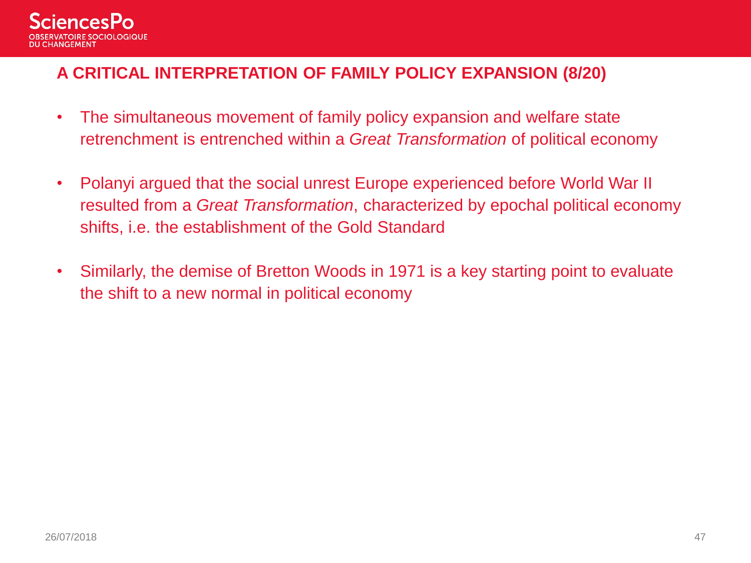## A CRITICAL INTERPRETATION OF FAMILY POLICY EXPANSION (8/20)

- The simultaneous movement of family policy expansion and welfare state retrenchment is entrenched within a *Great Transformation* of political economy
- Polanyi argued that the social unrest Europe experienced before World War II resulted from a *Great Transformation*, characterized by epochal political economy shifts, i.e. the establishment of the Gold Standard
- Similarly, the demise of Bretton Woods in 1971 is a key starting point to evaluate the shift to a new normal in political economy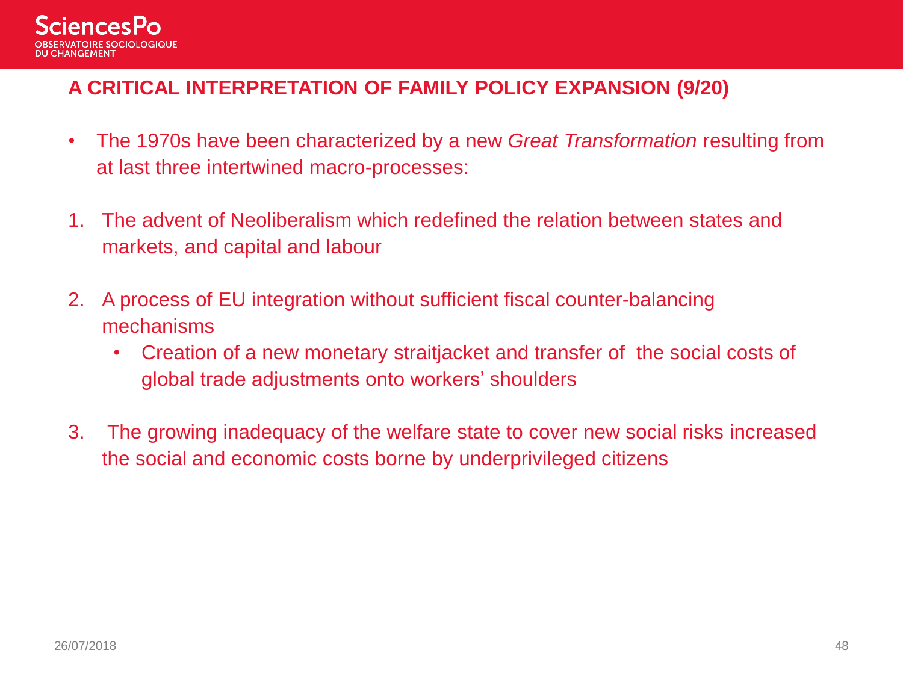## A CRITICAL INTERPRETATION OF FAMILY POLICY EXPANSION (9/20)

- The 1970s have been characterized by a new *Great Transformation* resulting from at last three intertwined macro-processes:

1. The advent of Neoliberalism which redefined the relation between states and markets, and capital and labour

2. A process of EU integration without sufficient fiscal counter-balancing mechanisms
   - Creation of a new monetary straitjacket and transfer of  the social costs of global trade adjustments onto workers' shoulders

3. The growing inadequacy of the welfare state to cover new social risks increased the social and economic costs borne by underprivileged citizens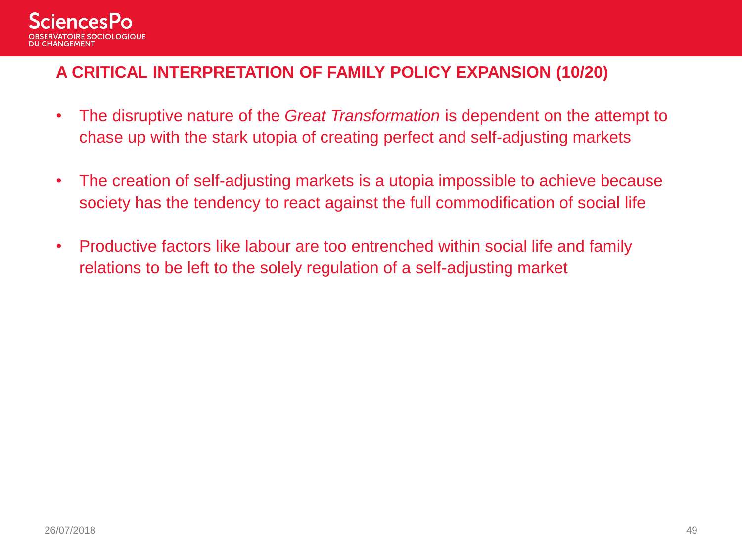## A CRITICAL INTERPRETATION OF FAMILY POLICY EXPANSION (10/20)

- The disruptive nature of the *Great Transformation* is dependent on the attempt to chase up with the stark utopia of creating perfect and self-adjusting markets
- The creation of self-adjusting markets is a utopia impossible to achieve because society has the tendency to react against the full commodification of social life
- Productive factors like labour are too entrenched within social life and family relations to be left to the solely regulation of a self-adjusting market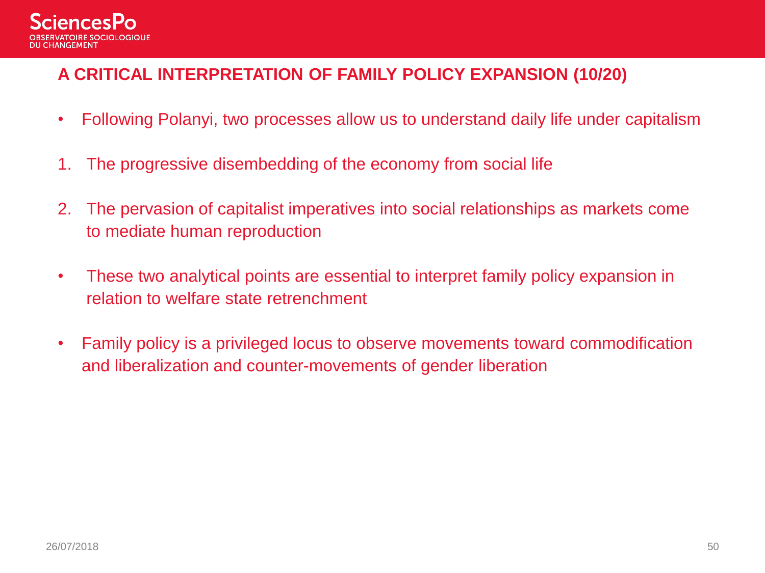## A CRITICAL INTERPRETATION OF FAMILY POLICY EXPANSION (10/20)

- Following Polanyi, two processes allow us to understand daily life under capitalism

1. The progressive disembedding of the economy from social life
2. The pervasion of capitalist imperatives into social relationships as markets come to mediate human reproduction

- These two analytical points are essential to interpret family policy expansion in relation to welfare state retrenchment
- Family policy is a privileged locus to observe movements toward commodification and liberalization and counter-movements of gender liberation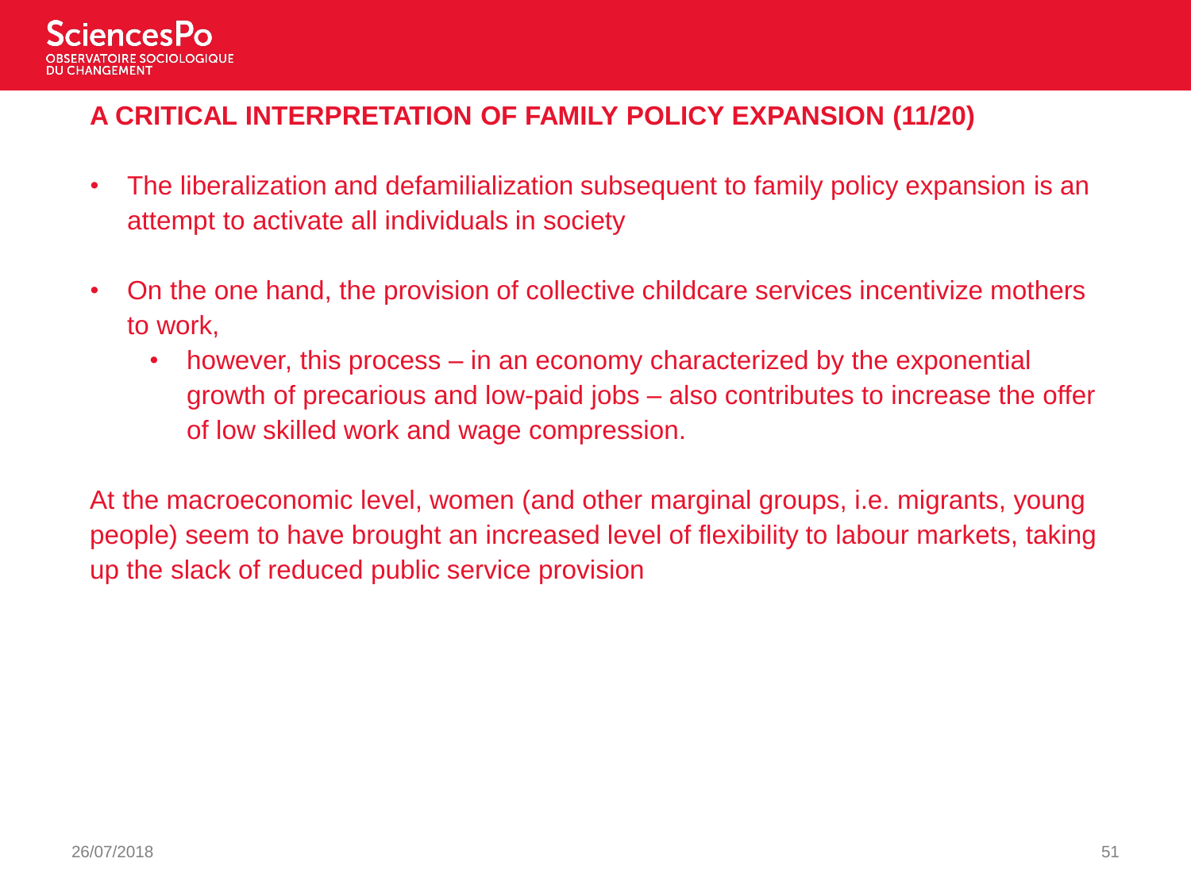## A CRITICAL INTERPRETATION OF FAMILY POLICY EXPANSION (11/20)

- The liberalization and defamilialization subsequent to family policy expansion is an attempt to activate all individuals in society
- On the one hand, the provision of collective childcare services incentivize mothers to work,
  - however, this process – in an economy characterized by the exponential growth of precarious and low-paid jobs – also contributes to increase the offer of low skilled work and wage compression.

At the macroeconomic level, women (and other marginal groups, i.e. migrants, young people) seem to have brought an increased level of flexibility to labour markets, taking up the slack of reduced public service provision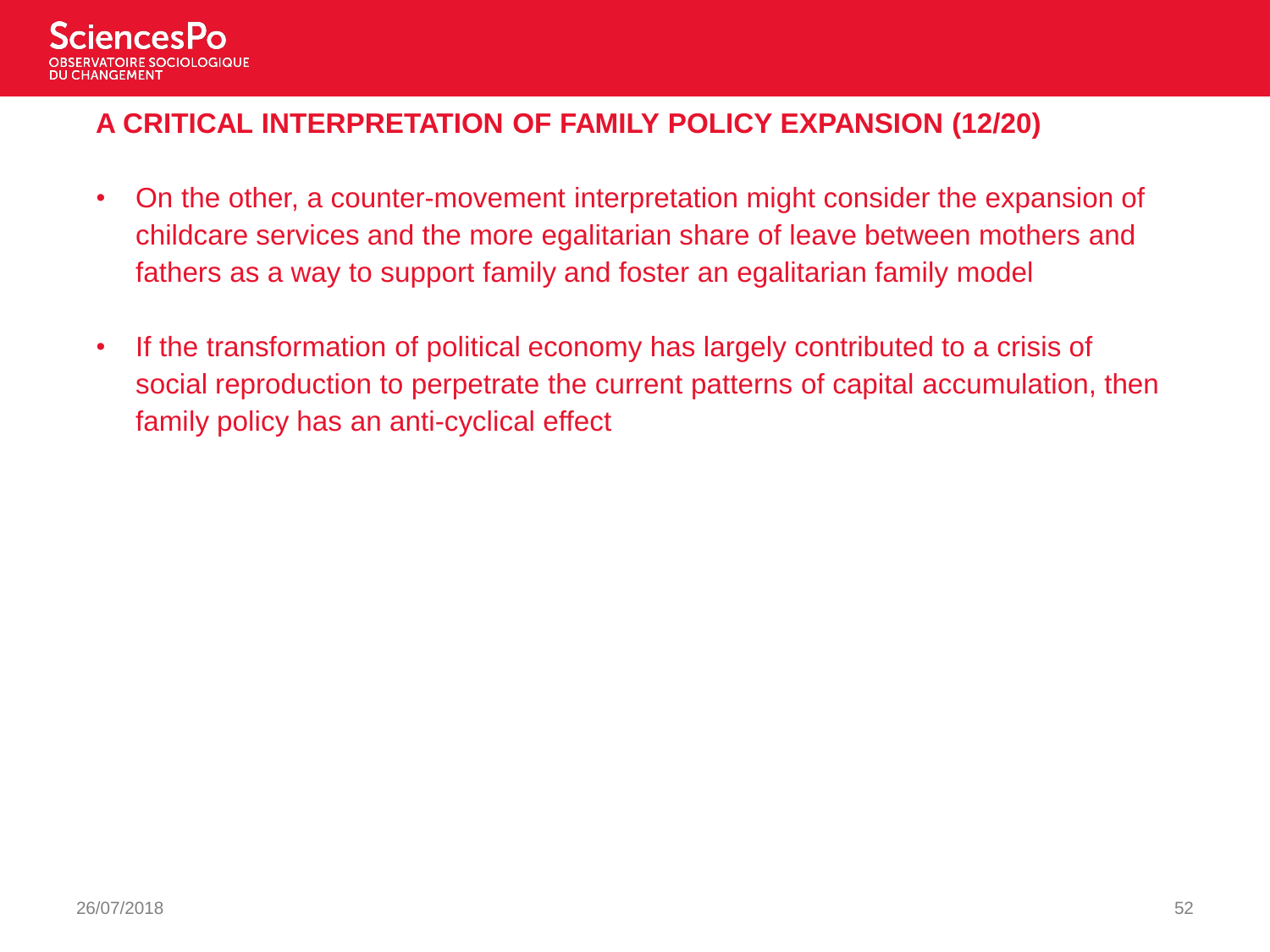## A CRITICAL INTERPRETATION OF FAMILY POLICY EXPANSION (12/20)

- On the other, a counter-movement interpretation might consider the expansion of childcare services and the more egalitarian share of leave between mothers and fathers as a way to support family and foster an egalitarian family model
- If the transformation of political economy has largely contributed to a crisis of social reproduction to perpetrate the current patterns of capital accumulation, then family policy has an anti-cyclical effect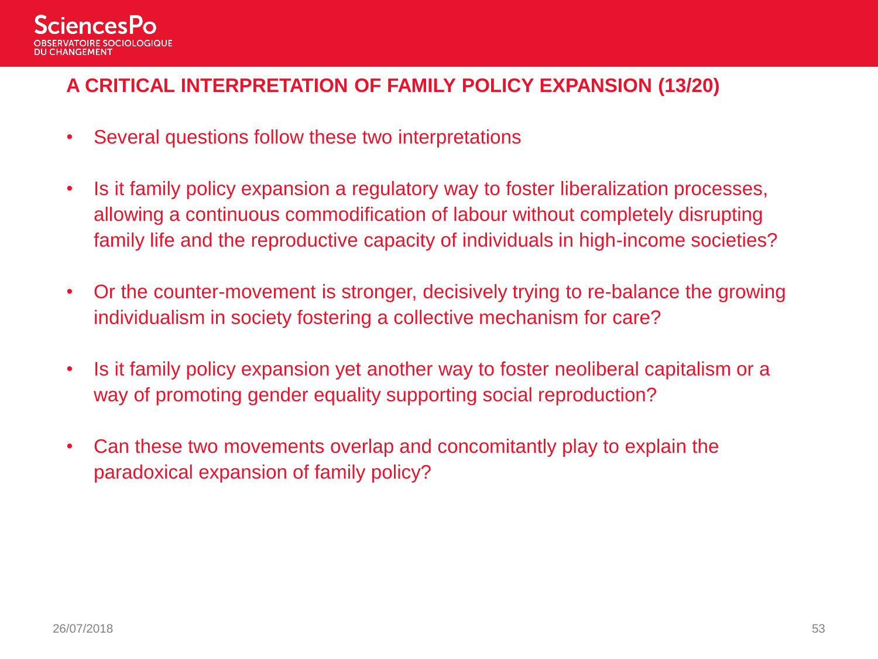## A CRITICAL INTERPRETATION OF FAMILY POLICY EXPANSION (13/20)

- Several questions follow these two interpretations
- Is it family policy expansion a regulatory way to foster liberalization processes, allowing a continuous commodification of labour without completely disrupting family life and the reproductive capacity of individuals in high-income societies?
- Or the counter-movement is stronger, decisively trying to re-balance the growing individualism in society fostering a collective mechanism for care?
- Is it family policy expansion yet another way to foster neoliberal capitalism or a way of promoting gender equality supporting social reproduction?
- Can these two movements overlap and concomitantly play to explain the paradoxical expansion of family policy?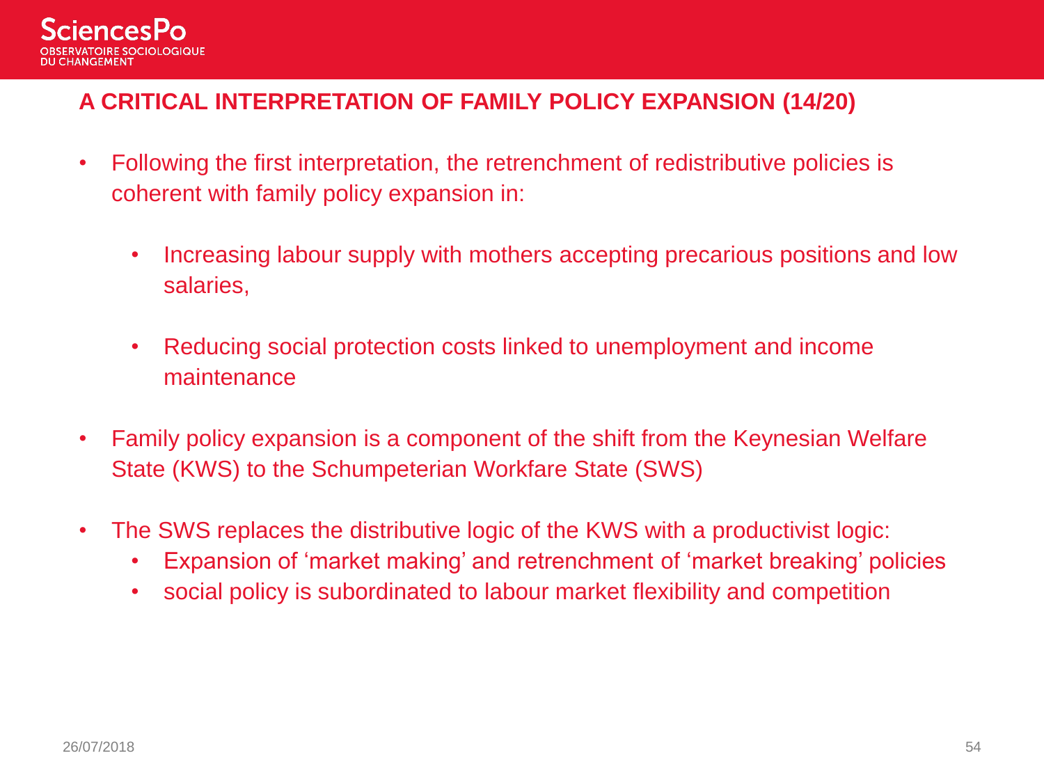## A CRITICAL INTERPRETATION OF FAMILY POLICY EXPANSION (14/20)

- Following the first interpretation, the retrenchment of redistributive policies is coherent with family policy expansion in:
  - Increasing labour supply with mothers accepting precarious positions and low salaries,
  - Reducing social protection costs linked to unemployment and income maintenance
- Family policy expansion is a component of the shift from the Keynesian Welfare State (KWS) to the Schumpeterian Workfare State (SWS)
- The SWS replaces the distributive logic of the KWS with a productivist logic:
  - Expansion of 'market making' and retrenchment of 'market breaking' policies
  - social policy is subordinated to labour market flexibility and competition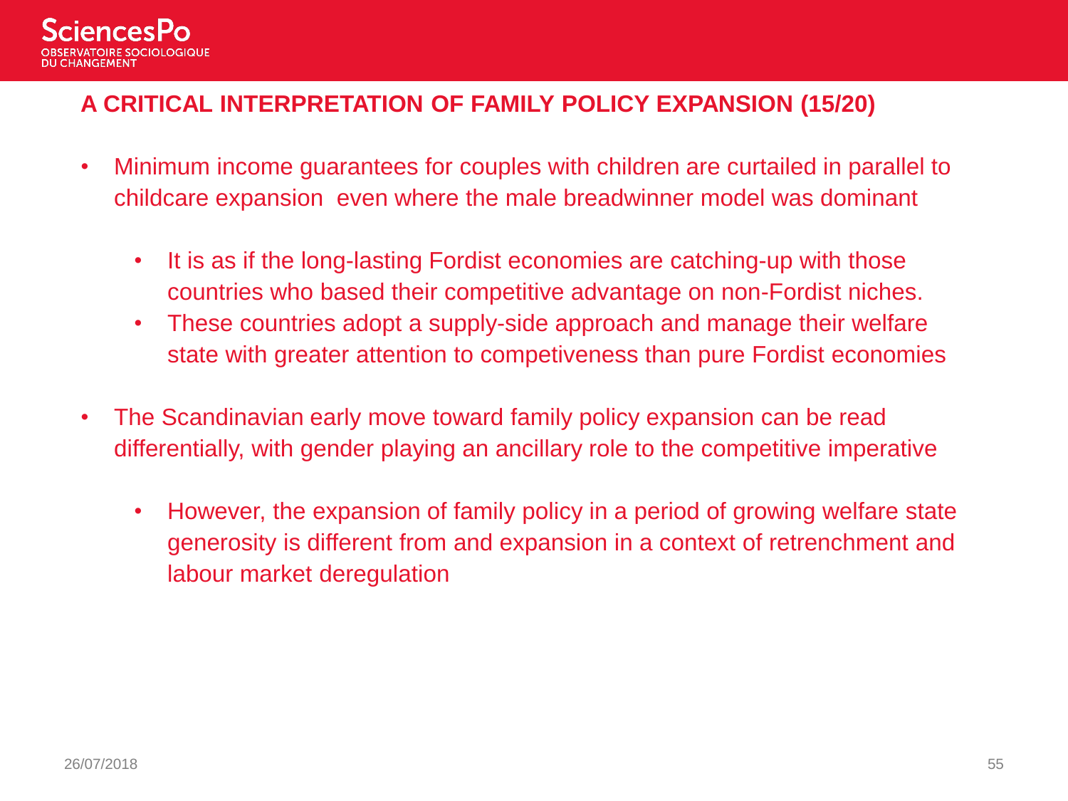# A CRITICAL INTERPRETATION OF FAMILY POLICY EXPANSION (15/20)

- Minimum income guarantees for couples with children are curtailed in parallel to childcare expansion  even where the male breadwinner model was dominant
  - It is as if the long-lasting Fordist economies are catching-up with those countries who based their competitive advantage on non-Fordist niches.
  - These countries adopt a supply-side approach and manage their welfare state with greater attention to competiveness than pure Fordist economies
- The Scandinavian early move toward family policy expansion can be read differentially, with gender playing an ancillary role to the competitive imperative
  - However, the expansion of family policy in a period of growing welfare state generosity is different from and expansion in a context of retrenchment and labour market deregulation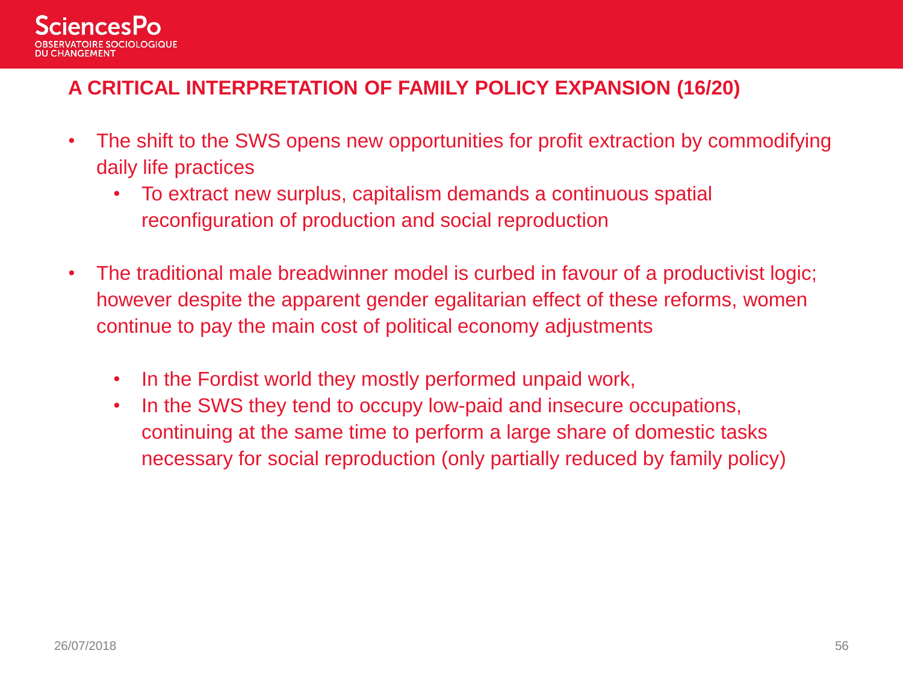## A CRITICAL INTERPRETATION OF FAMILY POLICY EXPANSION (16/20)

- The shift to the SWS opens new opportunities for profit extraction by commodifying daily life practices
  - To extract new surplus, capitalism demands a continuous spatial reconfiguration of production and social reproduction
- The traditional male breadwinner model is curbed in favour of a productivist logic; however despite the apparent gender egalitarian effect of these reforms, women continue to pay the main cost of political economy adjustments
  - In the Fordist world they mostly performed unpaid work,
  - In the SWS they tend to occupy low-paid and insecure occupations, continuing at the same time to perform a large share of domestic tasks necessary for social reproduction (only partially reduced by family policy)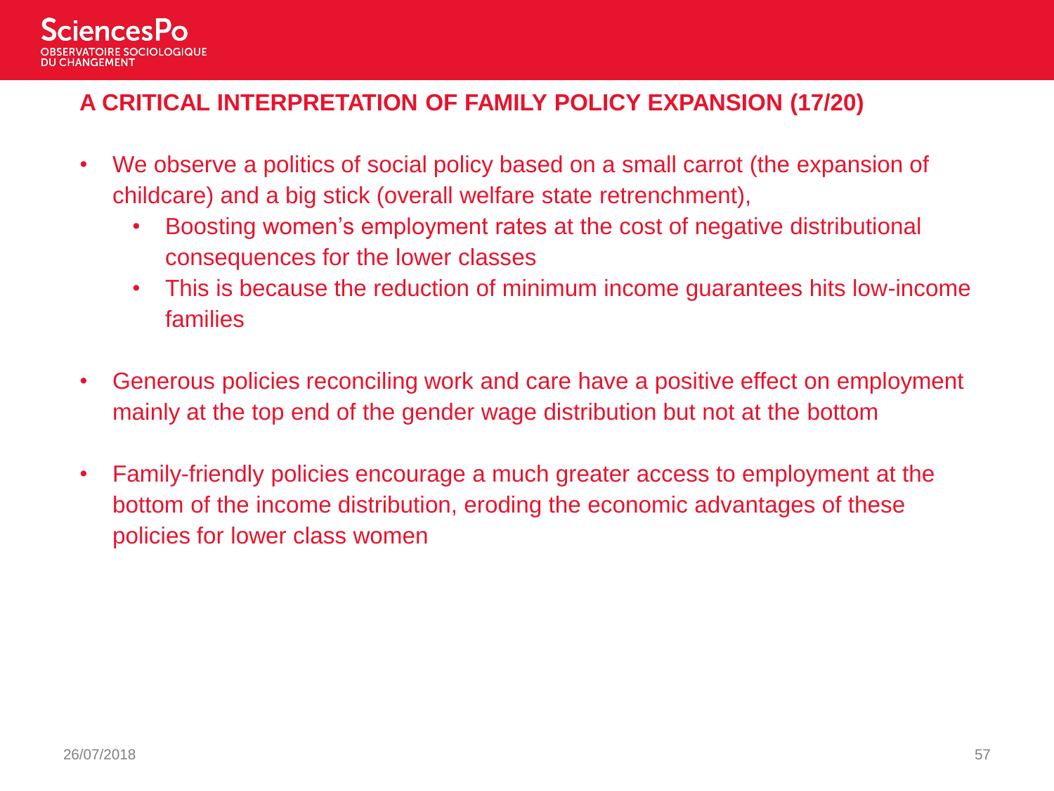## A CRITICAL INTERPRETATION OF FAMILY POLICY EXPANSION (17/20)

- We observe a politics of social policy based on a small carrot (the expansion of childcare) and a big stick (overall welfare state retrenchment),
  - Boosting women's employment rates at the cost of negative distributional consequences for the lower classes
  - This is because the reduction of minimum income guarantees hits low-income families
- Generous policies reconciling work and care have a positive effect on employment mainly at the top end of the gender wage distribution but not at the bottom
- Family-friendly policies encourage a much greater access to employment at the bottom of the income distribution, eroding the economic advantages of these policies for lower class women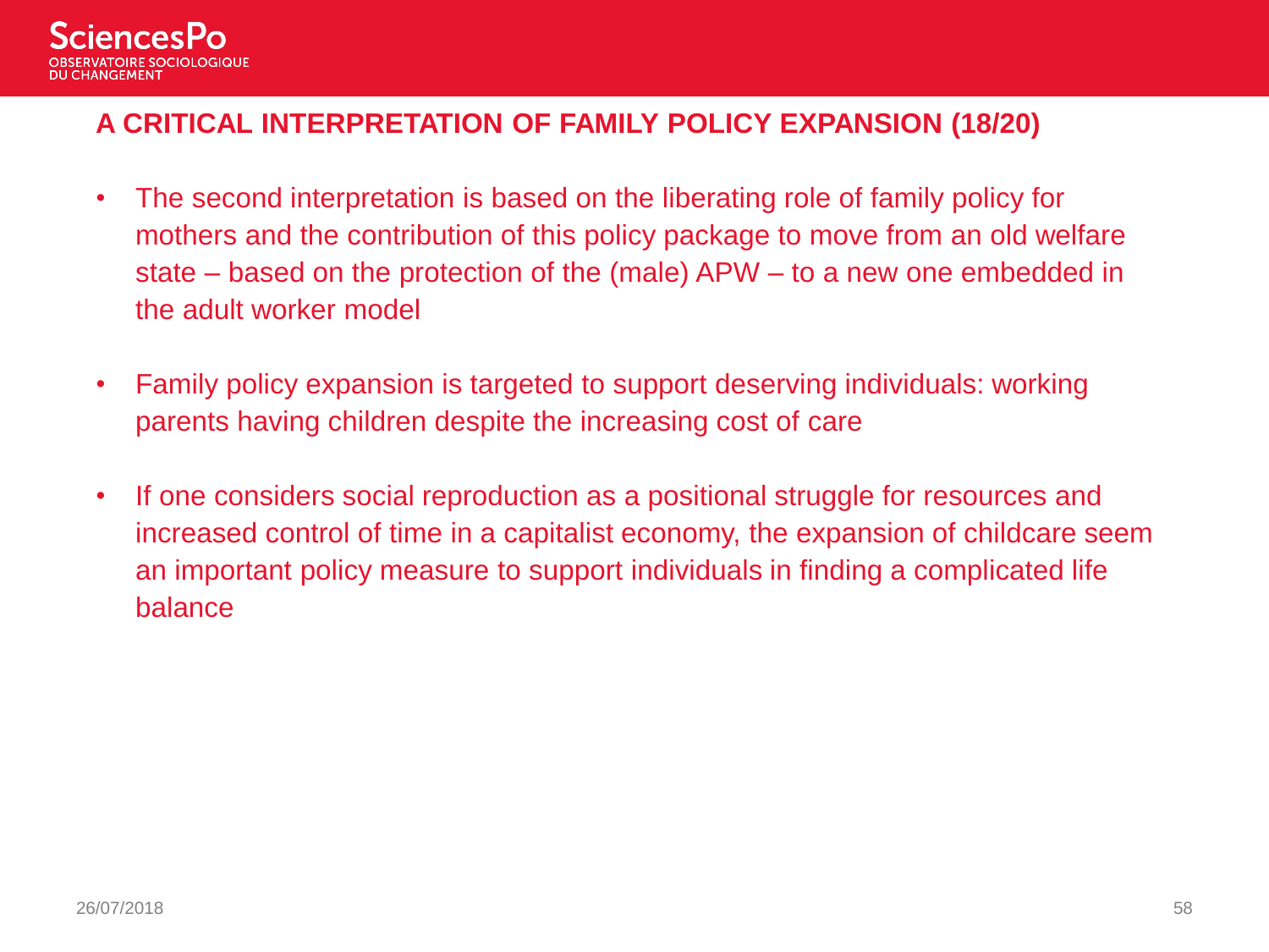## A CRITICAL INTERPRETATION OF FAMILY POLICY EXPANSION (18/20)

- The second interpretation is based on the liberating role of family policy for mothers and the contribution of this policy package to move from an old welfare state – based on the protection of the (male) APW – to a new one embedded in the adult worker model

- Family policy expansion is targeted to support deserving individuals: working parents having children despite the increasing cost of care

- If one considers social reproduction as a positional struggle for resources and increased control of time in a capitalist economy, the expansion of childcare seem an important policy measure to support individuals in finding a complicated life balance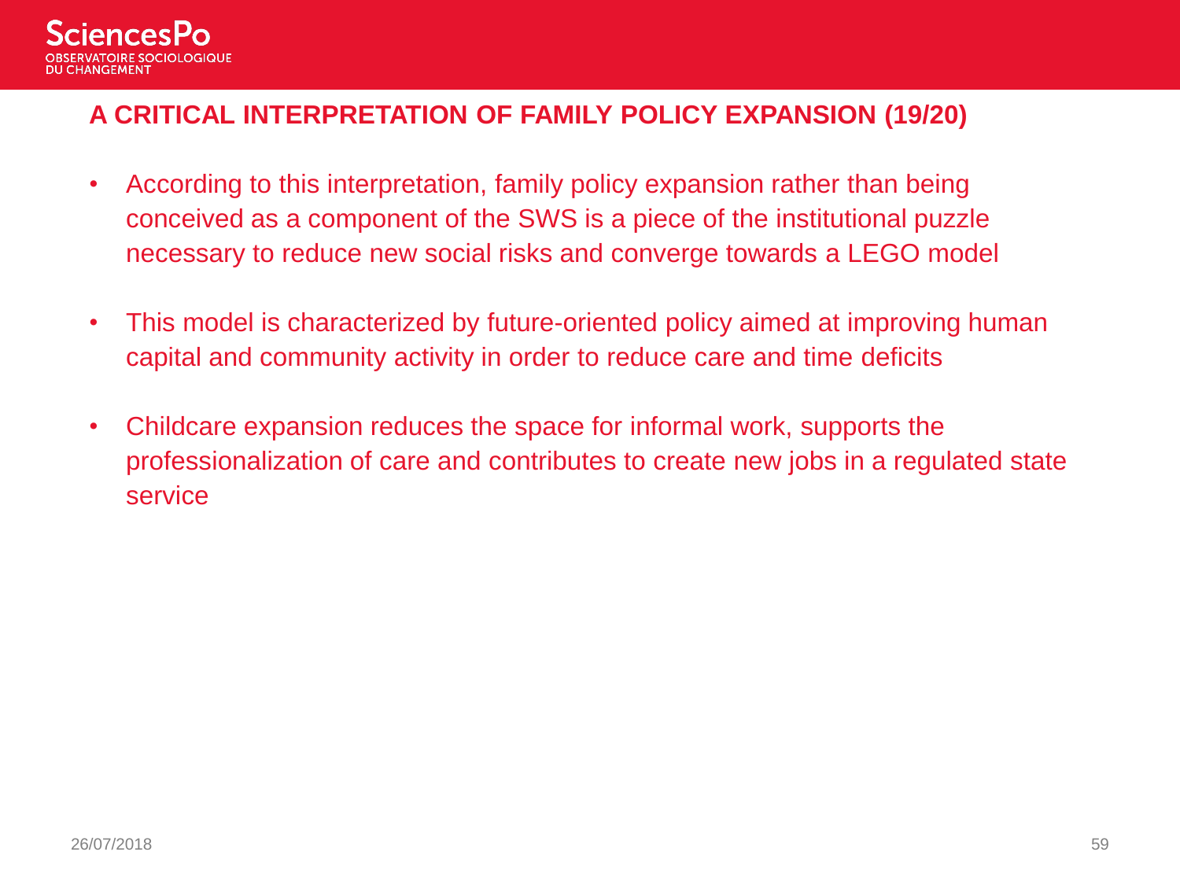## A CRITICAL INTERPRETATION OF FAMILY POLICY EXPANSION (19/20)

- According to this interpretation, family policy expansion rather than being conceived as a component of the SWS is a piece of the institutional puzzle necessary to reduce new social risks and converge towards a LEGO model
- This model is characterized by future-oriented policy aimed at improving human capital and community activity in order to reduce care and time deficits
- Childcare expansion reduces the space for informal work, supports the professionalization of care and contributes to create new jobs in a regulated state service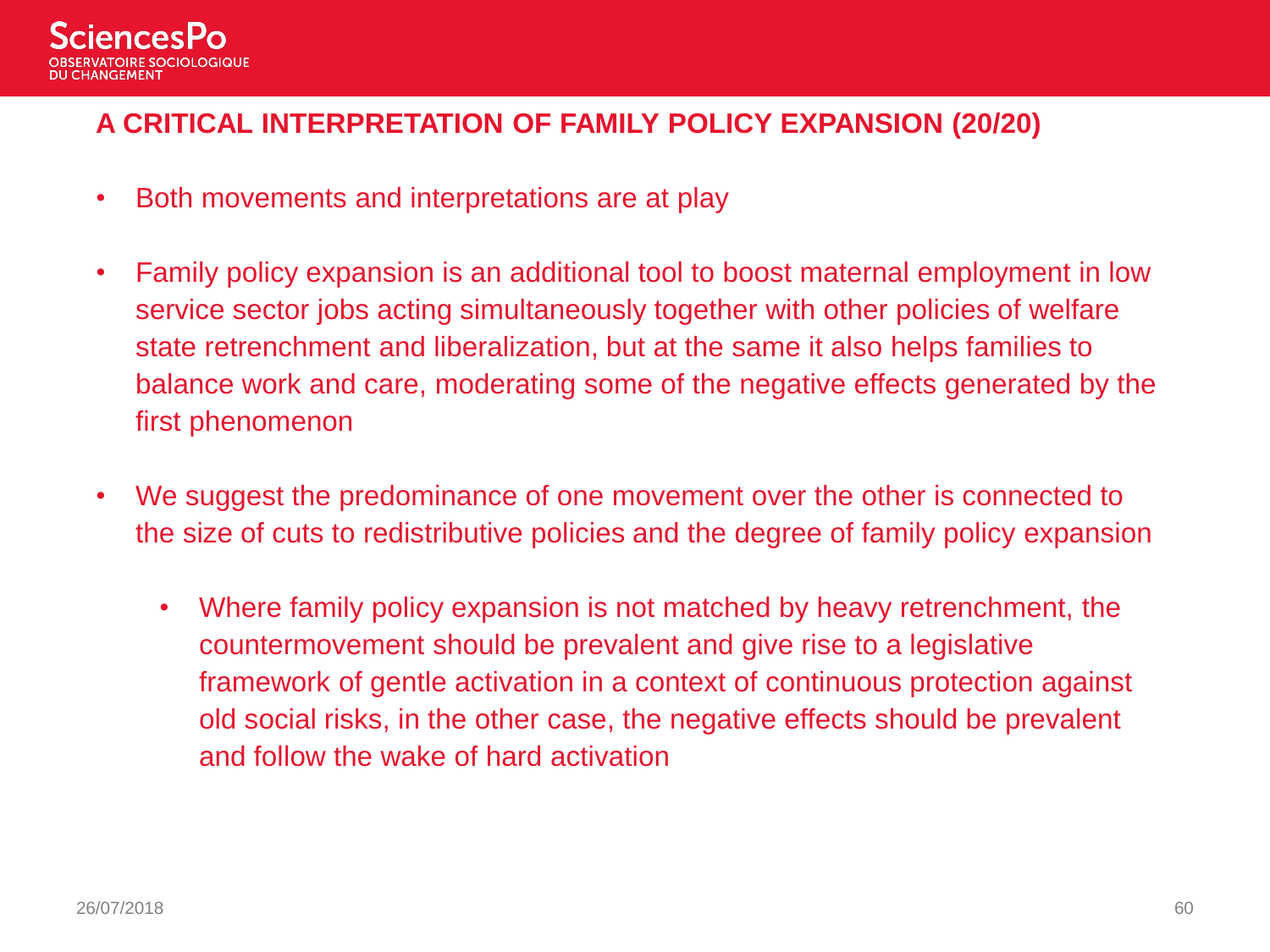## A CRITICAL INTERPRETATION OF FAMILY POLICY EXPANSION (20/20)

- Both movements and interpretations are at play
- Family policy expansion is an additional tool to boost maternal employment in low service sector jobs acting simultaneously together with other policies of welfare state retrenchment and liberalization, but at the same it also helps families to balance work and care, moderating some of the negative effects generated by the first phenomenon
- We suggest the predominance of one movement over the other is connected to the size of cuts to redistributive policies and the degree of family policy expansion
  - Where family policy expansion is not matched by heavy retrenchment, the countermovement should be prevalent and give rise to a legislative framework of gentle activation in a context of continuous protection against old social risks, in the other case, the negative effects should be prevalent and follow the wake of hard activation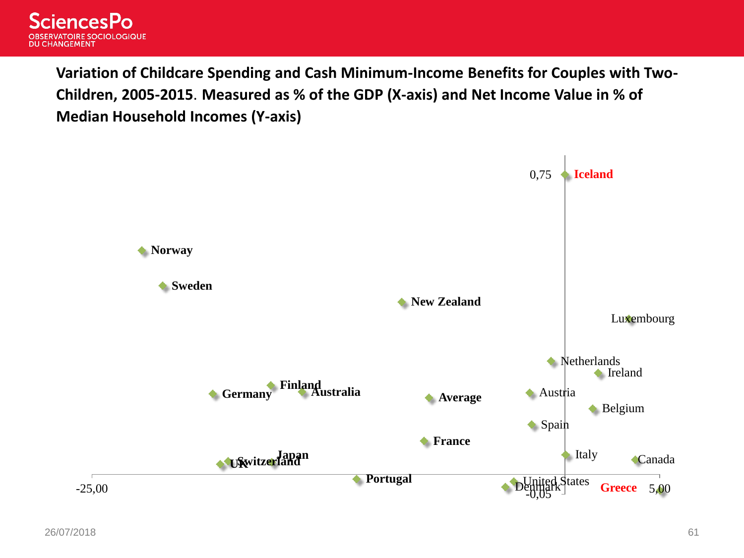**Variation of Childcare Spending and Cash Minimum-Income Benefits for Couples with Two-Children, 2005-2015. Measured as % of the GDP (X-axis) and Net Income Value in % of Median Household Incomes (Y-axis)**

0,75

-0,05

-25,00

5,00

**Iceland**

**Norway**

**Sweden**

**New Zealand**

Luxembourg

Netherlands

Ireland

**Finland**

**Australia**

**Germany**

Austria

**Average**

Belgium

Spain

**France**

Italy

**Japan**

Canada

**Switzerland**

**UK**

**Portugal**

United States

Denmark

**Greece**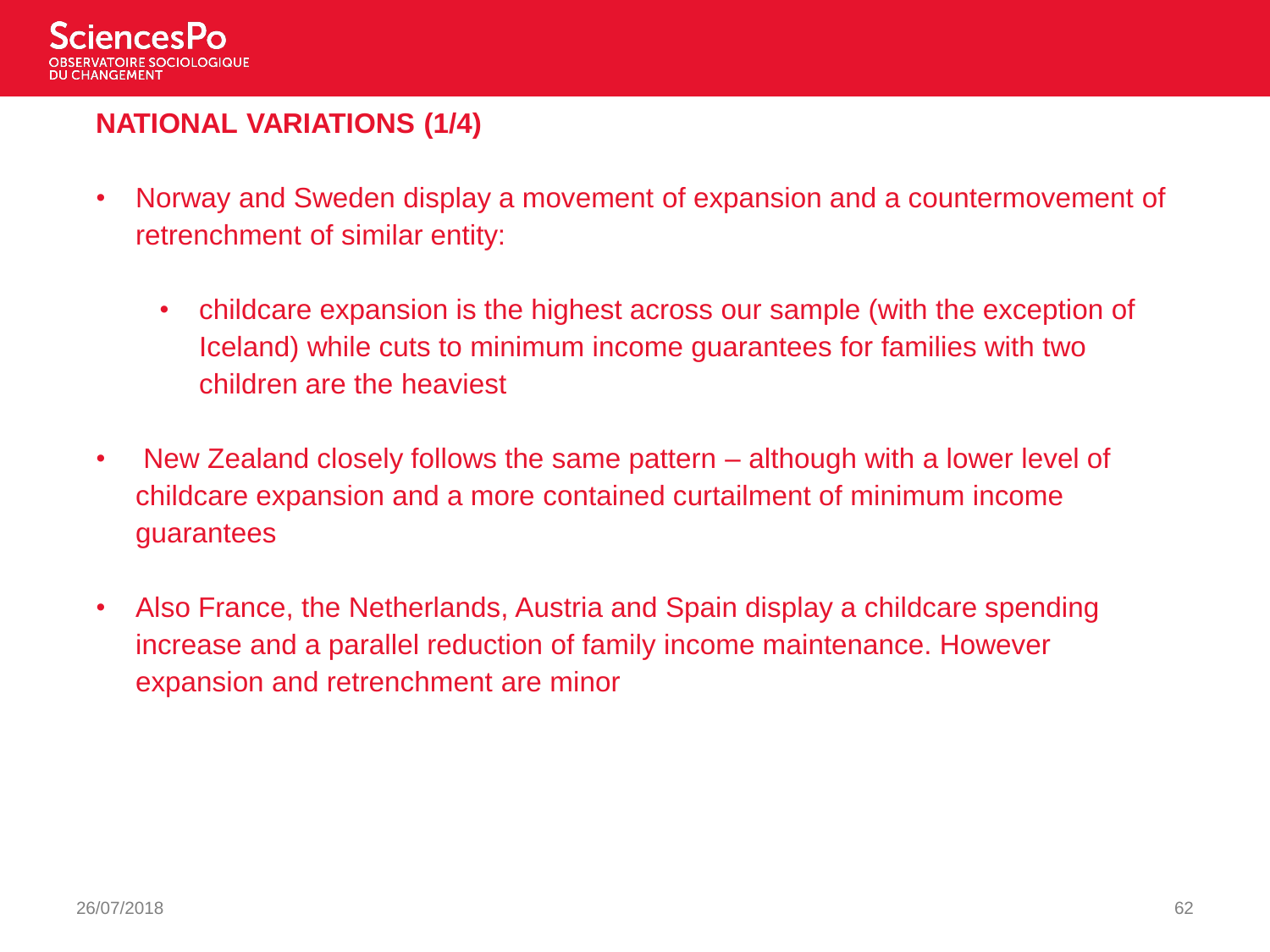## NATIONAL VARIATIONS (1/4)

- Norway and Sweden display a movement of expansion and a countermovement of retrenchment of similar entity:
  - childcare expansion is the highest across our sample (with the exception of Iceland) while cuts to minimum income guarantees for families with two children are the heaviest
- New Zealand closely follows the same pattern – although with a lower level of childcare expansion and a more contained curtailment of minimum income guarantees
- Also France, the Netherlands, Austria and Spain display a childcare spending increase and a parallel reduction of family income maintenance. However expansion and retrenchment are minor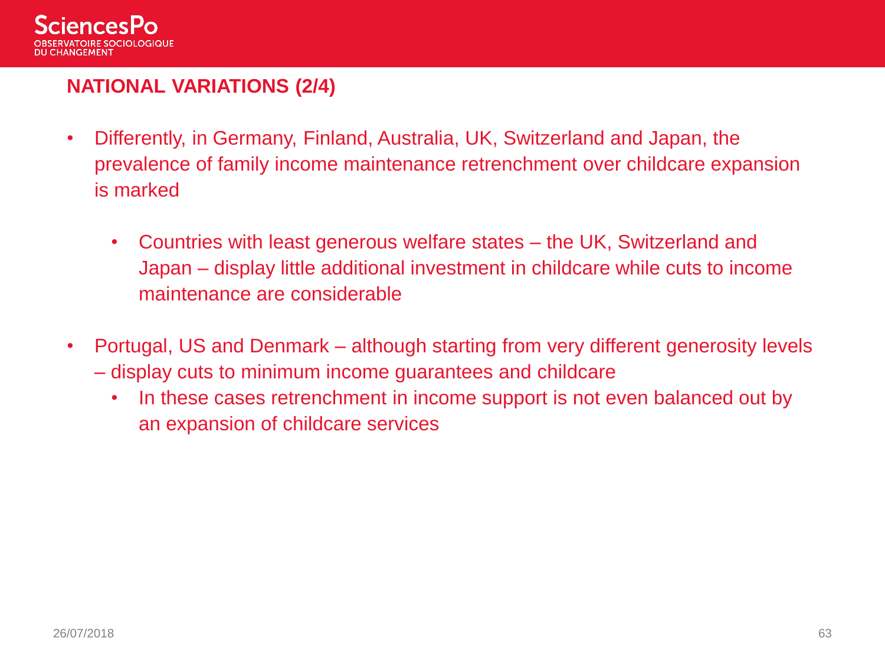## NATIONAL VARIATIONS (2/4)

- Differently, in Germany, Finland, Australia, UK, Switzerland and Japan, the prevalence of family income maintenance retrenchment over childcare expansion is marked
  - Countries with least generous welfare states – the UK, Switzerland and Japan – display little additional investment in childcare while cuts to income maintenance are considerable
- Portugal, US and Denmark – although starting from very different generosity levels – display cuts to minimum income guarantees and childcare
  - In these cases retrenchment in income support is not even balanced out by an expansion of childcare services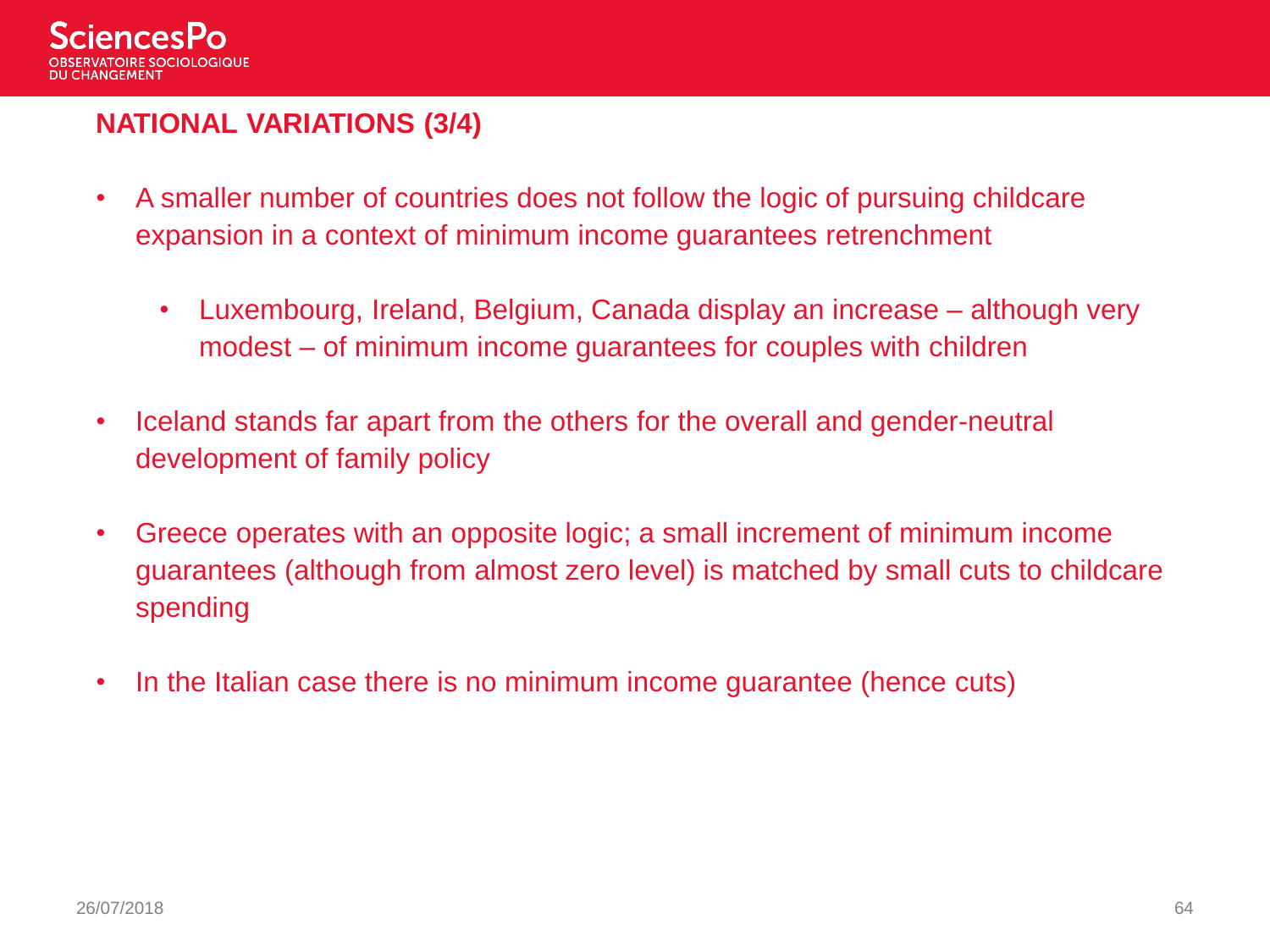## NATIONAL VARIATIONS (3/4)

- A smaller number of countries does not follow the logic of pursuing childcare expansion in a context of minimum income guarantees retrenchment
  - Luxembourg, Ireland, Belgium, Canada display an increase – although very modest – of minimum income guarantees for couples with children
- Iceland stands far apart from the others for the overall and gender-neutral development of family policy
- Greece operates with an opposite logic; a small increment of minimum income guarantees (although from almost zero level) is matched by small cuts to childcare spending
- In the Italian case there is no minimum income guarantee (hence cuts)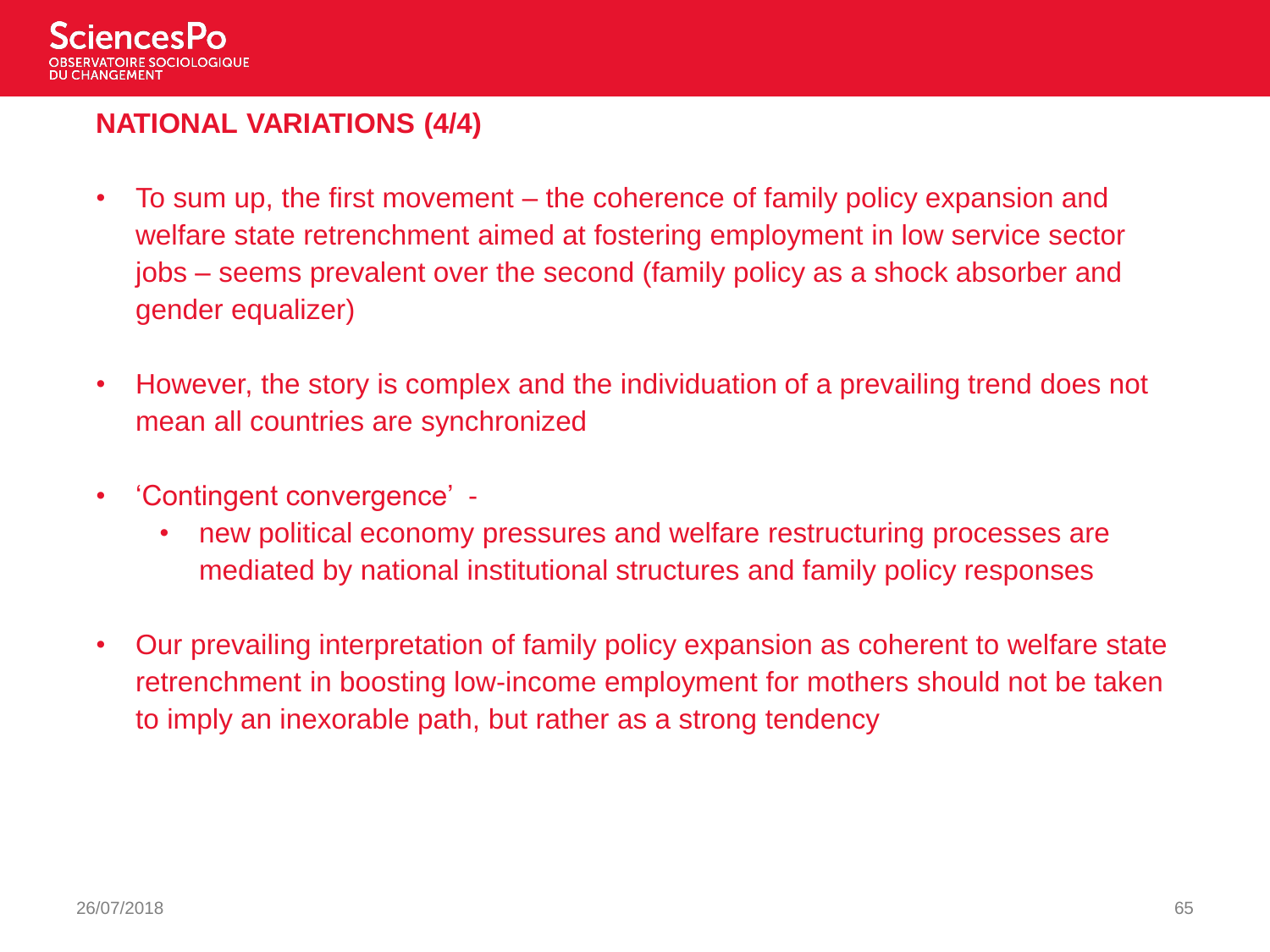## NATIONAL VARIATIONS (4/4)

- To sum up, the first movement – the coherence of family policy expansion and welfare state retrenchment aimed at fostering employment in low service sector jobs – seems prevalent over the second (family policy as a shock absorber and gender equalizer)
- However, the story is complex and the individuation of a prevailing trend does not mean all countries are synchronized
- 'Contingent convergence' -
  - new political economy pressures and welfare restructuring processes are mediated by national institutional structures and family policy responses
- Our prevailing interpretation of family policy expansion as coherent to welfare state retrenchment in boosting low-income employment for mothers should not be taken to imply an inexorable path, but rather as a strong tendency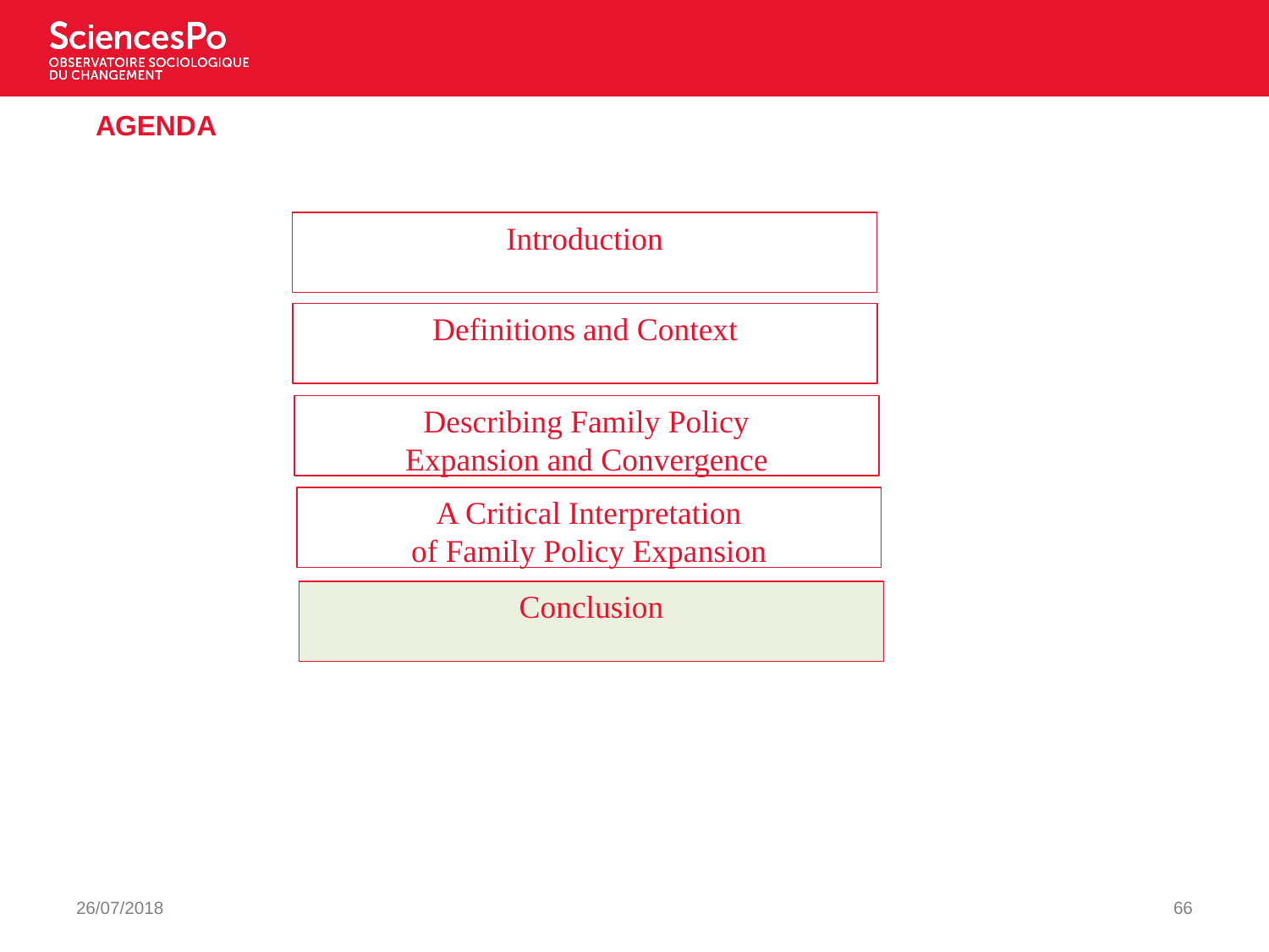## AGENDA

- Introduction
- Definitions and Context
- Describing Family Policy Expansion and Convergence
- A Critical Interpretation of Family Policy Expansion
- Conclusion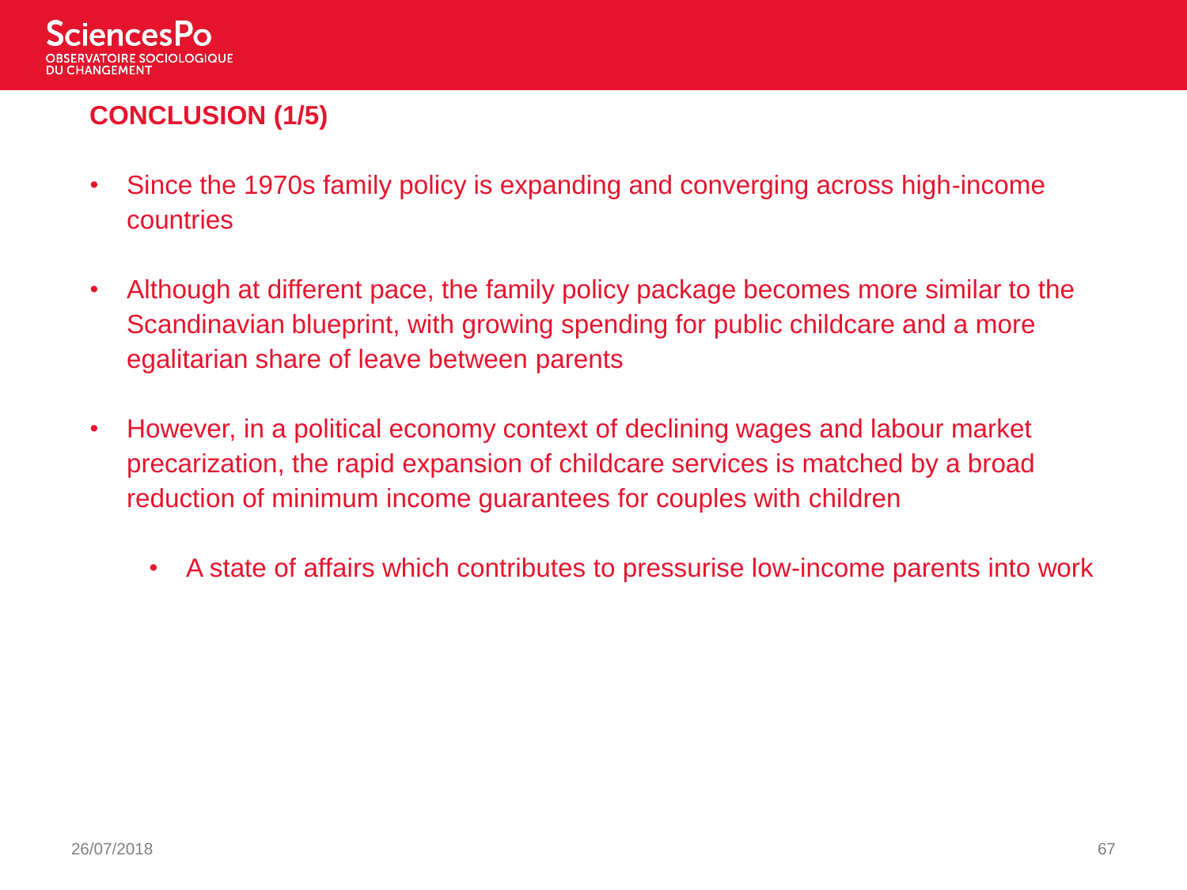## CONCLUSION (1/5)

- Since the 1970s family policy is expanding and converging across high-income countries
- Although at different pace, the family policy package becomes more similar to the Scandinavian blueprint, with growing spending for public childcare and a more egalitarian share of leave between parents
- However, in a political economy context of declining wages and labour market precarization, the rapid expansion of childcare services is matched by a broad reduction of minimum income guarantees for couples with children
  - A state of affairs which contributes to pressurise low-income parents into work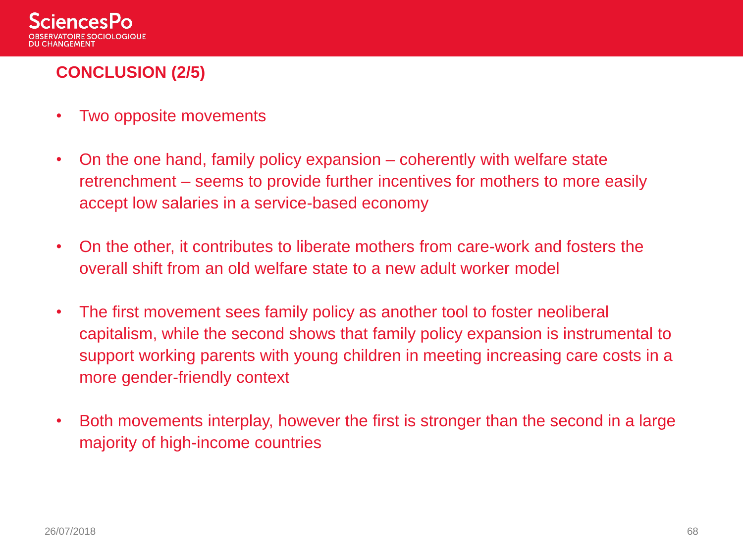## CONCLUSION (2/5)

- Two opposite movements
- On the one hand, family policy expansion – coherently with welfare state retrenchment – seems to provide further incentives for mothers to more easily accept low salaries in a service-based economy
- On the other, it contributes to liberate mothers from care-work and fosters the overall shift from an old welfare state to a new adult worker model
- The first movement sees family policy as another tool to foster neoliberal capitalism, while the second shows that family policy expansion is instrumental to support working parents with young children in meeting increasing care costs in a more gender-friendly context
- Both movements interplay, however the first is stronger than the second in a large majority of high-income countries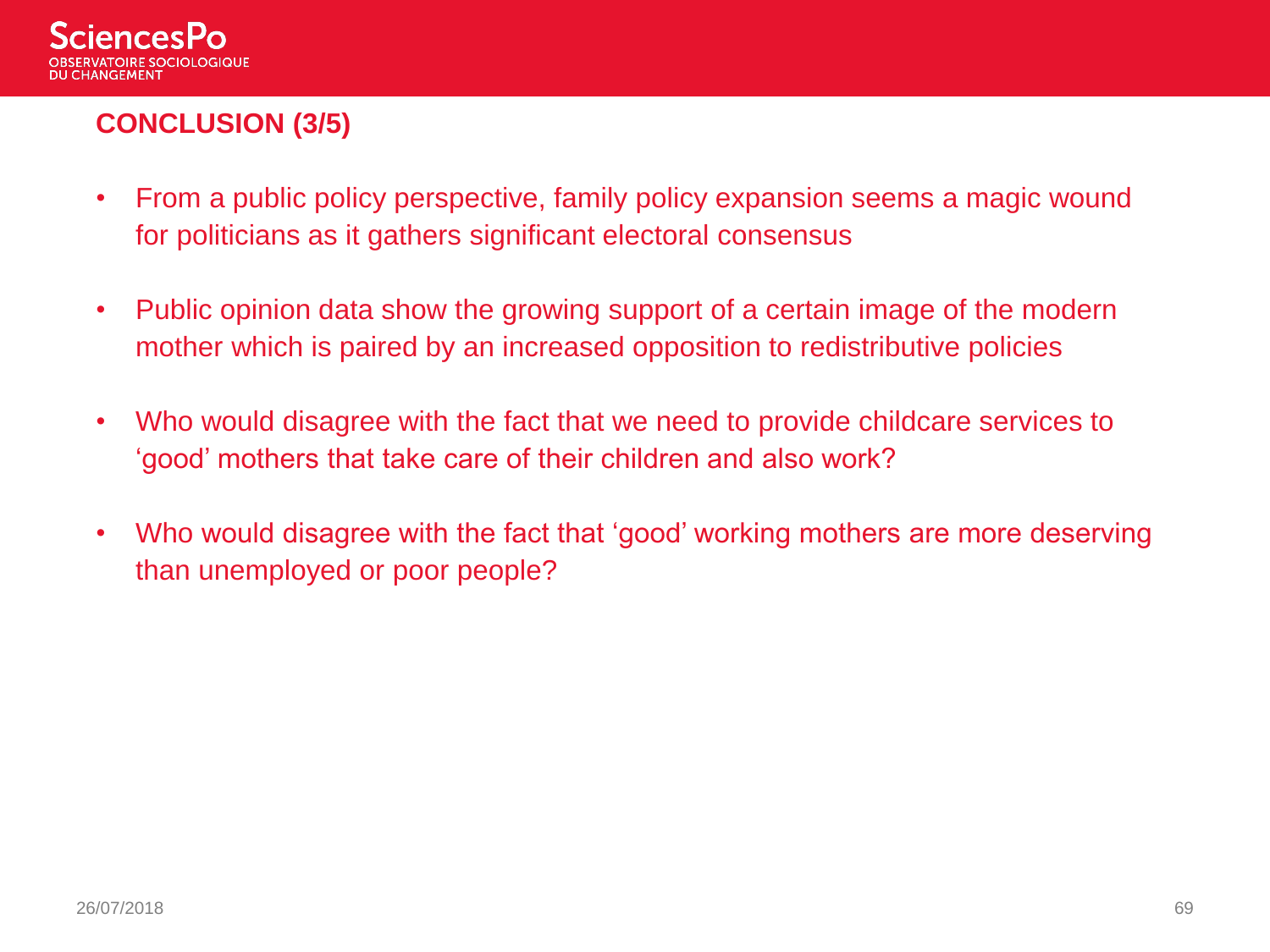## CONCLUSION (3/5)

- From a public policy perspective, family policy expansion seems a magic wound for politicians as it gathers significant electoral consensus
- Public opinion data show the growing support of a certain image of the modern mother which is paired by an increased opposition to redistributive policies
- Who would disagree with the fact that we need to provide childcare services to ‘good’ mothers that take care of their children and also work?
- Who would disagree with the fact that ‘good’ working mothers are more deserving than unemployed or poor people?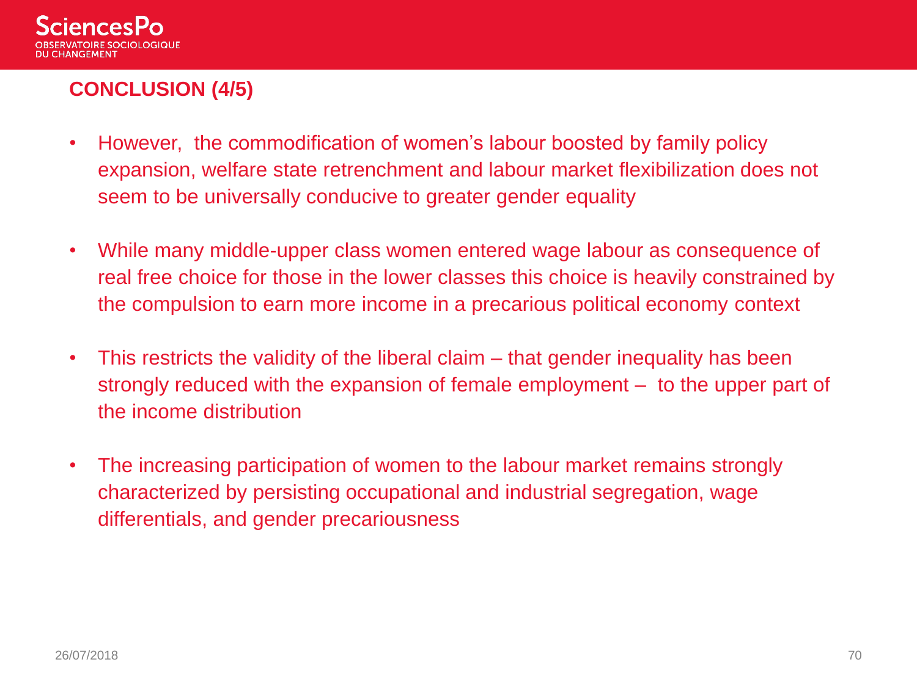## CONCLUSION (4/5)

- However,  the commodification of women's labour boosted by family policy expansion, welfare state retrenchment and labour market flexibilization does not seem to be universally conducive to greater gender equality
- While many middle-upper class women entered wage labour as consequence of real free choice for those in the lower classes this choice is heavily constrained by the compulsion to earn more income in a precarious political economy context
- This restricts the validity of the liberal claim – that gender inequality has been strongly reduced with the expansion of female employment –  to the upper part of the income distribution
- The increasing participation of women to the labour market remains strongly characterized by persisting occupational and industrial segregation, wage differentials, and gender precariousness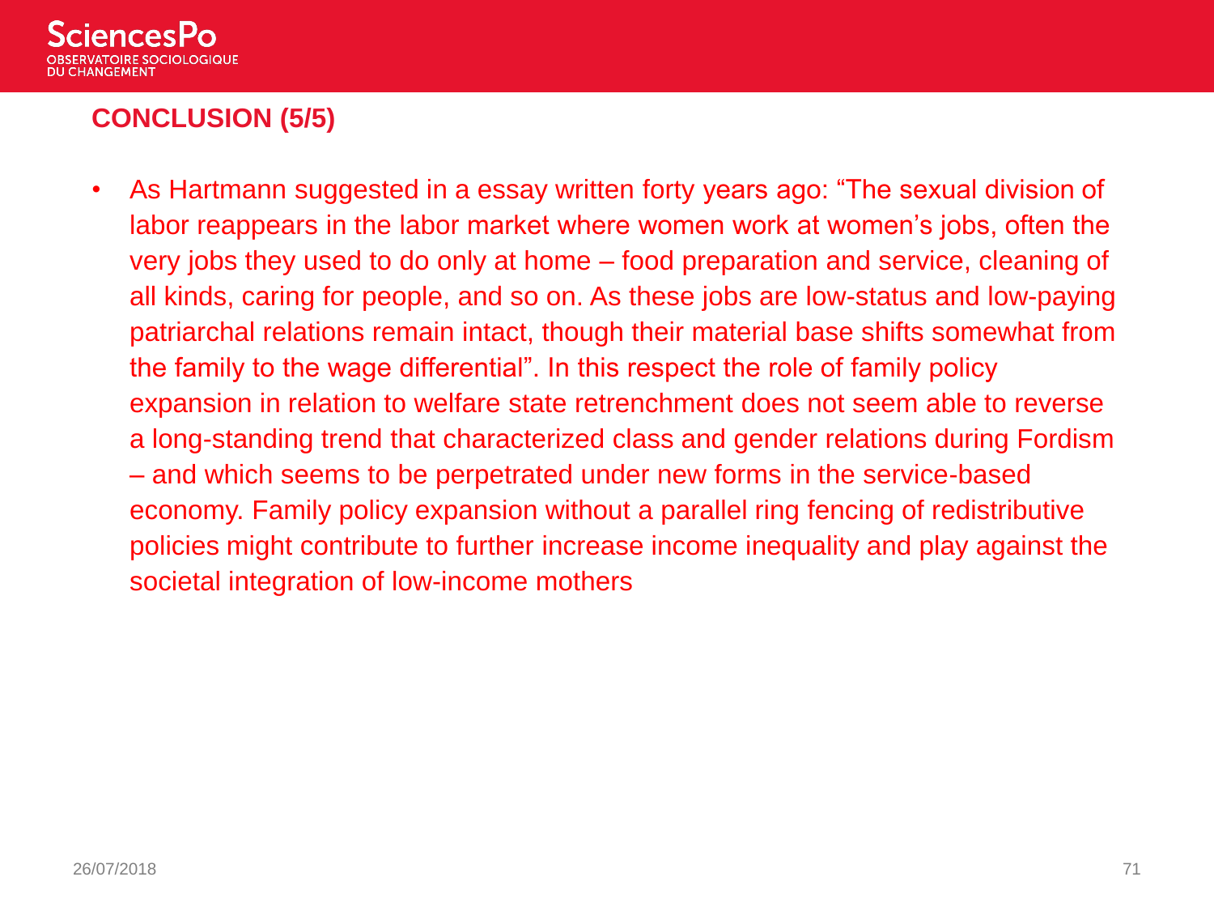## CONCLUSION (5/5)

- As Hartmann suggested in a essay written forty years ago: “The sexual division of labor reappears in the labor market where women work at women’s jobs, often the very jobs they used to do only at home – food preparation and service, cleaning of all kinds, caring for people, and so on. As these jobs are low-status and low-paying patriarchal relations remain intact, though their material base shifts somewhat from the family to the wage differential”. In this respect the role of family policy expansion in relation to welfare state retrenchment does not seem able to reverse a long-standing trend that characterized class and gender relations during Fordism – and which seems to be perpetrated under new forms in the service-based economy. Family policy expansion without a parallel ring fencing of redistributive policies might contribute to further increase income inequality and play against the societal integration of low-income mothers